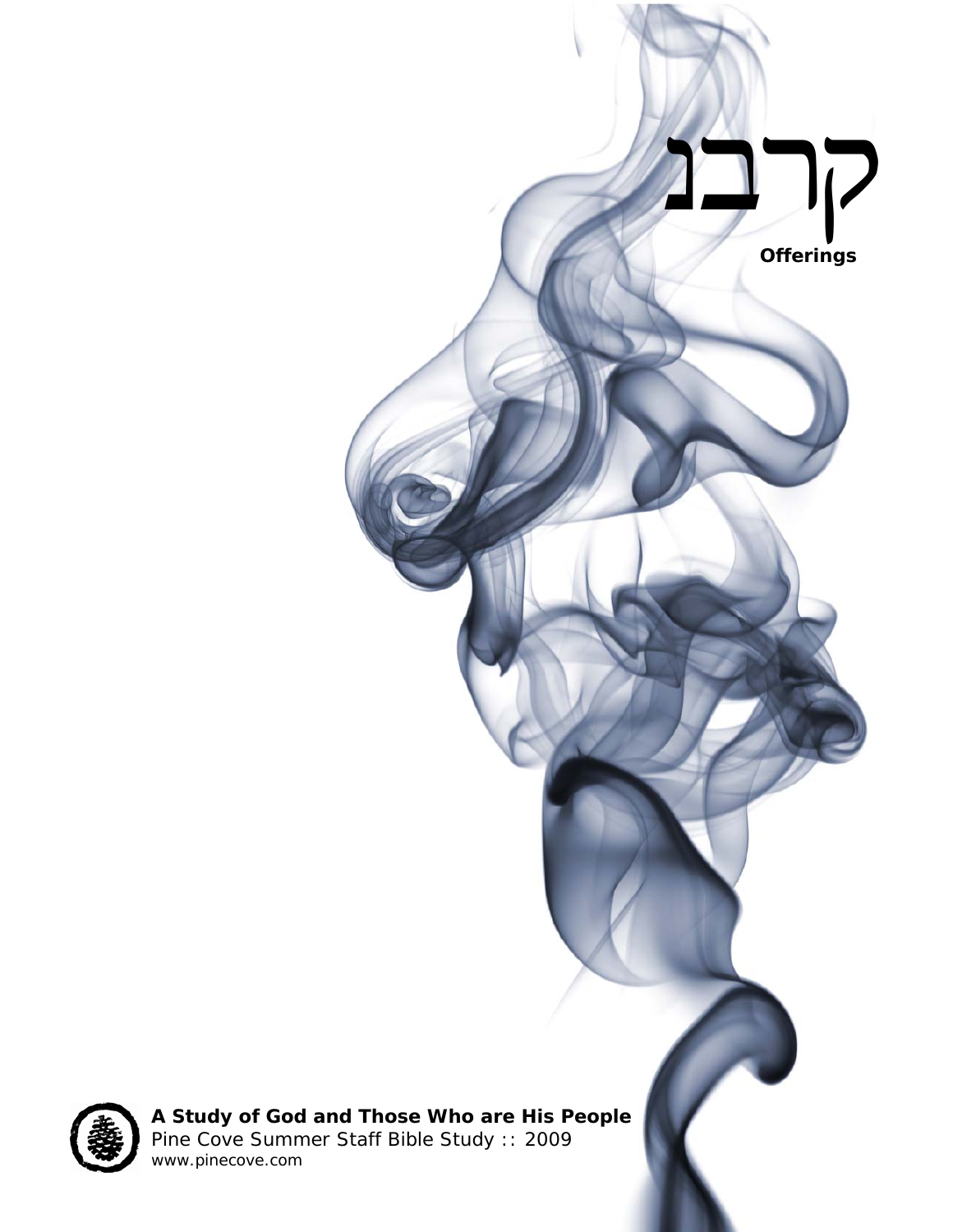# קרבנ

**Offerings**

**A Study of God and Those Who are His People**

Pine Cove Summer Staff Bible Study :: 2009

www.pinecove.com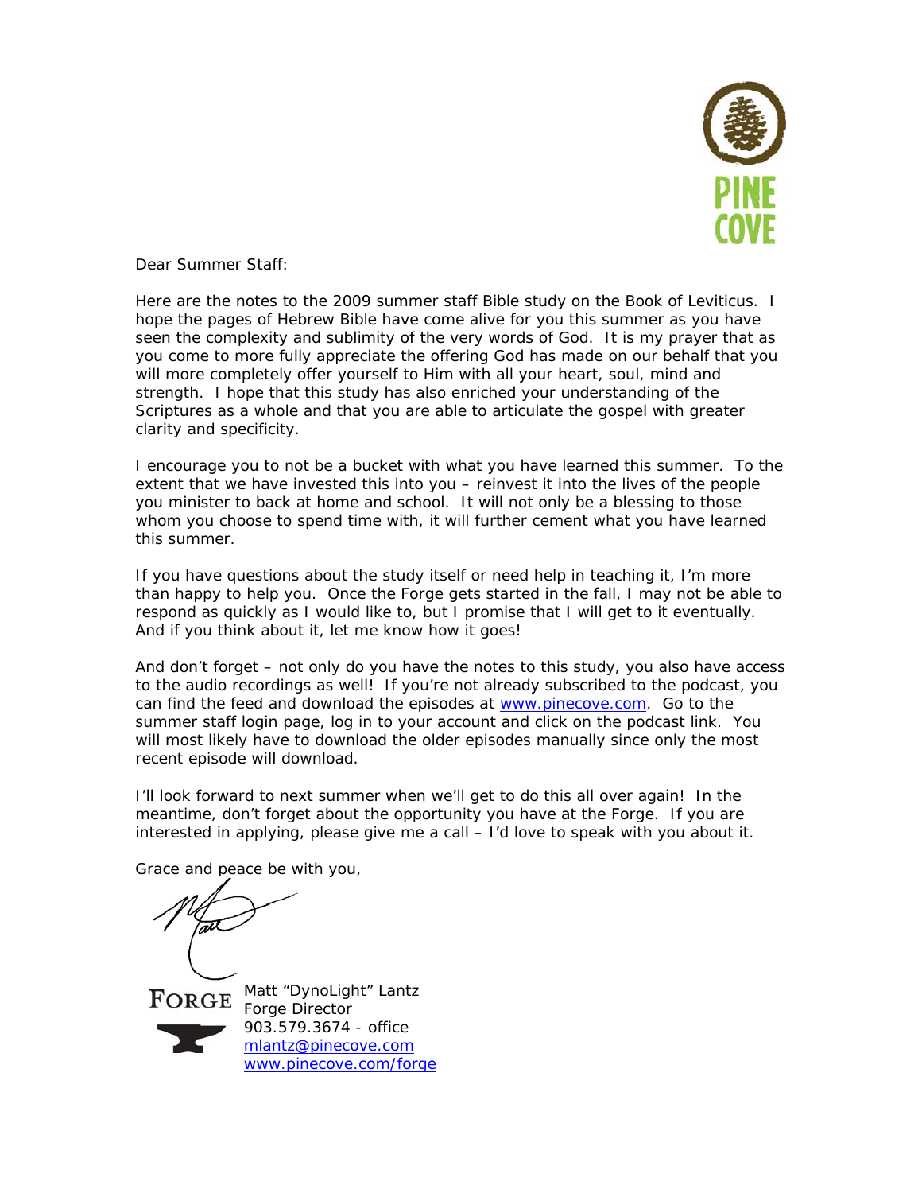PINE COVE

Dear Summer Staff:

Here are the notes to the 2009 summer staff Bible study on the Book of Leviticus. I hope the pages of Hebrew Bible have come alive for you this summer as you have seen the complexity and sublimity of the very words of God. It is my prayer that as you come to more fully appreciate the offering God has made on our behalf that you will more completely offer yourself to Him with all your heart, soul, mind and strength. I hope that this study has also enriched your understanding of the Scriptures as a whole and that you are able to articulate the gospel with greater clarity and specificity.

I encourage you to not be a bucket with what you have learned this summer. To the extent that we have invested this into you – reinvest it into the lives of the people you minister to back at home and school. It will not only be a blessing to those whom you choose to spend time with, it will further cement what you have learned this summer.

If you have questions about the study itself or need help in teaching it, I'm more than happy to help you. Once the Forge gets started in the fall, I may not be able to respond as quickly as I would like to, but I promise that I will get to it eventually. And if you think about it, let me know how it goes!

And don't forget – not only do you have the notes to this study, you also have access to the audio recordings as well! If you're not already subscribed to the podcast, you can find the feed and download the episodes at www.pinecove.com. Go to the summer staff login page, log in to your account and click on the podcast link. You will most likely have to download the older episodes manually since only the most recent episode will download.

I'll look forward to next summer when we'll get to do this all over again! In the meantime, don't forget about the opportunity you have at the Forge. If you are interested in applying, please give me a call – I'd love to speak with you about it.

Grace and peace be with you,

FORGE

Matt "DynoLight" Lantz
Forge Director
903.579.3674 - office
mlantz@pinecove.com
www.pinecove.com/forge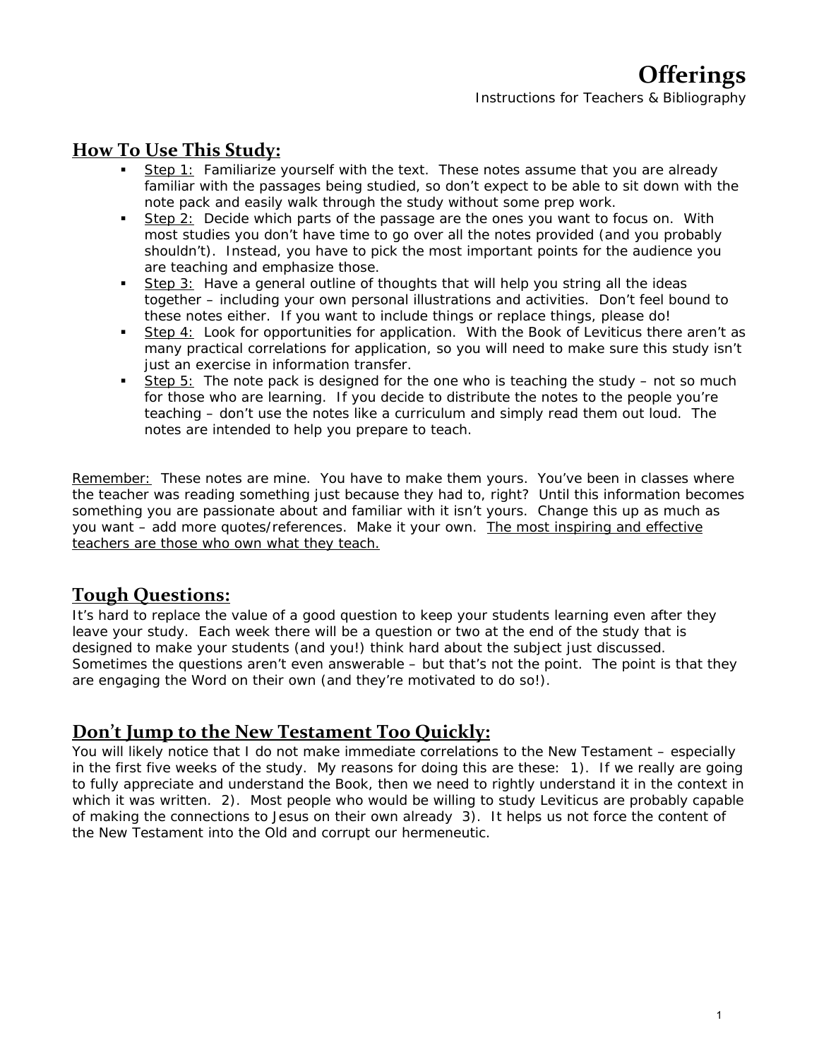# Offerings

Instructions for Teachers & Bibliography

## How To Use This Study:

- Step 1: Familiarize yourself with the text. These notes assume that you are already familiar with the passages being studied, so don't expect to be able to sit down with the note pack and easily walk through the study without some prep work.
- Step 2: Decide which parts of the passage are the ones you want to focus on. With most studies you don't have time to go over all the notes provided (and you probably shouldn't). Instead, you have to pick the most important points for the audience you are teaching and emphasize those.
- Step 3: Have a general outline of thoughts that will help you string all the ideas together – including your own personal illustrations and activities. Don't feel bound to these notes either. If you want to include things or replace things, please do!
- Step 4: Look for opportunities for application. With the Book of Leviticus there aren't as many practical correlations for application, so you will need to make sure this study isn't just an exercise in information transfer.
- Step 5: The note pack is designed for the one who is teaching the study – not so much for those who are learning. If you decide to distribute the notes to the people you're teaching – don't use the notes like a curriculum and simply read them out loud. The notes are intended to help you prepare to teach.

Remember: These notes are mine. You have to make them yours. You've been in classes where the teacher was reading something just because they had to, right? Until this information becomes something you are passionate about and familiar with it isn't yours. Change this up as much as you want – add more quotes/references. Make it your own. The most inspiring and effective teachers are those who own what they teach.

## Tough Questions:

It's hard to replace the value of a good question to keep your students learning even after they leave your study. Each week there will be a question or two at the end of the study that is designed to make your students (and you!) think hard about the subject just discussed. Sometimes the questions aren't even answerable – but that's not the point. The point is that they are engaging the Word on their own (and they're motivated to do so!).

## Don't Jump to the New Testament Too Quickly:

You will likely notice that I do not make immediate correlations to the New Testament – especially in the first five weeks of the study. My reasons for doing this are these: 1). If we really are going to fully appreciate and understand the Book, then we need to rightly understand it in the context in which it was written. 2). Most people who would be willing to study Leviticus are probably capable of making the connections to Jesus on their own already 3). It helps us not force the content of the New Testament into the Old and corrupt our hermeneutic.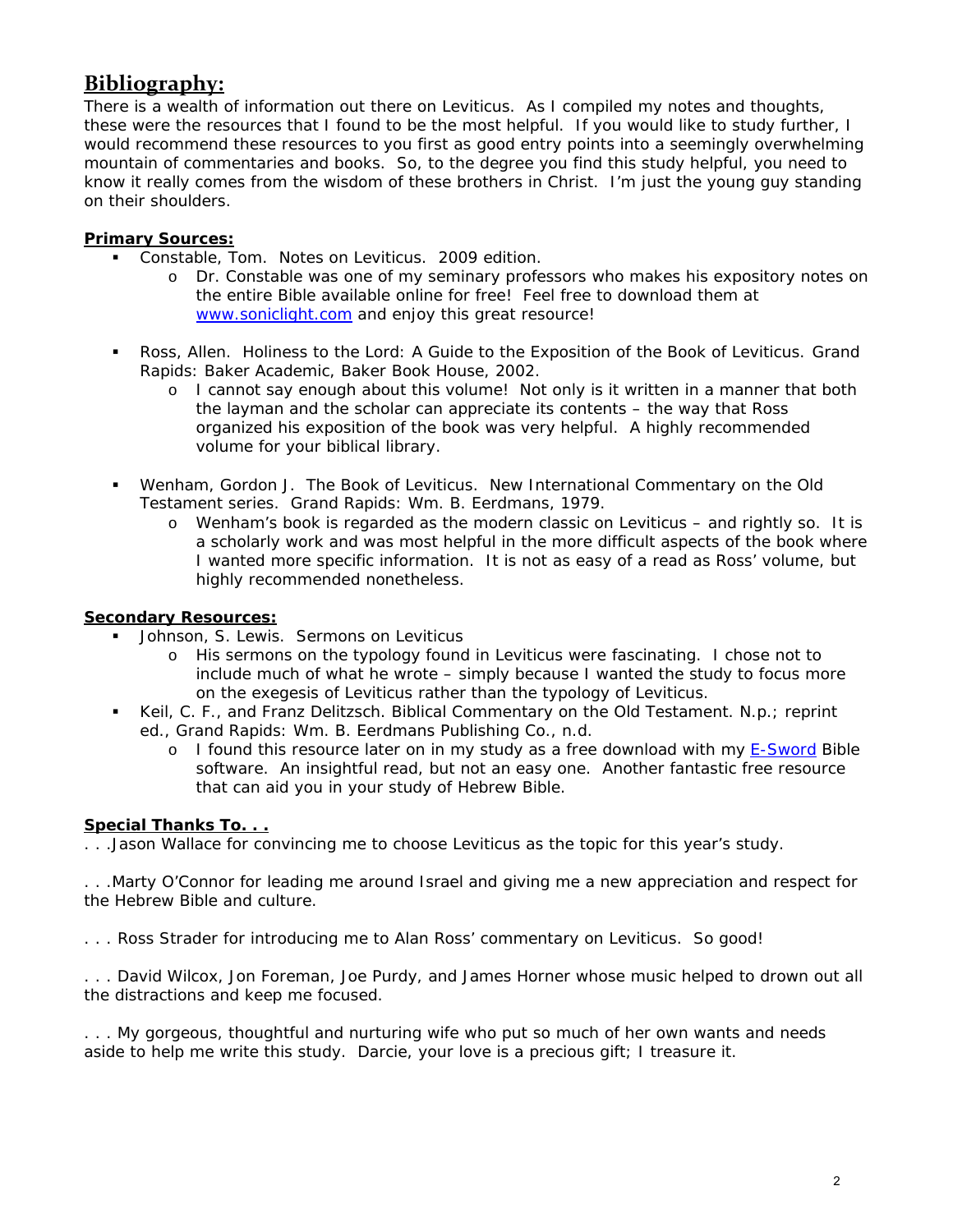## Bibliography:

There is a wealth of information out there on Leviticus. As I compiled my notes and thoughts, these were the resources that I found to be the most helpful. If you would like to study further, I would recommend these resources to you first as good entry points into a seemingly overwhelming mountain of commentaries and books. So, to the degree you find this study helpful, you need to know it really comes from the wisdom of these brothers in Christ. I'm just the young guy standing on their shoulders.

**Primary Sources:**

- Constable, Tom. Notes on Leviticus. 2009 edition.
  - Dr. Constable was one of my seminary professors who makes his expository notes on the entire Bible available online for free! Feel free to download them at [www.soniclight.com](http://www.soniclight.com) and enjoy this great resource!

- Ross, Allen. Holiness to the Lord: A Guide to the Exposition of the Book of Leviticus. Grand Rapids: Baker Academic, Baker Book House, 2002.
  - I cannot say enough about this volume! Not only is it written in a manner that both the layman and the scholar can appreciate its contents – the way that Ross organized his exposition of the book was very helpful. A highly recommended volume for your biblical library.

- Wenham, Gordon J. The Book of Leviticus. New International Commentary on the Old Testament series. Grand Rapids: Wm. B. Eerdmans, 1979.
  - Wenham's book is regarded as the modern classic on Leviticus – and rightly so. It is a scholarly work and was most helpful in the more difficult aspects of the book where I wanted more specific information. It is not as easy of a read as Ross' volume, but highly recommended nonetheless.

**Secondary Resources:**

- Johnson, S. Lewis. Sermons on Leviticus
  - His sermons on the typology found in Leviticus were fascinating. I chose not to include much of what he wrote – simply because I wanted the study to focus more on the exegesis of Leviticus rather than the typology of Leviticus.
- Keil, C. F., and Franz Delitzsch. Biblical Commentary on the Old Testament. N.p.; reprint ed., Grand Rapids: Wm. B. Eerdmans Publishing Co., n.d.
  - I found this resource later on in my study as a free download with my E-Sword Bible software. An insightful read, but not an easy one. Another fantastic free resource that can aid you in your study of Hebrew Bible.

**Special Thanks To. . .**

. . .Jason Wallace for convincing me to choose Leviticus as the topic for this year's study.

. . .Marty O'Connor for leading me around Israel and giving me a new appreciation and respect for the Hebrew Bible and culture.

. . . Ross Strader for introducing me to Alan Ross' commentary on Leviticus. So good!

. . . David Wilcox, Jon Foreman, Joe Purdy, and James Horner whose music helped to drown out all the distractions and keep me focused.

. . . My gorgeous, thoughtful and nurturing wife who put so much of her own wants and needs aside to help me write this study. Darcie, your love is a precious gift; I treasure it.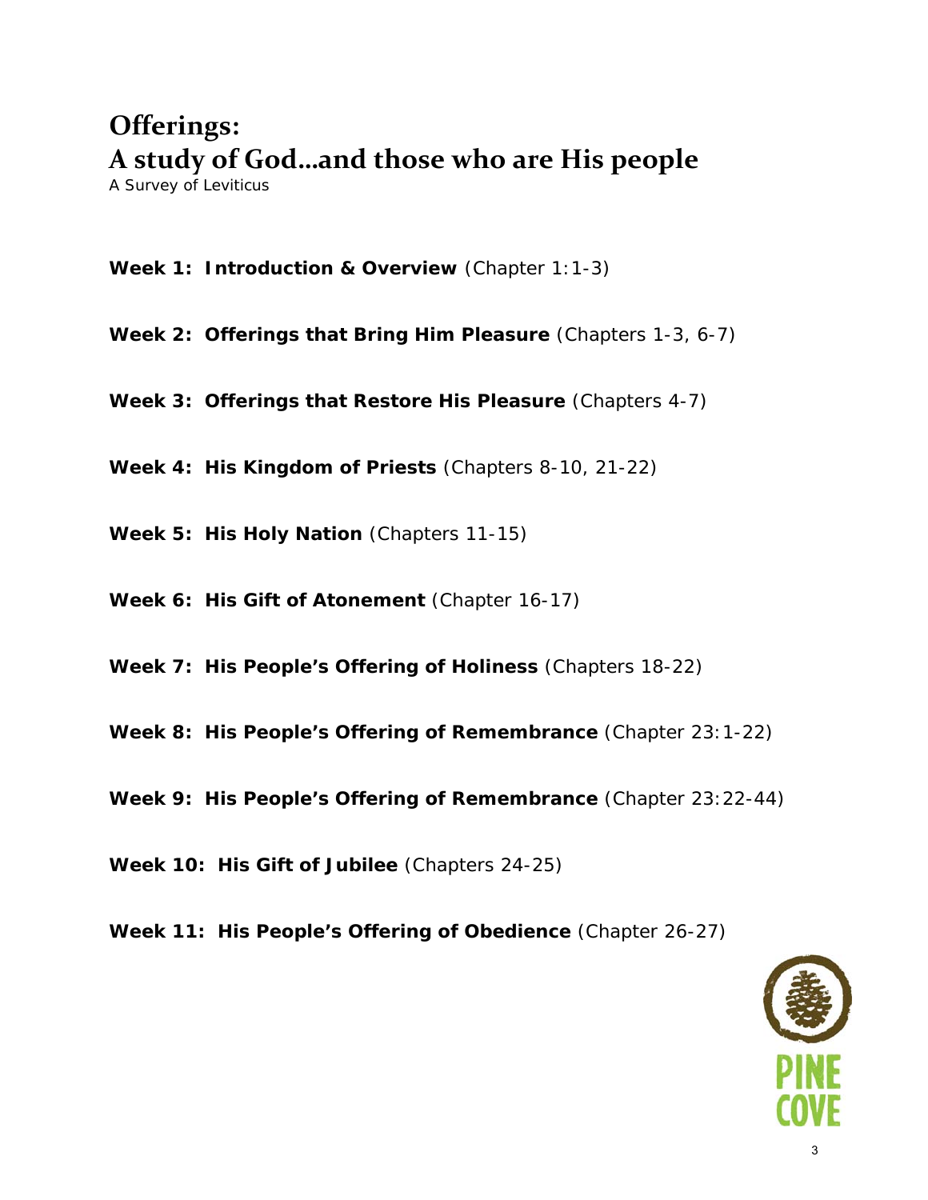# Offerings:
# A study of God…and those who are His people

*A Survey of Leviticus*

**Week 1: Introduction & Overview** (Chapter 1:1-3)

**Week 2: Offerings that Bring Him Pleasure** (Chapters 1-3, 6-7)

**Week 3: Offerings that Restore His Pleasure** (Chapters 4-7)

**Week 4: His Kingdom of Priests** (Chapters 8-10, 21-22)

**Week 5: His Holy Nation** (Chapters 11-15)

**Week 6: His Gift of Atonement** (Chapter 16-17)

**Week 7: His People's Offering of Holiness** (Chapters 18-22)

**Week 8: His People's Offering of Remembrance** (Chapter 23:1-22)

**Week 9: His People's Offering of Remembrance** (Chapter 23:22-44)

**Week 10: His Gift of Jubilee** (Chapters 24-25)

**Week 11: His People's Offering of Obedience** (Chapter 26-27)

PINE COVE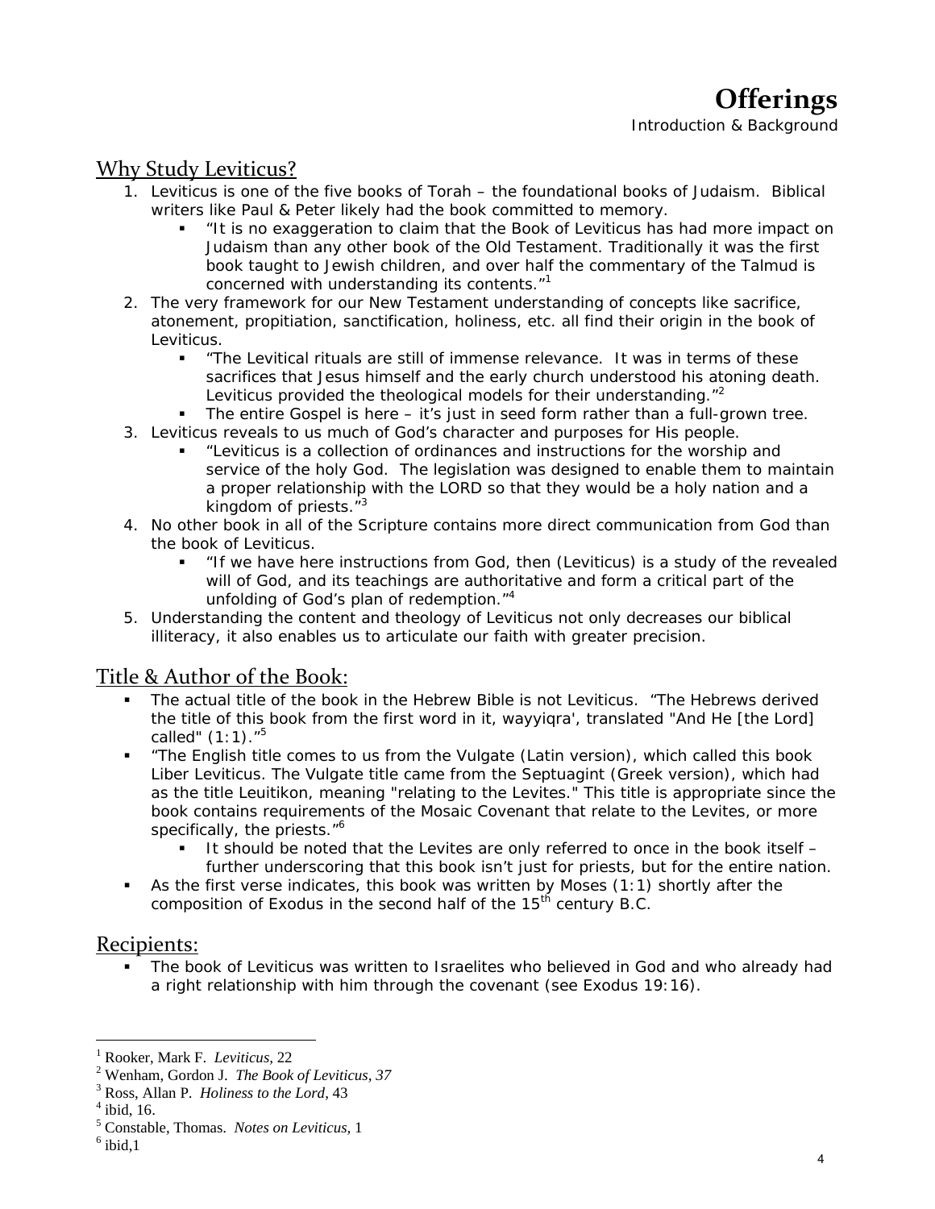# Offerings

Introduction & Background

## Why Study Leviticus?

1. Leviticus is one of the five books of Torah – the foundational books of Judaism. Biblical writers like Paul & Peter likely had the book committed to memory.
   - "It is no exaggeration to claim that the Book of Leviticus has had more impact on Judaism than any other book of the Old Testament. Traditionally it was the first book taught to Jewish children, and over half the commentary of the Talmud is concerned with understanding its contents."[1]
2. The very framework for our New Testament understanding of concepts like sacrifice, atonement, propitiation, sanctification, holiness, etc. all find their origin in the book of Leviticus.
   - "The Levitical rituals are still of immense relevance. It was in terms of these sacrifices that Jesus himself and the early church understood his atoning death. Leviticus provided the theological models for their understanding."[2]
   - The entire Gospel is here – it's just in seed form rather than a full-grown tree.
3. Leviticus reveals to us much of God's character and purposes for His people.
   - "Leviticus is a collection of ordinances and instructions for the worship and service of the holy God. The legislation was designed to enable them to maintain a proper relationship with the LORD so that they would be a holy nation and a kingdom of priests."[3]
4. No other book in all of the Scripture contains more direct communication from God than the book of Leviticus.
   - "If we have here instructions from God, then (Leviticus) is a study of the revealed will of God, and its teachings are authoritative and form a critical part of the unfolding of God's plan of redemption."[4]
5. Understanding the content and theology of Leviticus not only decreases our biblical illiteracy, it also enables us to articulate our faith with greater precision.

## Title & Author of the Book:

- The actual title of the book in the Hebrew Bible is not Leviticus. "The Hebrews derived the title of this book from the first word in it, wayyiqra', translated "And He [the Lord] called" (1:1)."[5]
- "The English title comes to us from the Vulgate (Latin version), which called this book Liber Leviticus. The Vulgate title came from the Septuagint (Greek version), which had as the title Leuitikon, meaning "relating to the Levites." This title is appropriate since the book contains requirements of the Mosaic Covenant that relate to the Levites, or more specifically, the priests."[6]
  - It should be noted that the Levites are only referred to once in the book itself – further underscoring that this book isn't just for priests, but for the entire nation.
- As the first verse indicates, this book was written by Moses (1:1) shortly after the composition of Exodus in the second half of the 15th century B.C.

## Recipients:

- The book of Leviticus was written to Israelites who believed in God and who already had a right relationship with him through the covenant (see Exodus 19:16).

---

[1] Rooker, Mark F. *Leviticus*, 22
[2] Wenham, Gordon J. *The Book of Leviticus, 37*
[3] Ross, Allan P. *Holiness to the Lord*, 43
[4] ibid, 16.
[5] Constable, Thomas. *Notes on Leviticus*, 1
[6] ibid,1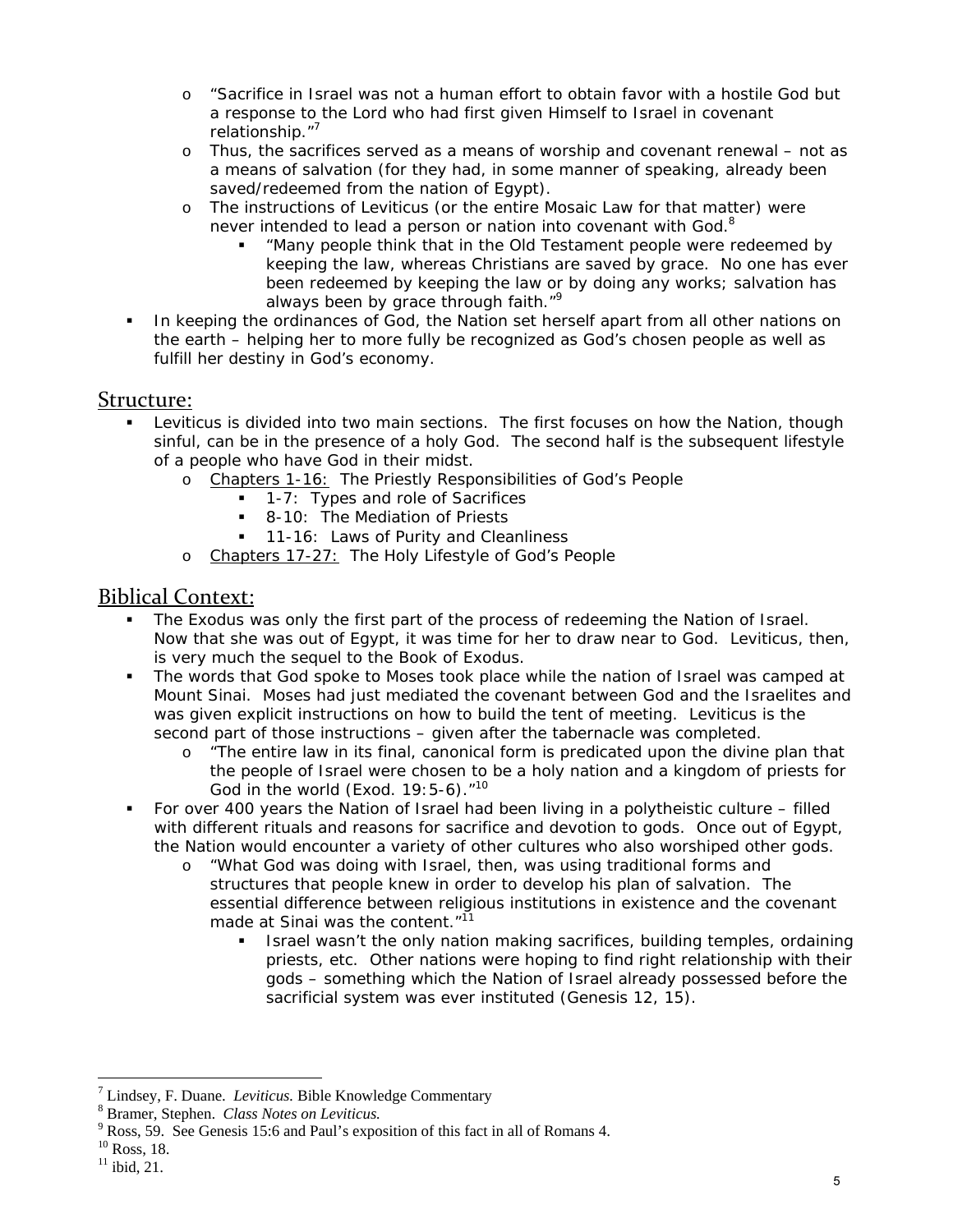- "Sacrifice in Israel was not a human effort to obtain favor with a hostile God but a response to the Lord who had first given Himself to Israel in covenant relationship."[7]
  - Thus, the sacrifices served as a means of worship and covenant renewal – not as a means of salvation (for they had, in some manner of speaking, already been saved/redeemed from the nation of Egypt).
  - The instructions of Leviticus (or the entire Mosaic Law for that matter) were never intended to lead a person or nation into covenant with God.[8]
    - "Many people think that in the Old Testament people were redeemed by keeping the law, whereas Christians are saved by grace. No one has ever been redeemed by keeping the law or by doing any works; salvation has always been by grace through faith."[9]
- In keeping the ordinances of God, the Nation set herself apart from all other nations on the earth – helping her to more fully be recognized as God's chosen people as well as fulfill her destiny in God's economy.

## Structure:

- Leviticus is divided into two main sections. The first focuses on how the Nation, though sinful, can be in the presence of a holy God. The second half is the subsequent lifestyle of a people who have God in their midst.
  - Chapters 1-16: The Priestly Responsibilities of God's People
    - 1-7: Types and role of Sacrifices
    - 8-10: The Mediation of Priests
    - 11-16: Laws of Purity and Cleanliness
  - Chapters 17-27: The Holy Lifestyle of God's People

## Biblical Context:

- The Exodus was only the first part of the process of redeeming the Nation of Israel. Now that she was out of Egypt, it was time for her to draw near to God. Leviticus, then, is very much the sequel to the Book of Exodus.
- The words that God spoke to Moses took place while the nation of Israel was camped at Mount Sinai. Moses had just mediated the covenant between God and the Israelites and was given explicit instructions on how to build the tent of meeting. Leviticus is the second part of those instructions – given after the tabernacle was completed.
  - "The entire law in its final, canonical form is predicated upon the divine plan that the people of Israel were chosen to be a holy nation and a kingdom of priests for God in the world (Exod. 19:5-6)."[10]
- For over 400 years the Nation of Israel had been living in a polytheistic culture – filled with different rituals and reasons for sacrifice and devotion to gods. Once out of Egypt, the Nation would encounter a variety of other cultures who also worshiped other gods.
  - "What God was doing with Israel, then, was using traditional forms and structures that people knew in order to develop his plan of salvation. The essential difference between religious institutions in existence and the covenant made at Sinai was the content."[11]
    - Israel wasn't the only nation making sacrifices, building temples, ordaining priests, etc. Other nations were hoping to find right relationship with their gods – something which the Nation of Israel already possessed before the sacrificial system was ever instituted (Genesis 12, 15).

---

[7] Lindsey, F. Duane. *Leviticus.* Bible Knowledge Commentary

[8] Bramer, Stephen. *Class Notes on Leviticus.*

[9] Ross, 59. See Genesis 15:6 and Paul's exposition of this fact in all of Romans 4.

[10] Ross, 18.

[11] ibid, 21.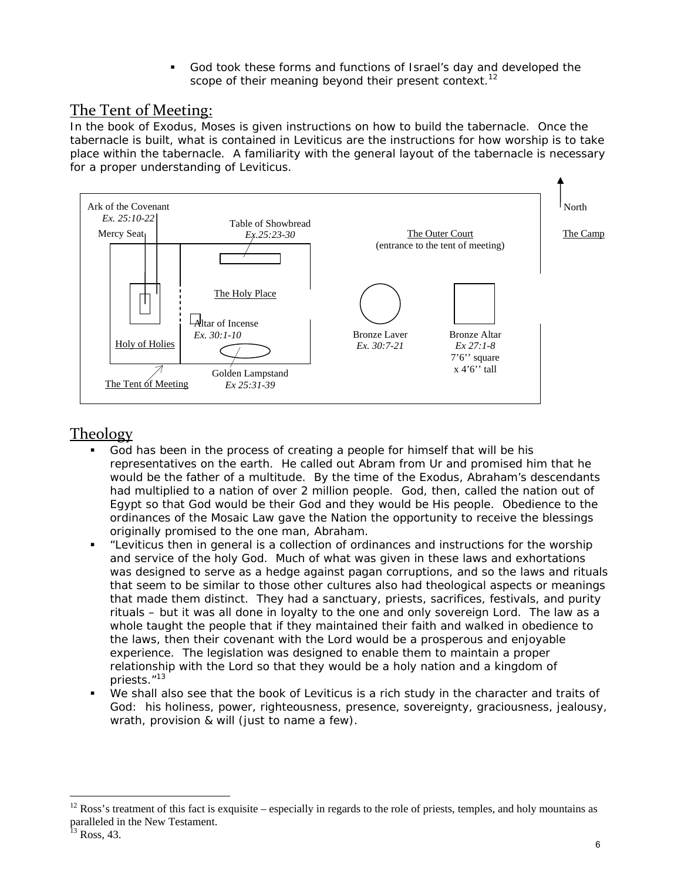- God took these forms and functions of Israel's day and developed the scope of their meaning beyond their present context.[12]

## The Tent of Meeting:

In the book of Exodus, Moses is given instructions on how to build the tabernacle. Once the tabernacle is built, what is contained in Leviticus are the instructions for how worship is to take place within the tabernacle. A familiarity with the general layout of the tabernacle is necessary for a proper understanding of Leviticus.

Ark of the Covenant
*Ex. 25:10-22*
Mercy Seat

Table of Showbread
*Ex.25:23-30*

The Outer Court
(entrance to the tent of meeting)

North

The Camp

The Holy Place

Altar of Incense
*Ex. 30:1-10*

Holy of Holies

Bronze Laver
*Ex. 30:7-21*

Bronze Altar
*Ex 27:1-8*
7'6'' square
x 4'6'' tall

Golden Lampstand
*Ex 25:31-39*

The Tent of Meeting

## Theology

- God has been in the process of creating a people for himself that will be his representatives on the earth. He called out Abram from Ur and promised him that he would be the father of a multitude. By the time of the Exodus, Abraham's descendants had multiplied to a nation of over 2 million people. God, then, called the nation out of Egypt so that God would be their God and they would be His people. Obedience to the ordinances of the Mosaic Law gave the Nation the opportunity to receive the blessings originally promised to the one man, Abraham.
- "Leviticus then in general is a collection of ordinances and instructions for the worship and service of the holy God. Much of what was given in these laws and exhortations was designed to serve as a hedge against pagan corruptions, and so the laws and rituals that seem to be similar to those other cultures also had theological aspects or meanings that made them distinct. They had a sanctuary, priests, sacrifices, festivals, and purity rituals – but it was all done in loyalty to the one and only sovereign Lord. The law as a whole taught the people that if they maintained their faith and walked in obedience to the laws, then their covenant with the Lord would be a prosperous and enjoyable experience. The legislation was designed to enable them to maintain a proper relationship with the Lord so that they would be a holy nation and a kingdom of priests."[13]
- We shall also see that the book of Leviticus is a rich study in the character and traits of God: his holiness, power, righteousness, presence, sovereignty, graciousness, jealousy, wrath, provision & will (just to name a few).

---

[12] Ross's treatment of this fact is exquisite – especially in regards to the role of priests, temples, and holy mountains as paralleled in the New Testament.

[13] Ross, 43.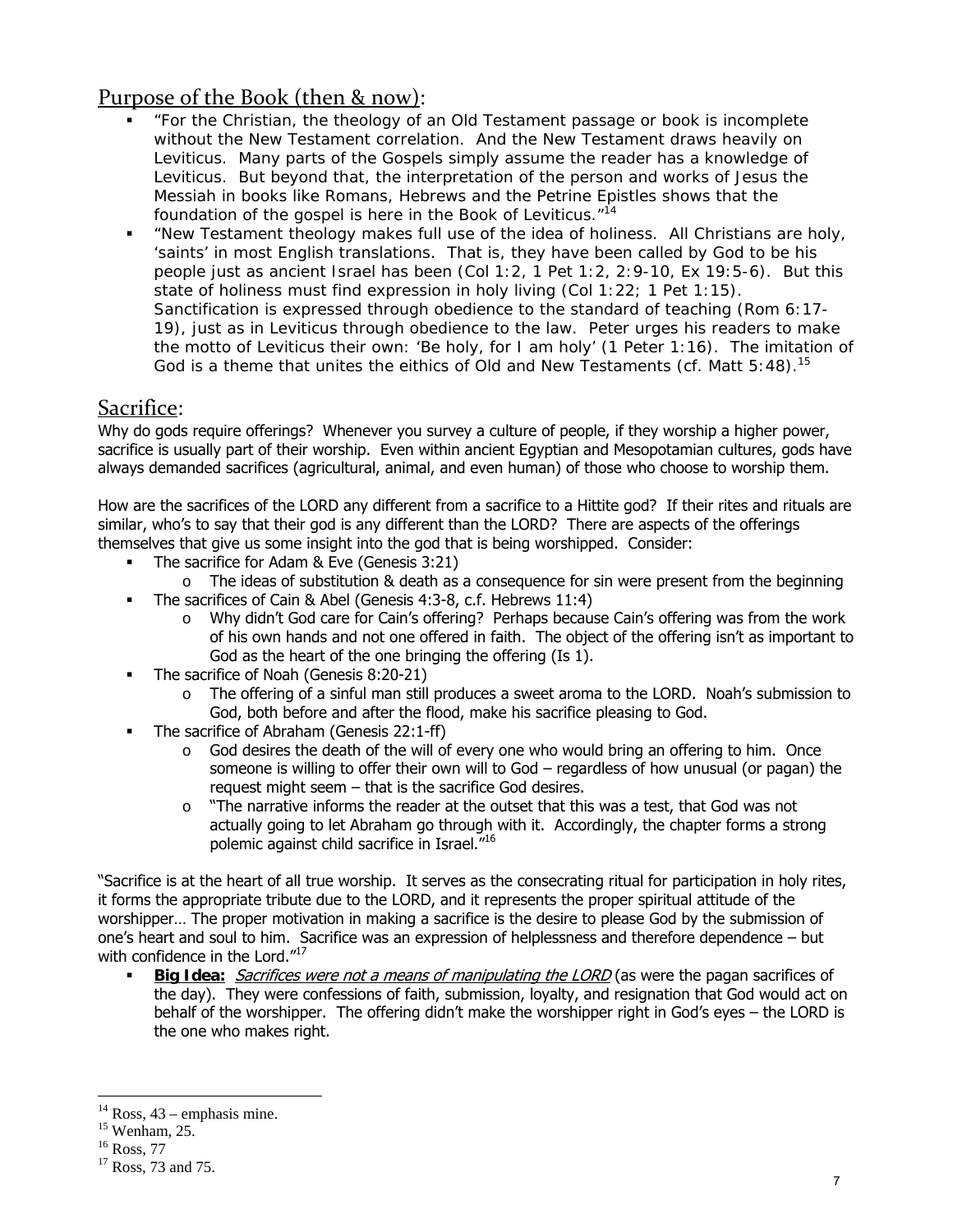## Purpose of the Book (then & now):

- "For the Christian, the theology of an Old Testament passage or book is incomplete without the New Testament correlation. And the New Testament draws heavily on Leviticus. Many parts of the Gospels simply assume the reader has a knowledge of Leviticus. But beyond that, the interpretation of the person and works of Jesus the Messiah in books like Romans, Hebrews and the Petrine Epistles shows that the foundation of the gospel is here in the Book of Leviticus."[14]
- "New Testament theology makes full use of the idea of holiness. All Christians are holy, 'saints' in most English translations. That is, they have been called by God to be his people just as ancient Israel has been (Col 1:2, 1 Pet 1:2, 2:9-10, Ex 19:5-6). But this state of holiness must find expression in holy living (Col 1:22; 1 Pet 1:15). Sanctification is expressed through obedience to the standard of teaching (Rom 6:17-19), just as in Leviticus through obedience to the law. Peter urges his readers to make the motto of Leviticus their own: 'Be holy, for I am holy' (1 Peter 1:16). The imitation of God is a theme that unites the eithics of Old and New Testaments (cf. Matt 5:48).[15]

## Sacrifice:

Why do gods require offerings? Whenever you survey a culture of people, if they worship a higher power, sacrifice is usually part of their worship. Even within ancient Egyptian and Mesopotamian cultures, gods have always demanded sacrifices (agricultural, animal, and even human) of those who choose to worship them.

How are the sacrifices of the LORD any different from a sacrifice to a Hittite god? If their rites and rituals are similar, who's to say that their god is any different than the LORD? There are aspects of the offerings themselves that give us some insight into the god that is being worshipped. Consider:

- The sacrifice for Adam & Eve (Genesis 3:21)
  - The ideas of substitution & death as a consequence for sin were present from the beginning
- The sacrifices of Cain & Abel (Genesis 4:3-8, c.f. Hebrews 11:4)
  - Why didn't God care for Cain's offering? Perhaps because Cain's offering was from the work of his own hands and not one offered in faith. The object of the offering isn't as important to God as the heart of the one bringing the offering (Is 1).
- The sacrifice of Noah (Genesis 8:20-21)
  - The offering of a sinful man still produces a sweet aroma to the LORD. Noah's submission to God, both before and after the flood, make his sacrifice pleasing to God.
- The sacrifice of Abraham (Genesis 22:1-ff)
  - God desires the death of the will of every one who would bring an offering to him. Once someone is willing to offer their own will to God – regardless of how unusual (or pagan) the request might seem – that is the sacrifice God desires.
  - "The narrative informs the reader at the outset that this was a test, that God was not actually going to let Abraham go through with it. Accordingly, the chapter forms a strong polemic against child sacrifice in Israel."[16]

"Sacrifice is at the heart of all true worship. It serves as the consecrating ritual for participation in holy rites, it forms the appropriate tribute due to the LORD, and it represents the proper spiritual attitude of the worshipper… The proper motivation in making a sacrifice is the desire to please God by the submission of one's heart and soul to him. Sacrifice was an expression of helplessness and therefore dependence – but with confidence in the Lord."[17]

- **Big Idea:** *Sacrifices were not a means of manipulating the LORD* (as were the pagan sacrifices of the day). They were confessions of faith, submission, loyalty, and resignation that God would act on behalf of the worshipper. The offering didn't make the worshipper right in God's eyes – the LORD is the one who makes right.

---

[14] Ross, 43 – emphasis mine.
[15] Wenham, 25.
[16] Ross, 77
[17] Ross, 73 and 75.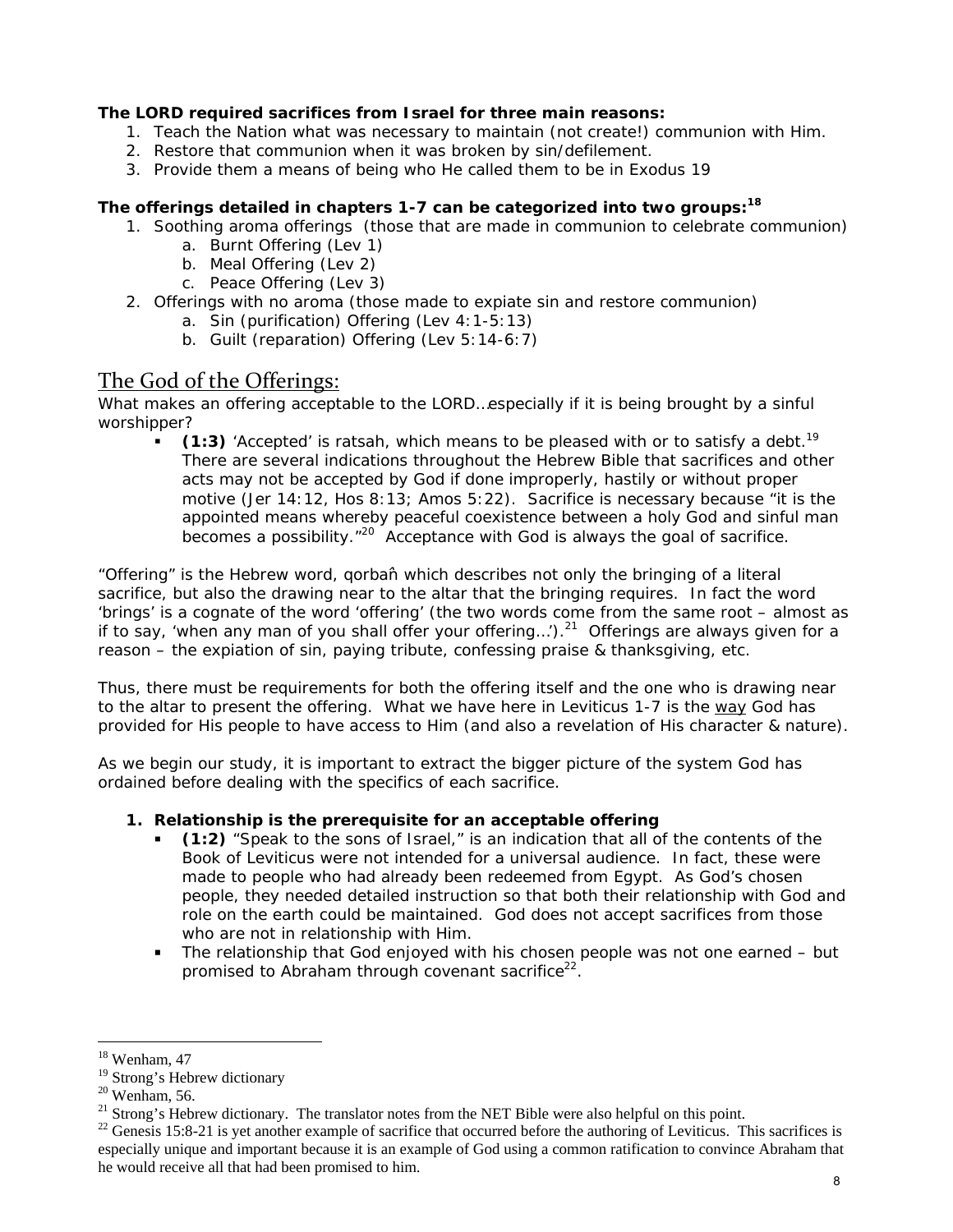**The LORD required sacrifices from Israel for three main reasons:**

1. Teach the Nation what was necessary to maintain (not create!) communion with Him.
2. Restore that communion when it was broken by sin/defilement.
3. Provide them a means of being who He called them to be in Exodus 19

**The offerings detailed in chapters 1-7 can be categorized into two groups:**[18]

1. Soothing aroma offerings (those that are made in communion to celebrate communion)
   a. Burnt Offering (Lev 1)
   b. Meal Offering (Lev 2)
   c. Peace Offering (Lev 3)
2. Offerings with no aroma (those made to expiate sin and restore communion)
   a. Sin (purification) Offering (Lev 4:1-5:13)
   b. Guilt (reparation) Offering (Lev 5:14-6:7)

## The God of the Offerings:

What makes an offering acceptable to the LORD…especially if it is being brought by a sinful worshipper?

- **(1:3)** 'Accepted' is ratsah, which means to be pleased with or to satisfy a debt.[19] There are several indications throughout the Hebrew Bible that sacrifices and other acts may not be accepted by God if done improperly, hastily or without proper motive (Jer 14:12, Hos 8:13; Amos 5:22). Sacrifice is necessary because "it is the appointed means whereby peaceful coexistence between a holy God and sinful man becomes a possibility."[20] Acceptance with God is always the goal of sacrifice.

"Offering" is the Hebrew word, qorban̂ which describes not only the bringing of a literal sacrifice, but also the drawing near to the altar that the bringing requires. In fact the word 'brings' is a cognate of the word 'offering' (the two words come from the same root – almost as if to say, 'when any man of you shall offer your offering…').[21] Offerings are always given for a reason – the expiation of sin, paying tribute, confessing praise & thanksgiving, etc.

Thus, there must be requirements for both the offering itself and the one who is drawing near to the altar to present the offering. What we have here in Leviticus 1-7 is the <u>way</u> God has provided for His people to have access to Him (and also a revelation of His character & nature).

As we begin our study, it is important to extract the bigger picture of the system God has ordained before dealing with the specifics of each sacrifice.

1. **Relationship is the prerequisite for an acceptable offering**
   - **(1:2)** "Speak to the sons of Israel," is an indication that all of the contents of the Book of Leviticus were not intended for a universal audience. In fact, these were made to people who had already been redeemed from Egypt. As God's chosen people, they needed detailed instruction so that both their relationship with God and role on the earth could be maintained. God does not accept sacrifices from those who are not in relationship with Him.
   - The relationship that God enjoyed with his chosen people was not one earned – but promised to Abraham through covenant sacrifice[22].

---

[18] Wenham, 47
[19] Strong's Hebrew dictionary
[20] Wenham, 56.
[21] Strong's Hebrew dictionary. The translator notes from the NET Bible were also helpful on this point.
[22] Genesis 15:8-21 is yet another example of sacrifice that occurred before the authoring of Leviticus. This sacrifices is especially unique and important because it is an example of God using a common ratification to convince Abraham that he would receive all that had been promised to him.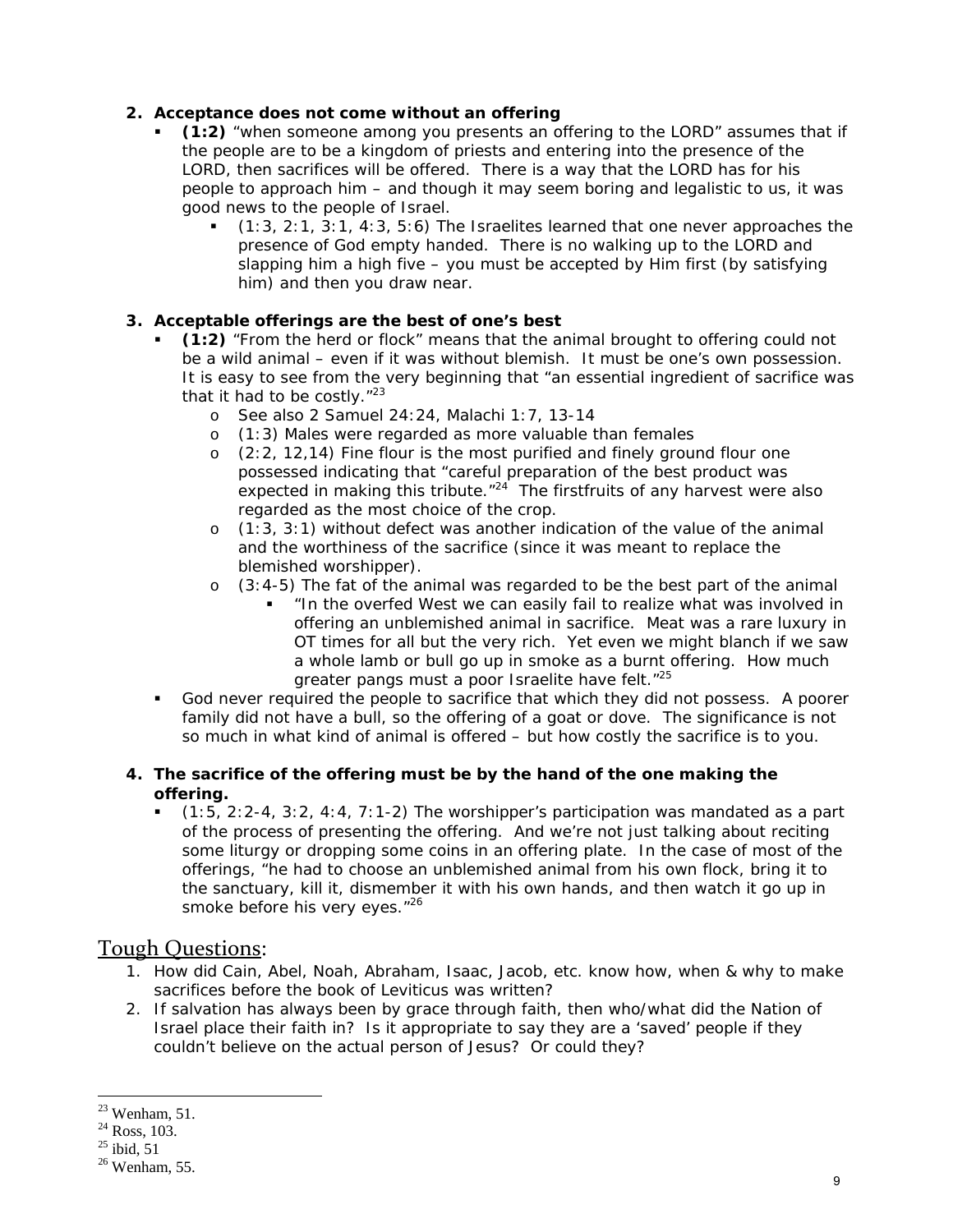2. **Acceptance does not come without an offering**
   - **(1:2)** "when someone among you presents an offering to the LORD" assumes that if the people are to be a kingdom of priests and entering into the presence of the LORD, then sacrifices will be offered. There is a way that the LORD has for his people to approach him – and though it may seem boring and legalistic to us, it was good news to the people of Israel.
     - (1:3, 2:1, 3:1, 4:3, 5:6) The Israelites learned that one never approaches the presence of God empty handed. There is no walking up to the LORD and slapping him a high five – you must be accepted by Him first (by satisfying him) and then you draw near.

3. **Acceptable offerings are the best of one's best**
   - **(1:2)** "From the herd or flock" means that the animal brought to offering could not be a wild animal – even if it was without blemish. It must be one's own possession. It is easy to see from the very beginning that "an essential ingredient of sacrifice was that it had to be costly."[23]
     - See also 2 Samuel 24:24, Malachi 1:7, 13-14
     - (1:3) Males were regarded as more valuable than females
     - (2:2, 12,14) Fine flour is the most purified and finely ground flour one possessed indicating that "careful preparation of the best product was expected in making this tribute."[24] The firstfruits of any harvest were also regarded as the most choice of the crop.
     - (1:3, 3:1) without defect was another indication of the value of the animal and the worthiness of the sacrifice (since it was meant to replace the blemished worshipper).
     - (3:4-5) The fat of the animal was regarded to be the best part of the animal
       - "In the overfed West we can easily fail to realize what was involved in offering an unblemished animal in sacrifice. Meat was a rare luxury in OT times for all but the very rich. Yet even we might blanch if we saw a whole lamb or bull go up in smoke as a burnt offering. How much greater pangs must a poor Israelite have felt."[25]
   - God never required the people to sacrifice that which they did not possess. A poorer family did not have a bull, so the offering of a goat or dove. The significance is not so much in what kind of animal is offered – but how costly the sacrifice is to you.

4. **The sacrifice of the offering must be by the hand of the one making the offering.**
   - (1:5, 2:2-4, 3:2, 4:4, 7:1-2) The worshipper's participation was mandated as a part of the process of presenting the offering. And we're not just talking about reciting some liturgy or dropping some coins in an offering plate. In the case of most of the offerings, "he had to choose an unblemished animal from his own flock, bring it to the sanctuary, kill it, dismember it with his own hands, and then watch it go up in smoke before his very eyes."[26]

## Tough Questions:

1. How did Cain, Abel, Noah, Abraham, Isaac, Jacob, etc. know how, when & why to make sacrifices before the book of Leviticus was written?
2. If salvation has always been by grace through faith, then who/what did the Nation of Israel place their faith in? Is it appropriate to say they are a 'saved' people if they couldn't believe on the actual person of Jesus? Or could they?

[23] Wenham, 51.
[24] Ross, 103.
[25] ibid, 51
[26] Wenham, 55.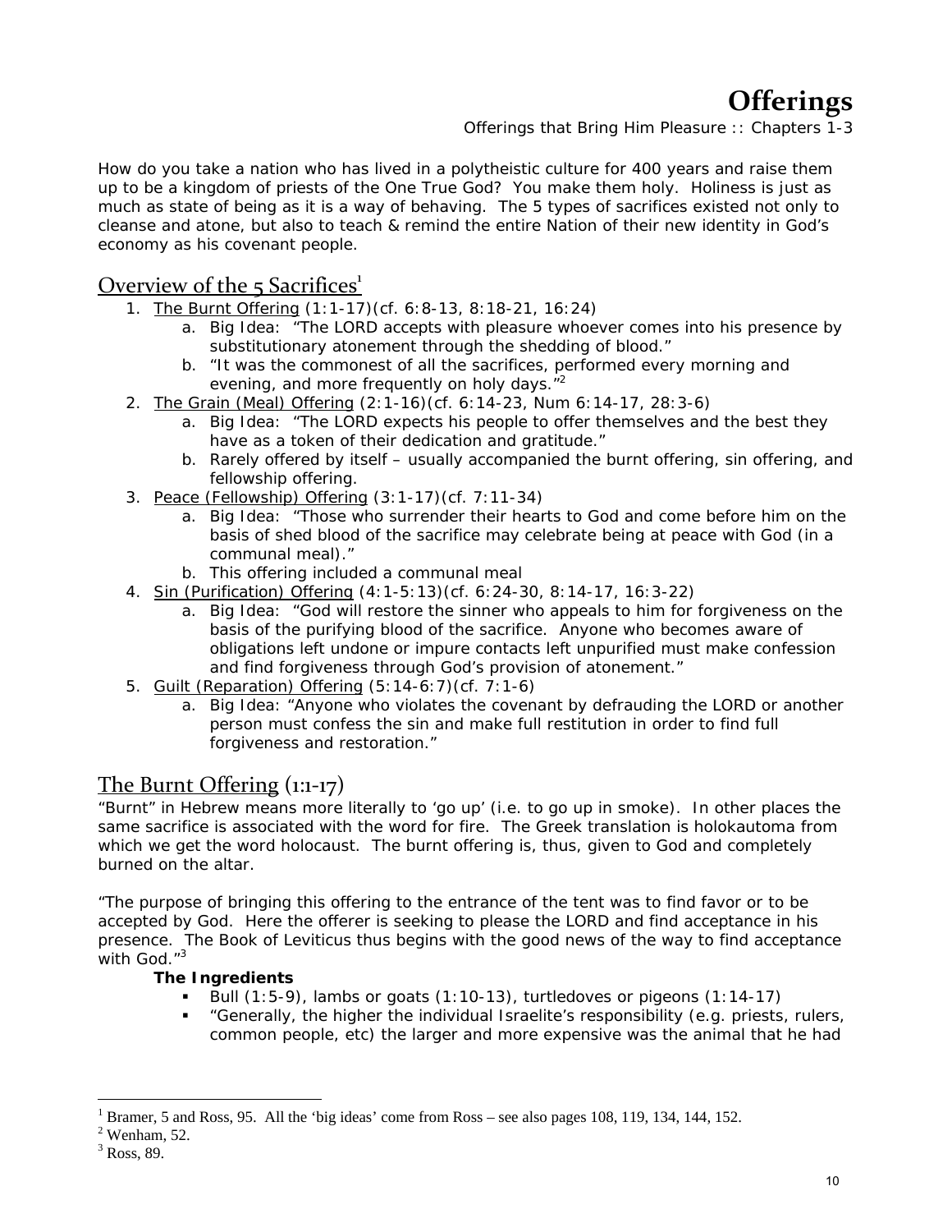# Offerings

Offerings that Bring Him Pleasure :: Chapters 1-3

How do you take a nation who has lived in a polytheistic culture for 400 years and raise them up to be a kingdom of priests of the One True God? You make them holy. Holiness is just as much as state of being as it is a way of behaving. The 5 types of sacrifices existed not only to cleanse and atone, but also to teach & remind the entire Nation of their new identity in God's economy as his covenant people.

## Overview of the 5 Sacrifices[1]

1. The Burnt Offering (1:1-17)(cf. 6:8-13, 8:18-21, 16:24)
   a. Big Idea: "The LORD accepts with pleasure whoever comes into his presence by substitutionary atonement through the shedding of blood."
   b. "It was the commonest of all the sacrifices, performed every morning and evening, and more frequently on holy days."[2]
2. The Grain (Meal) Offering (2:1-16)(cf. 6:14-23, Num 6:14-17, 28:3-6)
   a. Big Idea: "The LORD expects his people to offer themselves and the best they have as a token of their dedication and gratitude."
   b. Rarely offered by itself – usually accompanied the burnt offering, sin offering, and fellowship offering.
3. Peace (Fellowship) Offering (3:1-17)(cf. 7:11-34)
   a. Big Idea: "Those who surrender their hearts to God and come before him on the basis of shed blood of the sacrifice may celebrate being at peace with God (in a communal meal)."
   b. This offering included a communal meal
4. Sin (Purification) Offering (4:1-5:13)(cf. 6:24-30, 8:14-17, 16:3-22)
   a. Big Idea: "God will restore the sinner who appeals to him for forgiveness on the basis of the purifying blood of the sacrifice. Anyone who becomes aware of obligations left undone or impure contacts left unpurified must make confession and find forgiveness through God's provision of atonement."
5. Guilt (Reparation) Offering (5:14-6:7)(cf. 7:1-6)
   a. Big Idea: "Anyone who violates the covenant by defrauding the LORD or another person must confess the sin and make full restitution in order to find full forgiveness and restoration."

## The Burnt Offering (1:1-17)

"Burnt" in Hebrew means more literally to 'go up' (i.e. to go up in smoke). In other places the same sacrifice is associated with the word for fire. The Greek translation is holokautoma from which we get the word holocaust. The burnt offering is, thus, given to God and completely burned on the altar.

"The purpose of bringing this offering to the entrance of the tent was to find favor or to be accepted by God. Here the offerer is seeking to please the LORD and find acceptance in his presence. The Book of Leviticus thus begins with the good news of the way to find acceptance with God."[3]

**The Ingredients**

- Bull (1:5-9), lambs or goats (1:10-13), turtledoves or pigeons (1:14-17)
- "Generally, the higher the individual Israelite's responsibility (e.g. priests, rulers, common people, etc) the larger and more expensive was the animal that he had

---

[1] Bramer, 5 and Ross, 95. All the 'big ideas' come from Ross – see also pages 108, 119, 134, 144, 152.

[2] Wenham, 52.

[3] Ross, 89.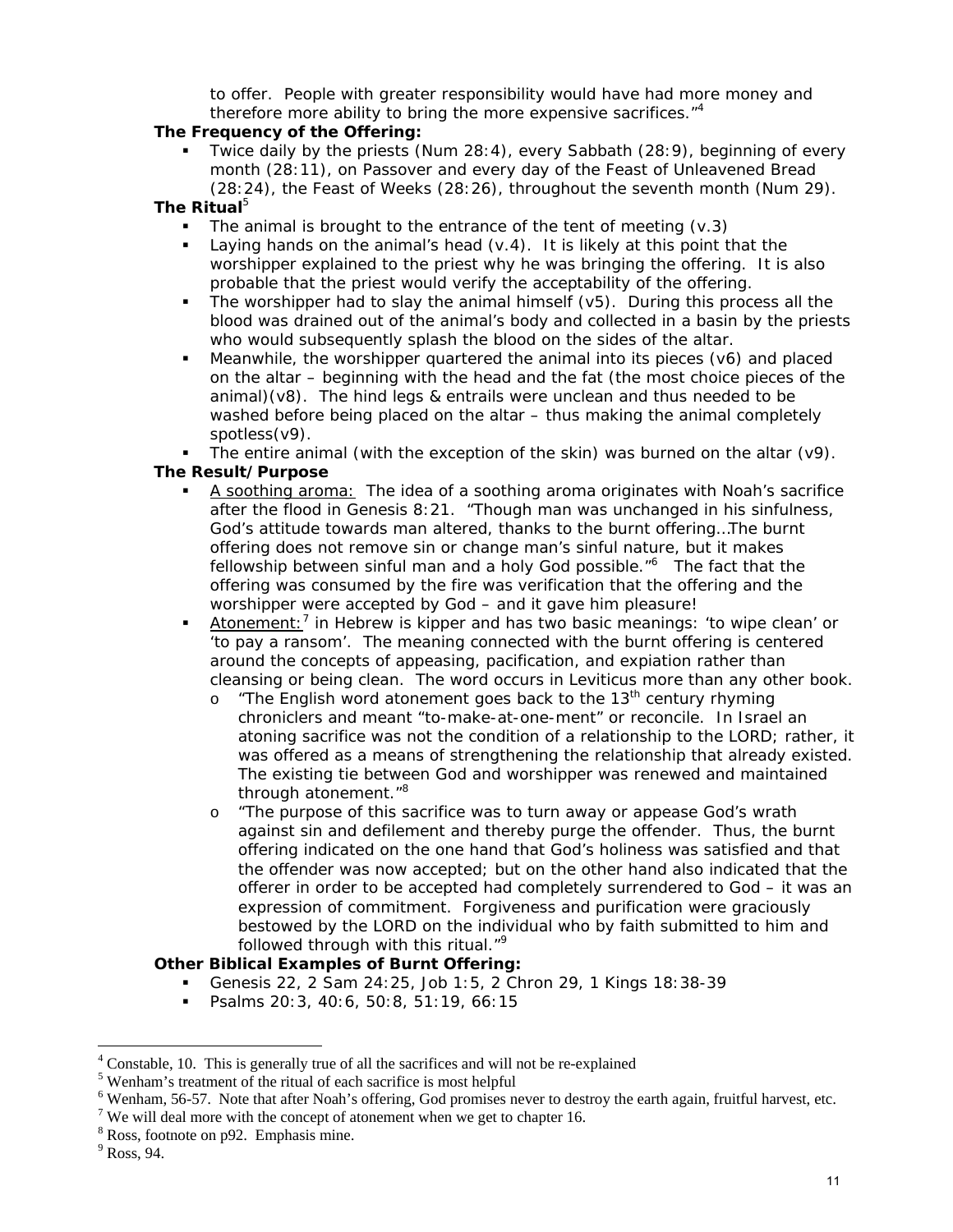to offer. People with greater responsibility would have had more money and therefore more ability to bring the more expensive sacrifices."[4]

**The Frequency of the Offering:**

- Twice daily by the priests (Num 28:4), every Sabbath (28:9), beginning of every month (28:11), on Passover and every day of the Feast of Unleavened Bread (28:24), the Feast of Weeks (28:26), throughout the seventh month (Num 29).

**The Ritual**[5]

- The animal is brought to the entrance of the tent of meeting (v.3)
- Laying hands on the animal's head (v.4). It is likely at this point that the worshipper explained to the priest why he was bringing the offering. It is also probable that the priest would verify the acceptability of the offering.
- The worshipper had to slay the animal himself (v5). During this process all the blood was drained out of the animal's body and collected in a basin by the priests who would subsequently splash the blood on the sides of the altar.
- Meanwhile, the worshipper quartered the animal into its pieces (v6) and placed on the altar – beginning with the head and the fat (the most choice pieces of the animal)(v8). The hind legs & entrails were unclean and thus needed to be washed before being placed on the altar – thus making the animal completely spotless(v9).
- The entire animal (with the exception of the skin) was burned on the altar (v9).

**The Result/Purpose**

- <u>A soothing aroma:</u> The idea of a soothing aroma originates with Noah's sacrifice after the flood in Genesis 8:21. "Though man was unchanged in his sinfulness, God's attitude towards man altered, thanks to the burnt offering…The burnt offering does not remove sin or change man's sinful nature, but it makes fellowship between sinful man and a holy God possible."[6] The fact that the offering was consumed by the fire was verification that the offering and the worshipper were accepted by God – and it gave him pleasure!
- <u>Atonement:</u>[7] in Hebrew is kipper and has two basic meanings: 'to wipe clean' or 'to pay a ransom'. The meaning connected with the burnt offering is centered around the concepts of appeasing, pacification, and expiation rather than cleansing or being clean. The word occurs in Leviticus more than any other book.
  - "The English word atonement goes back to the 13th century rhyming chroniclers and meant "to-make-at-one-ment" or reconcile. In Israel an atoning sacrifice was not the condition of a relationship to the LORD; rather, it was offered as a means of strengthening the relationship that already existed. The existing tie between God and worshipper was renewed and maintained through atonement."[8]
  - "The purpose of this sacrifice was to turn away or appease God's wrath against sin and defilement and thereby purge the offender. Thus, the burnt offering indicated on the one hand that God's holiness was satisfied and that the offender was now accepted; but on the other hand also indicated that the offerer in order to be accepted had completely surrendered to God – it was an expression of commitment. Forgiveness and purification were graciously bestowed by the LORD on the individual who by faith submitted to him and followed through with this ritual."[9]

**Other Biblical Examples of Burnt Offering:**

- Genesis 22, 2 Sam 24:25, Job 1:5, 2 Chron 29, 1 Kings 18:38-39
- Psalms 20:3, 40:6, 50:8, 51:19, 66:15

---

[4] Constable, 10. This is generally true of all the sacrifices and will not be re-explained

[5] Wenham's treatment of the ritual of each sacrifice is most helpful

[6] Wenham, 56-57. Note that after Noah's offering, God promises never to destroy the earth again, fruitful harvest, etc.

[7] We will deal more with the concept of atonement when we get to chapter 16.

[8] Ross, footnote on p92. Emphasis mine.

[9] Ross, 94.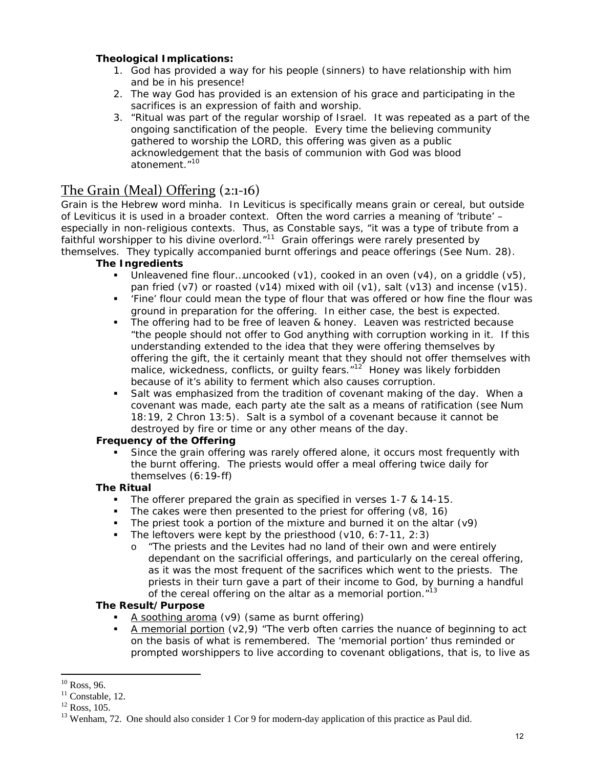**Theological Implications:**

1. God has provided a way for his people (sinners) to have relationship with him and be in his presence!
2. The way God has provided is an extension of his grace and participating in the sacrifices is an expression of faith and worship.
3. "Ritual was part of the regular worship of Israel. It was repeated as a part of the ongoing sanctification of the people. Every time the believing community gathered to worship the LORD, this offering was given as a public acknowledgement that the basis of communion with God was blood atonement."[10]

## The Grain (Meal) Offering (2:1-16)

Grain is the Hebrew word minha. In Leviticus is specifically means grain or cereal, but outside of Leviticus it is used in a broader context. Often the word carries a meaning of 'tribute' – especially in non-religious contexts. Thus, as Constable says, "it was a type of tribute from a faithful worshipper to his divine overlord."[11] Grain offerings were rarely presented by themselves. They typically accompanied burnt offerings and peace offerings (See Num. 28).

**The Ingredients**

- Unleavened fine flour…uncooked (v1), cooked in an oven (v4), on a griddle (v5), pan fried (v7) or roasted (v14) mixed with oil (v1), salt (v13) and incense (v15).
- 'Fine' flour could mean the type of flour that was offered or how fine the flour was ground in preparation for the offering. In either case, the best is expected.
- The offering had to be free of leaven & honey. Leaven was restricted because "the people should not offer to God anything with corruption working in it. If this understanding extended to the idea that they were offering themselves by offering the gift, the it certainly meant that they should not offer themselves with malice, wickedness, conflicts, or guilty fears."[12] Honey was likely forbidden because of it's ability to ferment which also causes corruption.
- Salt was emphasized from the tradition of covenant making of the day. When a covenant was made, each party ate the salt as a means of ratification (see Num 18:19, 2 Chron 13:5). Salt is a symbol of a covenant because it cannot be destroyed by fire or time or any other means of the day.

**Frequency of the Offering**

- Since the grain offering was rarely offered alone, it occurs most frequently with the burnt offering. The priests would offer a meal offering twice daily for themselves (6:19-ff)

**The Ritual**

- The offerer prepared the grain as specified in verses 1-7 & 14-15.
- The cakes were then presented to the priest for offering (v8, 16)
- The priest took a portion of the mixture and burned it on the altar (v9)
- The leftovers were kept by the priesthood (v10, 6:7-11, 2:3)
  - "The priests and the Levites had no land of their own and were entirely dependant on the sacrificial offerings, and particularly on the cereal offering, as it was the most frequent of the sacrifices which went to the priests. The priests in their turn gave a part of their income to God, by burning a handful of the cereal offering on the altar as a memorial portion."[13]

**The Result/Purpose**

- <u>A soothing aroma</u> (v9) (same as burnt offering)
- <u>A memorial portion</u> (v2,9) "The verb often carries the nuance of beginning to act on the basis of what is remembered. The 'memorial portion' thus reminded or prompted worshippers to live according to covenant obligations, that is, to live as

---

[10] Ross, 96.
[11] Constable, 12.
[12] Ross, 105.
[13] Wenham, 72. One should also consider 1 Cor 9 for modern-day application of this practice as Paul did.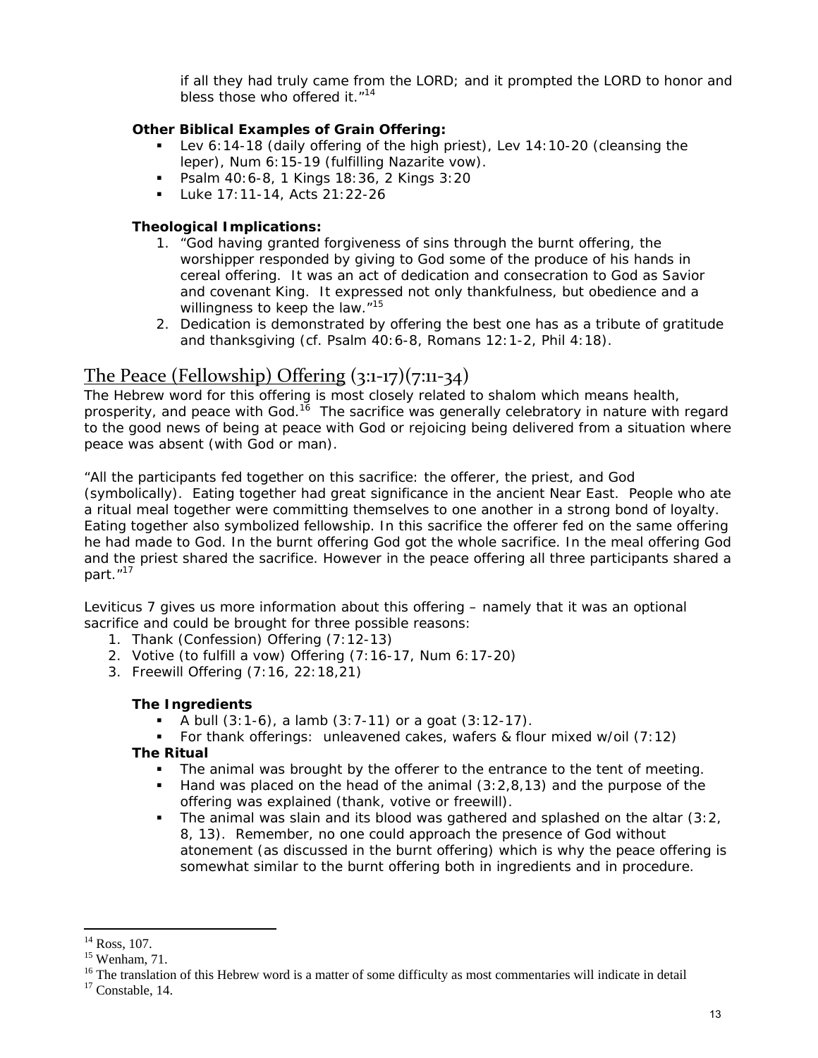if all they had truly came from the LORD; and it prompted the LORD to honor and bless those who offered it."[14]

**Other Biblical Examples of Grain Offering:**

- Lev 6:14-18 (daily offering of the high priest), Lev 14:10-20 (cleansing the leper), Num 6:15-19 (fulfilling Nazarite vow).
- Psalm 40:6-8, 1 Kings 18:36, 2 Kings 3:20
- Luke 17:11-14, Acts 21:22-26

**Theological Implications:**

1. "God having granted forgiveness of sins through the burnt offering, the worshipper responded by giving to God some of the produce of his hands in cereal offering. It was an act of dedication and consecration to God as Savior and covenant King. It expressed not only thankfulness, but obedience and a willingness to keep the law."[15]
2. Dedication is demonstrated by offering the best one has as a tribute of gratitude and thanksgiving (cf. Psalm 40:6-8, Romans 12:1-2, Phil 4:18).

## The Peace (Fellowship) Offering (3:1-17)(7:11-34)

The Hebrew word for this offering is most closely related to shalom which means health, prosperity, and peace with God.[16] The sacrifice was generally celebratory in nature with regard to the good news of being at peace with God or rejoicing being delivered from a situation where peace was absent (with God or man).

"All the participants fed together on this sacrifice: the offerer, the priest, and God (symbolically). Eating together had great significance in the ancient Near East. People who ate a ritual meal together were committing themselves to one another in a strong bond of loyalty. Eating together also symbolized fellowship. In this sacrifice the offerer fed on the same offering he had made to God. In the burnt offering God got the whole sacrifice. In the meal offering God and the priest shared the sacrifice. However in the peace offering all three participants shared a part."[17]

Leviticus 7 gives us more information about this offering – namely that it was an optional sacrifice and could be brought for three possible reasons:

1. Thank (Confession) Offering (7:12-13)
2. Votive (to fulfill a vow) Offering (7:16-17, Num 6:17-20)
3. Freewill Offering (7:16, 22:18,21)

**The Ingredients**

- A bull (3:1-6), a lamb (3:7-11) or a goat (3:12-17).
- For thank offerings: unleavened cakes, wafers & flour mixed w/oil (7:12)

**The Ritual**

- The animal was brought by the offerer to the entrance to the tent of meeting.
- Hand was placed on the head of the animal (3:2,8,13) and the purpose of the offering was explained (thank, votive or freewill).
- The animal was slain and its blood was gathered and splashed on the altar (3:2, 8, 13). Remember, no one could approach the presence of God without atonement (as discussed in the burnt offering) which is why the peace offering is somewhat similar to the burnt offering both in ingredients and in procedure.

---

[14] Ross, 107.
[15] Wenham, 71.
[16] The translation of this Hebrew word is a matter of some difficulty as most commentaries will indicate in detail
[17] Constable, 14.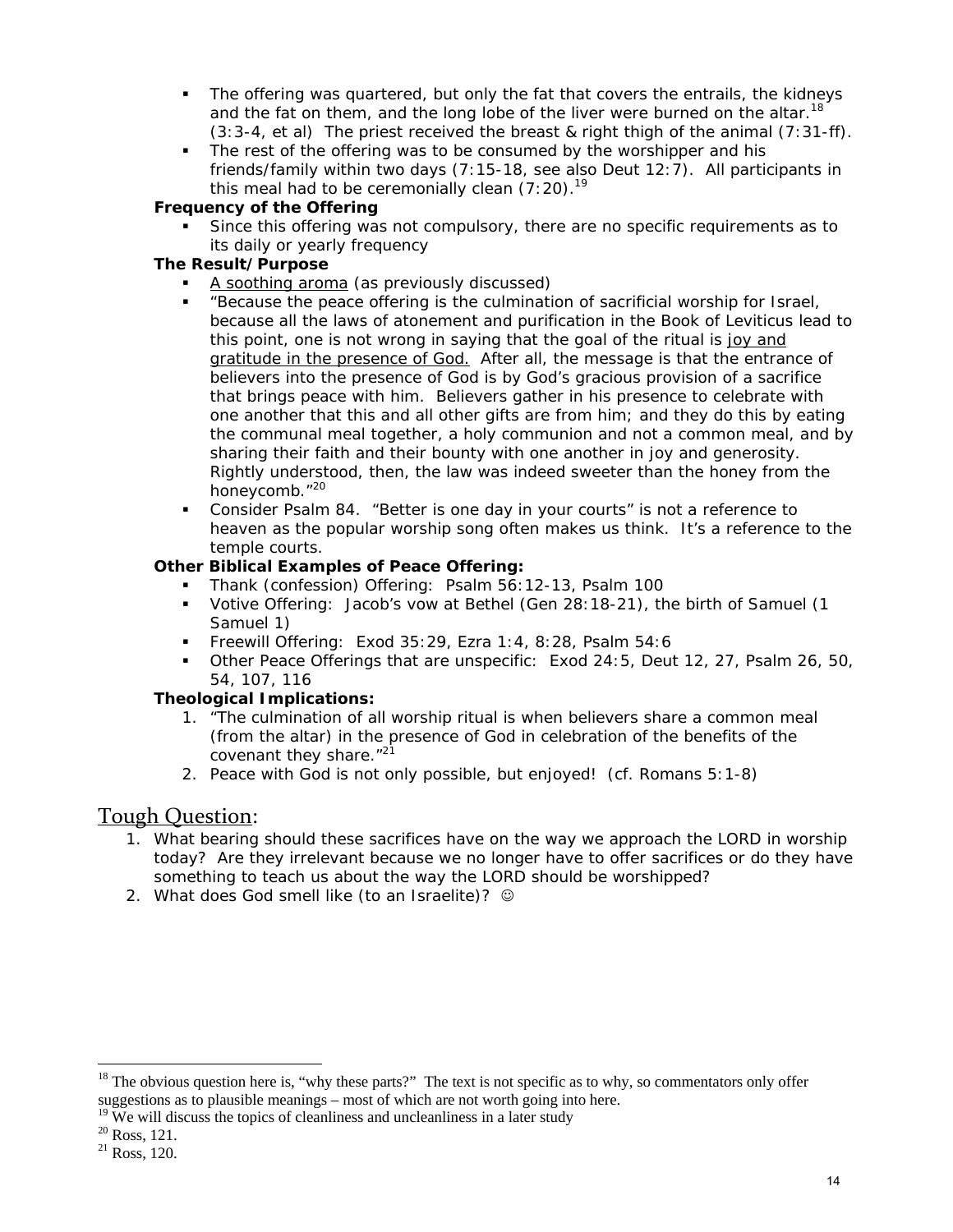- The offering was quartered, but only the fat that covers the entrails, the kidneys and the fat on them, and the long lobe of the liver were burned on the altar.[18] (3:3-4, et al) The priest received the breast & right thigh of the animal (7:31-ff).
- The rest of the offering was to be consumed by the worshipper and his friends/family within two days (7:15-18, see also Deut 12:7). All participants in this meal had to be ceremonially clean (7:20).[19]

**Frequency of the Offering**

- Since this offering was not compulsory, there are no specific requirements as to its daily or yearly frequency

**The Result/Purpose**

- A soothing aroma (as previously discussed)
- "Because the peace offering is the culmination of sacrificial worship for Israel, because all the laws of atonement and purification in the Book of Leviticus lead to this point, one is not wrong in saying that the goal of the ritual is joy and gratitude in the presence of God. After all, the message is that the entrance of believers into the presence of God is by God's gracious provision of a sacrifice that brings peace with him. Believers gather in his presence to celebrate with one another that this and all other gifts are from him; and they do this by eating the communal meal together, a holy communion and not a common meal, and by sharing their faith and their bounty with one another in joy and generosity. Rightly understood, then, the law was indeed sweeter than the honey from the honeycomb."[20]
- Consider Psalm 84. "Better is one day in your courts" is not a reference to heaven as the popular worship song often makes us think. It's a reference to the temple courts.

**Other Biblical Examples of Peace Offering:**

- Thank (confession) Offering: Psalm 56:12-13, Psalm 100
- Votive Offering: Jacob's vow at Bethel (Gen 28:18-21), the birth of Samuel (1 Samuel 1)
- Freewill Offering: Exod 35:29, Ezra 1:4, 8:28, Psalm 54:6
- Other Peace Offerings that are unspecific: Exod 24:5, Deut 12, 27, Psalm 26, 50, 54, 107, 116

**Theological Implications:**

1. "The culmination of all worship ritual is when believers share a common meal (from the altar) in the presence of God in celebration of the benefits of the covenant they share."[21]
2. Peace with God is not only possible, but enjoyed! (cf. Romans 5:1-8)

## Tough Question:

1. What bearing should these sacrifices have on the way we approach the LORD in worship today? Are they irrelevant because we no longer have to offer sacrifices or do they have something to teach us about the way the LORD should be worshipped?
2. What does God smell like (to an Israelite)? ☺

---

[18] The obvious question here is, "why these parts?" The text is not specific as to why, so commentators only offer suggestions as to plausible meanings – most of which are not worth going into here.

[19] We will discuss the topics of cleanliness and uncleanliness in a later study

[20] Ross, 121.

[21] Ross, 120.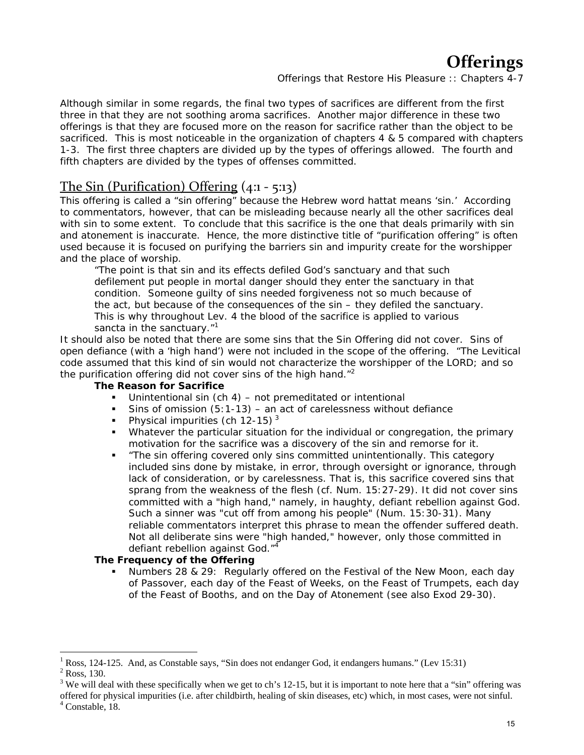# Offerings

Offerings that Restore His Pleasure :: Chapters 4-7

Although similar in some regards, the final two types of sacrifices are different from the first three in that they are not soothing aroma sacrifices. Another major difference in these two offerings is that they are focused more on the reason for sacrifice rather than the object to be sacrificed. This is most noticeable in the organization of chapters 4 & 5 compared with chapters 1-3. The first three chapters are divided up by the types of offerings allowed. The fourth and fifth chapters are divided by the types of offenses committed.

## The Sin (Purification) Offering (4:1 - 5:13)

This offering is called a "sin offering" because the Hebrew word hattat means 'sin.' According to commentators, however, that can be misleading because nearly all the other sacrifices deal with sin to some extent. To conclude that this sacrifice is the one that deals primarily with sin and atonement is inaccurate. Hence, the more distinctive title of "purification offering" is often used because it is focused on purifying the barriers sin and impurity create for the worshipper and the place of worship.

> "The point is that sin and its effects defiled God's sanctuary and that such defilement put people in mortal danger should they enter the sanctuary in that condition. Someone guilty of sins needed forgiveness not so much because of the act, but because of the consequences of the sin – they defiled the sanctuary. This is why throughout Lev. 4 the blood of the sacrifice is applied to various sancta in the sanctuary."[1]

It should also be noted that there are some sins that the Sin Offering did not cover. Sins of open defiance (with a 'high hand') were not included in the scope of the offering. "The Levitical code assumed that this kind of sin would not characterize the worshipper of the LORD; and so the purification offering did not cover sins of the high hand."[2]

**The Reason for Sacrifice**

- Unintentional sin (ch 4) – not premeditated or intentional
- Sins of omission (5:1-13) – an act of carelessness without defiance
- Physical impurities (ch 12-15) [3]
- Whatever the particular situation for the individual or congregation, the primary motivation for the sacrifice was a discovery of the sin and remorse for it.
- "The sin offering covered only sins committed unintentionally. This category included sins done by mistake, in error, through oversight or ignorance, through lack of consideration, or by carelessness. That is, this sacrifice covered sins that sprang from the weakness of the flesh (cf. Num. 15:27-29). It did not cover sins committed with a "high hand," namely, in haughty, defiant rebellion against God. Such a sinner was "cut off from among his people" (Num. 15:30-31). Many reliable commentators interpret this phrase to mean the offender suffered death. Not all deliberate sins were "high handed," however, only those committed in defiant rebellion against God."[4]

**The Frequency of the Offering**

- Numbers 28 & 29: Regularly offered on the Festival of the New Moon, each day of Passover, each day of the Feast of Weeks, on the Feast of Trumpets, each day of the Feast of Booths, and on the Day of Atonement (see also Exod 29-30).

---

[1] Ross, 124-125. And, as Constable says, "Sin does not endanger God, it endangers humans." (Lev 15:31)

[2] Ross, 130.

[3] We will deal with these specifically when we get to ch's 12-15, but it is important to note here that a "sin" offering was offered for physical impurities (i.e. after childbirth, healing of skin diseases, etc) which, in most cases, were not sinful.

[4] Constable, 18.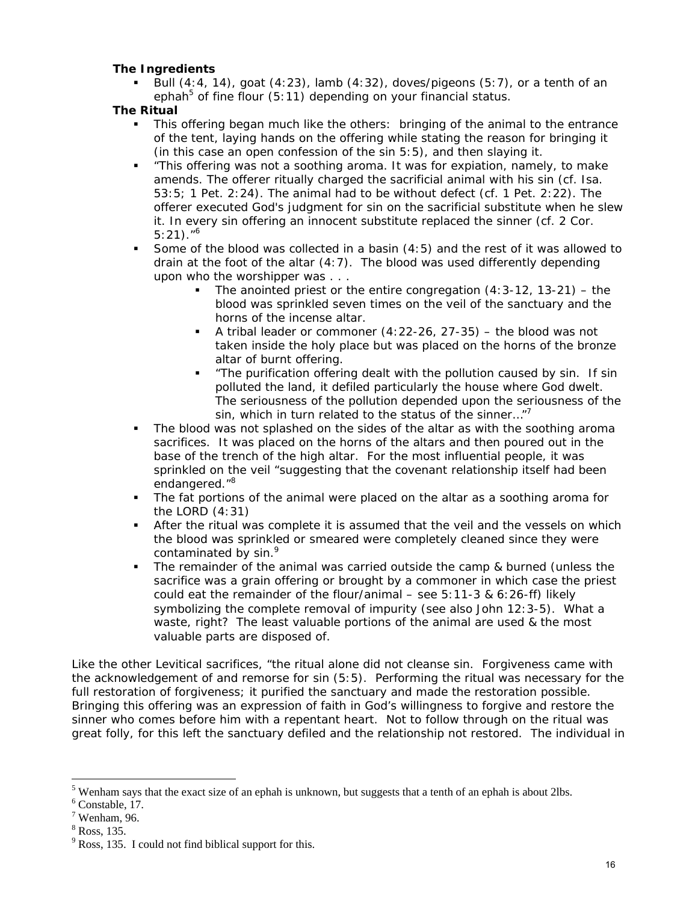**The Ingredients**

- Bull (4:4, 14), goat (4:23), lamb (4:32), doves/pigeons (5:7), or a tenth of an ephah[5] of fine flour (5:11) depending on your financial status.

**The Ritual**

- This offering began much like the others: bringing of the animal to the entrance of the tent, laying hands on the offering while stating the reason for bringing it (in this case an open confession of the sin 5:5), and then slaying it.
- "This offering was not a soothing aroma. It was for expiation, namely, to make amends. The offerer ritually charged the sacrificial animal with his sin (cf. Isa. 53:5; 1 Pet. 2:24). The animal had to be without defect (cf. 1 Pet. 2:22). The offerer executed God's judgment for sin on the sacrificial substitute when he slew it. In every sin offering an innocent substitute replaced the sinner (cf. 2 Cor. 5:21)."[6]
- Some of the blood was collected in a basin (4:5) and the rest of it was allowed to drain at the foot of the altar (4:7). The blood was used differently depending upon who the worshipper was . . .
  - The anointed priest or the entire congregation (4:3-12, 13-21) – the blood was sprinkled seven times on the veil of the sanctuary and the horns of the incense altar.
  - A tribal leader or commoner (4:22-26, 27-35) – the blood was not taken inside the holy place but was placed on the horns of the bronze altar of burnt offering.
  - "The purification offering dealt with the pollution caused by sin. If sin polluted the land, it defiled particularly the house where God dwelt. The seriousness of the pollution depended upon the seriousness of the sin, which in turn related to the status of the sinner…"[7]
- The blood was not splashed on the sides of the altar as with the soothing aroma sacrifices. It was placed on the horns of the altars and then poured out in the base of the trench of the high altar. For the most influential people, it was sprinkled on the veil "suggesting that the covenant relationship itself had been endangered."[8]
- The fat portions of the animal were placed on the altar as a soothing aroma for the LORD (4:31)
- After the ritual was complete it is assumed that the veil and the vessels on which the blood was sprinkled or smeared were completely cleaned since they were contaminated by sin.[9]
- The remainder of the animal was carried outside the camp & burned (unless the sacrifice was a grain offering or brought by a commoner in which case the priest could eat the remainder of the flour/animal – see 5:11-3 & 6:26-ff) likely symbolizing the complete removal of impurity (see also John 12:3-5). What a waste, right? The least valuable portions of the animal are used & the most valuable parts are disposed of.

Like the other Levitical sacrifices, "the ritual alone did not cleanse sin. Forgiveness came with the acknowledgement of and remorse for sin (5:5). Performing the ritual was necessary for the full restoration of forgiveness; it purified the sanctuary and made the restoration possible. Bringing this offering was an expression of faith in God's willingness to forgive and restore the sinner who comes before him with a repentant heart. Not to follow through on the ritual was great folly, for this left the sanctuary defiled and the relationship not restored. The individual in

---

[5] Wenham says that the exact size of an ephah is unknown, but suggests that a tenth of an ephah is about 2lbs.

[6] Constable, 17.

[7] Wenham, 96.

[8] Ross, 135.

[9] Ross, 135. I could not find biblical support for this.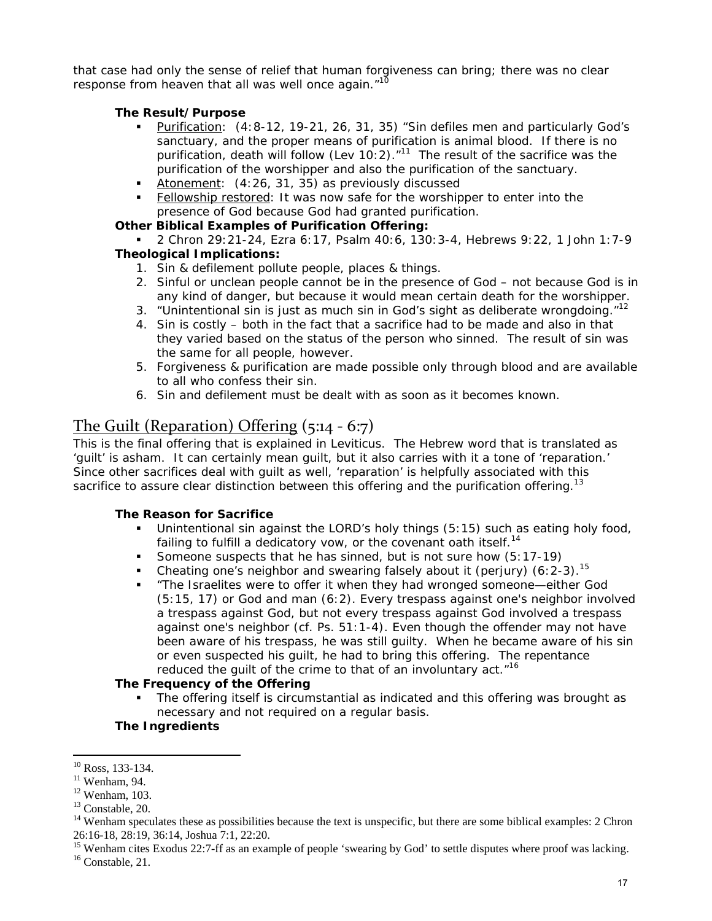that case had only the sense of relief that human forgiveness can bring; there was no clear response from heaven that all was well once again."[10]

**The Result/Purpose**

- Purification: (4:8-12, 19-21, 26, 31, 35) "Sin defiles men and particularly God's sanctuary, and the proper means of purification is animal blood. If there is no purification, death will follow (Lev 10:2)."[11] The result of the sacrifice was the purification of the worshipper and also the purification of the sanctuary.
- Atonement: (4:26, 31, 35) as previously discussed
- Fellowship restored: It was now safe for the worshipper to enter into the presence of God because God had granted purification.

**Other Biblical Examples of Purification Offering:**

- 2 Chron 29:21-24, Ezra 6:17, Psalm 40:6, 130:3-4, Hebrews 9:22, 1 John 1:7-9

**Theological Implications:**

1. Sin & defilement pollute people, places & things.
2. Sinful or unclean people cannot be in the presence of God – not because God is in any kind of danger, but because it would mean certain death for the worshipper.
3. "Unintentional sin is just as much sin in God's sight as deliberate wrongdoing."[12]
4. Sin is costly – both in the fact that a sacrifice had to be made and also in that they varied based on the status of the person who sinned. The result of sin was the same for all people, however.
5. Forgiveness & purification are made possible only through blood and are available to all who confess their sin.
6. Sin and defilement must be dealt with as soon as it becomes known.

## The Guilt (Reparation) Offering (5:14 - 6:7)

This is the final offering that is explained in Leviticus. The Hebrew word that is translated as 'guilt' is asham. It can certainly mean guilt, but it also carries with it a tone of 'reparation.' Since other sacrifices deal with guilt as well, 'reparation' is helpfully associated with this sacrifice to assure clear distinction between this offering and the purification offering.[13]

**The Reason for Sacrifice**

- Unintentional sin against the LORD's holy things (5:15) such as eating holy food, failing to fulfill a dedicatory vow, or the covenant oath itself.[14]
- Someone suspects that he has sinned, but is not sure how (5:17-19)
- Cheating one's neighbor and swearing falsely about it (perjury) (6:2-3).[15]
- "The Israelites were to offer it when they had wronged someone—either God (5:15, 17) or God and man (6:2). Every trespass against one's neighbor involved a trespass against God, but not every trespass against God involved a trespass against one's neighbor (cf. Ps. 51:1-4). Even though the offender may not have been aware of his trespass, he was still guilty. When he became aware of his sin or even suspected his guilt, he had to bring this offering. The repentance reduced the guilt of the crime to that of an involuntary act."[16]

**The Frequency of the Offering**

- The offering itself is circumstantial as indicated and this offering was brought as necessary and not required on a regular basis.

**The Ingredients**

---

[10] Ross, 133-134.
[11] Wenham, 94.
[12] Wenham, 103.
[13] Constable, 20.
[14] Wenham speculates these as possibilities because the text is unspecific, but there are some biblical examples: 2 Chron 26:16-18, 28:19, 36:14, Joshua 7:1, 22:20.
[15] Wenham cites Exodus 22:7-ff as an example of people 'swearing by God' to settle disputes where proof was lacking.
[16] Constable, 21.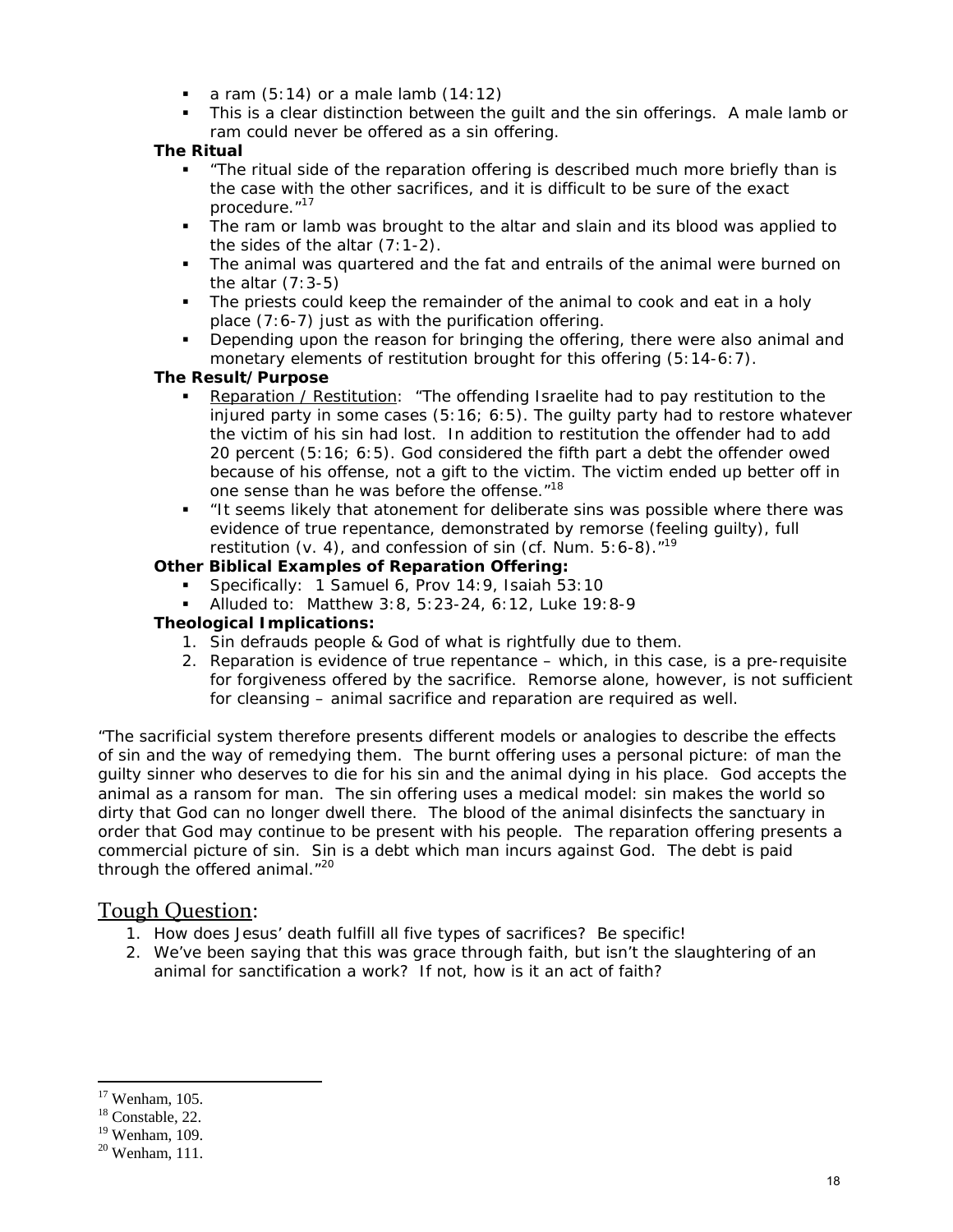- a ram (5:14) or a male lamb (14:12)
- This is a clear distinction between the guilt and the sin offerings. A male lamb or ram could never be offered as a sin offering.

**The Ritual**

- "The ritual side of the reparation offering is described much more briefly than is the case with the other sacrifices, and it is difficult to be sure of the exact procedure."[17]
- The ram or lamb was brought to the altar and slain and its blood was applied to the sides of the altar (7:1-2).
- The animal was quartered and the fat and entrails of the animal were burned on the altar (7:3-5)
- The priests could keep the remainder of the animal to cook and eat in a holy place (7:6-7) just as with the purification offering.
- Depending upon the reason for bringing the offering, there were also animal and monetary elements of restitution brought for this offering (5:14-6:7).

**The Result/Purpose**

- Reparation / Restitution: "The offending Israelite had to pay restitution to the injured party in some cases (5:16; 6:5). The guilty party had to restore whatever the victim of his sin had lost. In addition to restitution the offender had to add 20 percent (5:16; 6:5). God considered the fifth part a debt the offender owed because of his offense, not a gift to the victim. The victim ended up better off in one sense than he was before the offense."[18]
- "It seems likely that atonement for deliberate sins was possible where there was evidence of true repentance, demonstrated by remorse (feeling guilty), full restitution (v. 4), and confession of sin (cf. Num. 5:6-8)."[19]

**Other Biblical Examples of Reparation Offering:**

- Specifically: 1 Samuel 6, Prov 14:9, Isaiah 53:10
- Alluded to: Matthew 3:8, 5:23-24, 6:12, Luke 19:8-9

**Theological Implications:**

1. Sin defrauds people & God of what is rightfully due to them.
2. Reparation is evidence of true repentance – which, in this case, is a pre-requisite for forgiveness offered by the sacrifice. Remorse alone, however, is not sufficient for cleansing – animal sacrifice and reparation are required as well.

"The sacrificial system therefore presents different models or analogies to describe the effects of sin and the way of remedying them. The burnt offering uses a personal picture: of man the guilty sinner who deserves to die for his sin and the animal dying in his place. God accepts the animal as a ransom for man. The sin offering uses a medical model: sin makes the world so dirty that God can no longer dwell there. The blood of the animal disinfects the sanctuary in order that God may continue to be present with his people. The reparation offering presents a commercial picture of sin. Sin is a debt which man incurs against God. The debt is paid through the offered animal."[20]

## Tough Question:

1. *How does Jesus' death fulfill all five types of sacrifices? Be specific!*
2. *We've been saying that this was grace through faith, but isn't the slaughtering of an animal for sanctification a work? If not, how is it an act of faith?*

---

[17] Wenham, 105.
[18] Constable, 22.
[19] Wenham, 109.
[20] Wenham, 111.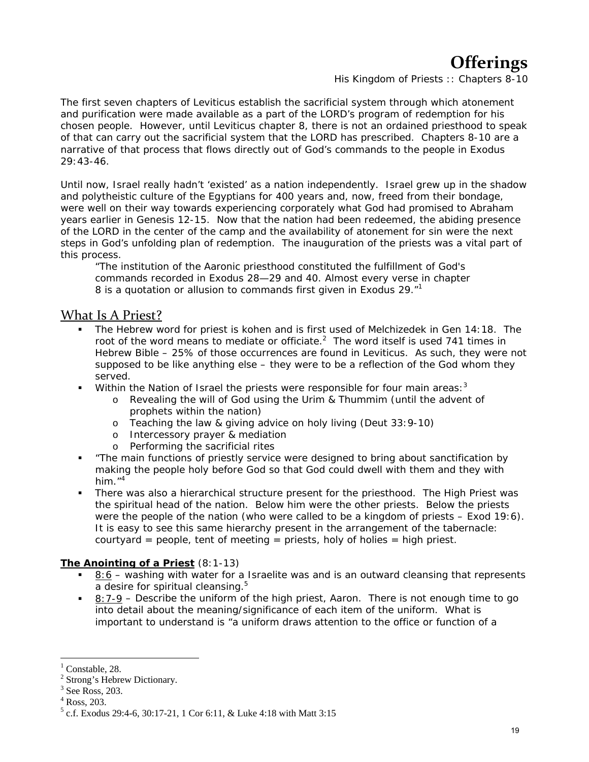# Offerings

His Kingdom of Priests :: Chapters 8-10

The first seven chapters of Leviticus establish the sacrificial system through which atonement and purification were made available as a part of the LORD's program of redemption for his chosen people. However, until Leviticus chapter 8, there is not an ordained priesthood to speak of that can carry out the sacrificial system that the LORD has prescribed. Chapters 8-10 are a narrative of that process that flows directly out of God's commands to the people in Exodus 29:43-46.

Until now, Israel really hadn't 'existed' as a nation independently. Israel grew up in the shadow and polytheistic culture of the Egyptians for 400 years and, now, freed from their bondage, were well on their way towards experiencing corporately what God had promised to Abraham years earlier in Genesis 12-15. Now that the nation had been redeemed, the abiding presence of the LORD in the center of the camp and the availability of atonement for sin were the next steps in God's unfolding plan of redemption. The inauguration of the priests was a vital part of this process.

> "The institution of the Aaronic priesthood constituted the fulfillment of God's commands recorded in Exodus 28—29 and 40. Almost every verse in chapter 8 is a quotation or allusion to commands first given in Exodus 29."[1]

## What Is A Priest?

- The Hebrew word for priest is kohen and is first used of Melchizedek in Gen 14:18. The root of the word means to mediate or officiate.[2] The word itself is used 741 times in Hebrew Bible – 25% of those occurrences are found in Leviticus. As such, they were not supposed to be like anything else – they were to be a reflection of the God whom they served.
- Within the Nation of Israel the priests were responsible for four main areas:[3]
  - Revealing the will of God using the Urim & Thummim (until the advent of prophets within the nation)
  - Teaching the law & giving advice on holy living (Deut 33:9-10)
  - Intercessory prayer & mediation
  - Performing the sacrificial rites
- "The main functions of priestly service were designed to bring about sanctification by making the people holy before God so that God could dwell with them and they with him."[4]
- There was also a hierarchical structure present for the priesthood. The High Priest was the spiritual head of the nation. Below him were the other priests. Below the priests were the people of the nation (who were called to be a kingdom of priests – Exod 19:6). It is easy to see this same hierarchy present in the arrangement of the tabernacle: courtyard = people, tent of meeting = priests, holy of holies = high priest.

**The Anointing of a Priest** (8:1-13)

- 8:6 – washing with water for a Israelite was and is an outward cleansing that represents a desire for spiritual cleansing.[5]
- 8:7-9 – Describe the uniform of the high priest, Aaron. There is not enough time to go into detail about the meaning/significance of each item of the uniform. What is important to understand is "a uniform draws attention to the office or function of a

---

[1] Constable, 28.
[2] Strong's Hebrew Dictionary.
[3] See Ross, 203.
[4] Ross, 203.
[5] c.f. Exodus 29:4-6, 30:17-21, 1 Cor 6:11, & Luke 4:18 with Matt 3:15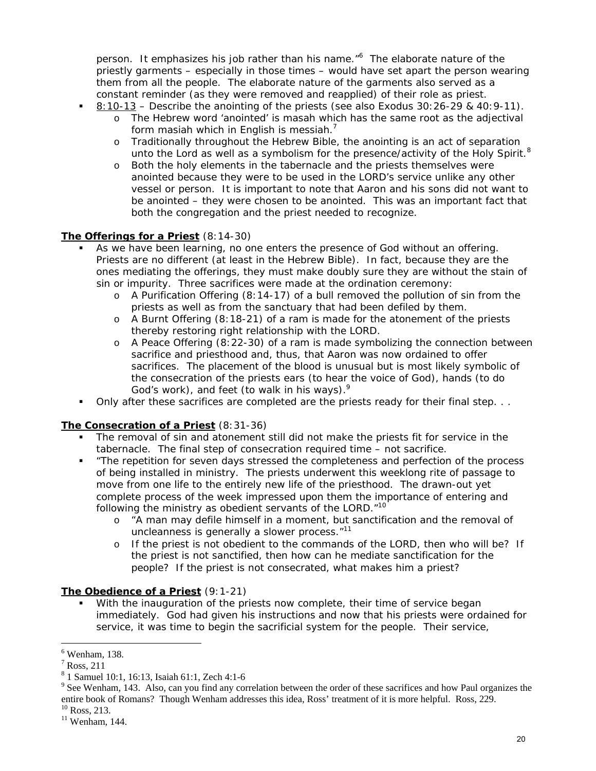person. It emphasizes his job rather than his name."[6] The elaborate nature of the priestly garments – especially in those times – would have set apart the person wearing them from all the people. The elaborate nature of the garments also served as a constant reminder (as they were removed and reapplied) of their role as priest.

- 8:10-13 – Describe the anointing of the priests (see also Exodus 30:26-29 & 40:9-11).
  - The Hebrew word 'anointed' is masah which has the same root as the adjectival form masiah which in English is messiah.[7]
  - Traditionally throughout the Hebrew Bible, the anointing is an act of separation unto the Lord as well as a symbolism for the presence/activity of the Holy Spirit.[8]
  - Both the holy elements in the tabernacle and the priests themselves were anointed because they were to be used in the LORD's service unlike any other vessel or person. It is important to note that Aaron and his sons did not want to be anointed – they were chosen to be anointed. This was an important fact that both the congregation and the priest needed to recognize.

**The Offerings for a Priest** (8:14-30)

- As we have been learning, no one enters the presence of God without an offering. Priests are no different (at least in the Hebrew Bible). In fact, because they are the ones mediating the offerings, they must make doubly sure they are without the stain of sin or impurity. Three sacrifices were made at the ordination ceremony:
  - A Purification Offering (8:14-17) of a bull removed the pollution of sin from the priests as well as from the sanctuary that had been defiled by them.
  - A Burnt Offering (8:18-21) of a ram is made for the atonement of the priests thereby restoring right relationship with the LORD.
  - A Peace Offering (8:22-30) of a ram is made symbolizing the connection between sacrifice and priesthood and, thus, that Aaron was now ordained to offer sacrifices. The placement of the blood is unusual but is most likely symbolic of the consecration of the priests ears (to hear the voice of God), hands (to do God's work), and feet (to walk in his ways).[9]
- Only after these sacrifices are completed are the priests ready for their final step. . .

**The Consecration of a Priest** (8:31-36)

- The removal of sin and atonement still did not make the priests fit for service in the tabernacle. The final step of consecration required time – not sacrifice.
- "The repetition for seven days stressed the completeness and perfection of the process of being installed in ministry. The priests underwent this weeklong rite of passage to move from one life to the entirely new life of the priesthood. The drawn-out yet complete process of the week impressed upon them the importance of entering and following the ministry as obedient servants of the LORD."[10]
  - "A man may defile himself in a moment, but sanctification and the removal of uncleanness is generally a slower process."[11]
  - If the priest is not obedient to the commands of the LORD, then who will be? If the priest is not sanctified, then how can he mediate sanctification for the people? If the priest is not consecrated, what makes him a priest?

**The Obedience of a Priest** (9:1-21)

- With the inauguration of the priests now complete, their time of service began immediately. God had given his instructions and now that his priests were ordained for service, it was time to begin the sacrificial system for the people. Their service,

---

[6] Wenham, 138.

[7] Ross, 211

[8] 1 Samuel 10:1, 16:13, Isaiah 61:1, Zech 4:1-6

[9] See Wenham, 143. Also, can you find any correlation between the order of these sacrifices and how Paul organizes the entire book of Romans? Though Wenham addresses this idea, Ross' treatment of it is more helpful. Ross, 229.

[10] Ross, 213.

[11] Wenham, 144.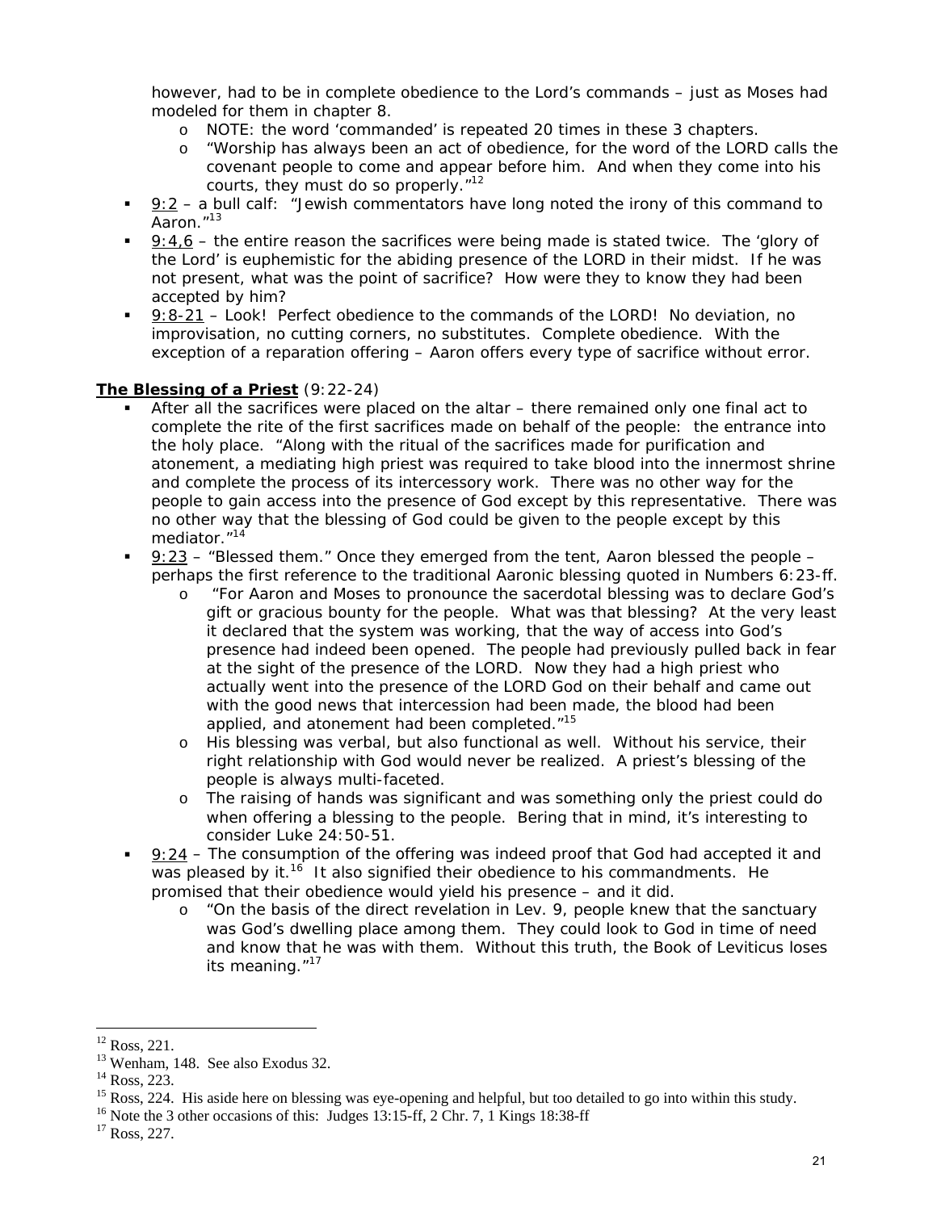however, had to be in complete obedience to the Lord's commands – just as Moses had modeled for them in chapter 8.

- NOTE: the word 'commanded' is repeated 20 times in these 3 chapters.
- "Worship has always been an act of obedience, for the word of the LORD calls the covenant people to come and appear before him. And when they come into his courts, they must do so properly."[12]

- 9:2 – a bull calf: "Jewish commentators have long noted the irony of this command to Aaron."[13]
- 9:4,6 – the entire reason the sacrifices were being made is stated twice. The 'glory of the Lord' is euphemistic for the abiding presence of the LORD in their midst. If he was not present, what was the point of sacrifice? How were they to know they had been accepted by him?
- 9:8-21 – Look! Perfect obedience to the commands of the LORD! No deviation, no improvisation, no cutting corners, no substitutes. Complete obedience. With the exception of a reparation offering – Aaron offers every type of sacrifice without error.

**The Blessing of a Priest** (9:22-24)

- After all the sacrifices were placed on the altar – there remained only one final act to complete the rite of the first sacrifices made on behalf of the people: the entrance into the holy place. "Along with the ritual of the sacrifices made for purification and atonement, a mediating high priest was required to take blood into the innermost shrine and complete the process of its intercessory work. There was no other way for the people to gain access into the presence of God except by this representative. There was no other way that the blessing of God could be given to the people except by this mediator."[14]
- 9:23 – "Blessed them." Once they emerged from the tent, Aaron blessed the people – perhaps the first reference to the traditional Aaronic blessing quoted in Numbers 6:23-ff.
  - "For Aaron and Moses to pronounce the sacerdotal blessing was to declare God's gift or gracious bounty for the people. What was that blessing? At the very least it declared that the system was working, that the way of access into God's presence had indeed been opened. The people had previously pulled back in fear at the sight of the presence of the LORD. Now they had a high priest who actually went into the presence of the LORD God on their behalf and came out with the good news that intercession had been made, the blood had been applied, and atonement had been completed."[15]
  - His blessing was verbal, but also functional as well. Without his service, their right relationship with God would never be realized. A priest's blessing of the people is always multi-faceted.
  - The raising of hands was significant and was something only the priest could do when offering a blessing to the people. Bering that in mind, it's interesting to consider Luke 24:50-51.
- 9:24 – The consumption of the offering was indeed proof that God had accepted it and was pleased by it.[16] It also signified their obedience to his commandments. He promised that their obedience would yield his presence – and it did.
  - "On the basis of the direct revelation in Lev. 9, people knew that the sanctuary was God's dwelling place among them. They could look to God in time of need and know that he was with them. Without this truth, the Book of Leviticus loses its meaning."[17]

---

[12] Ross, 221.

[13] Wenham, 148. See also Exodus 32.

[14] Ross, 223.

[15] Ross, 224. His aside here on blessing was eye-opening and helpful, but too detailed to go into within this study.

[16] Note the 3 other occasions of this: Judges 13:15-ff, 2 Chr. 7, 1 Kings 18:38-ff

[17] Ross, 227.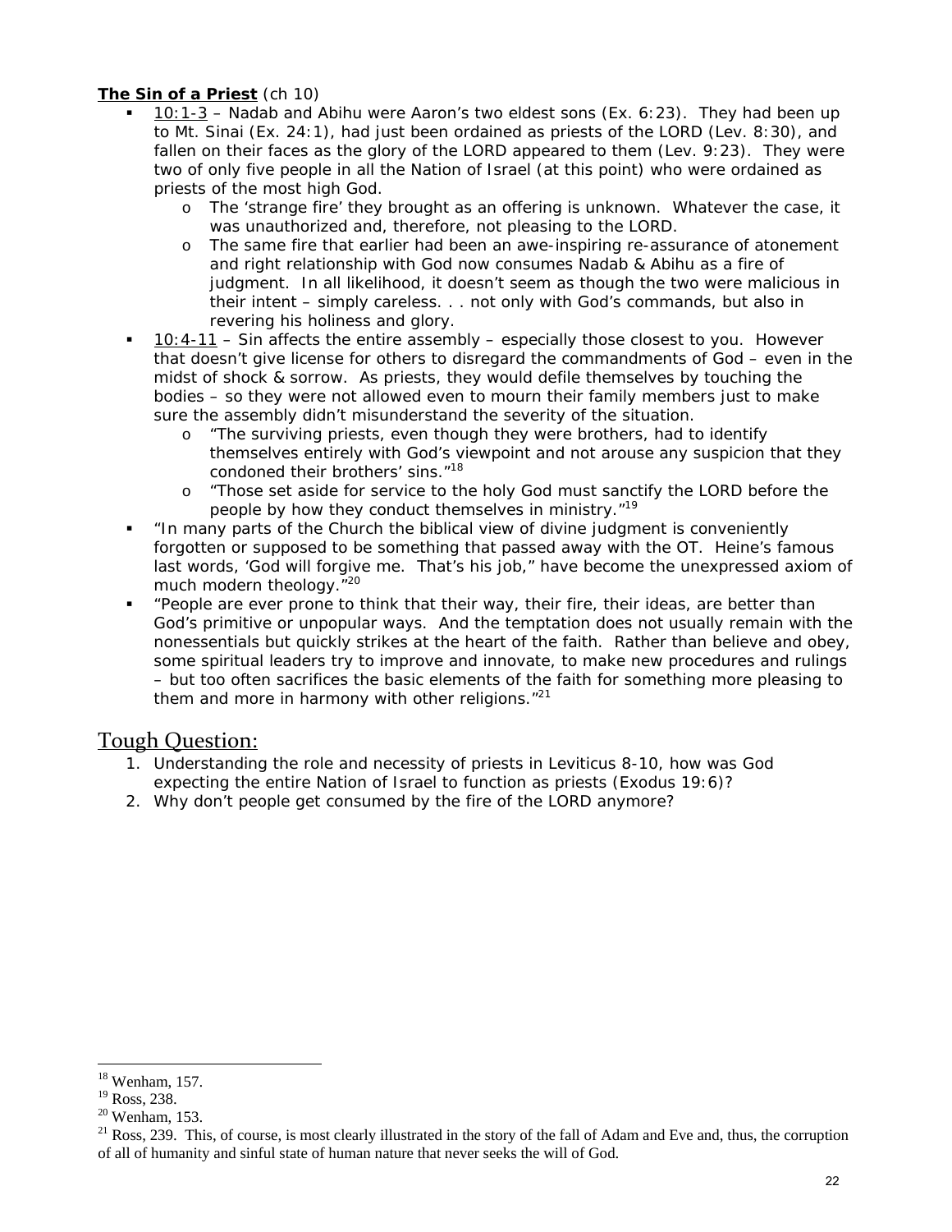**The Sin of a Priest** (ch 10)

- 10:1-3 – Nadab and Abihu were Aaron's two eldest sons (Ex. 6:23). They had been up to Mt. Sinai (Ex. 24:1), had just been ordained as priests of the LORD (Lev. 8:30), and fallen on their faces as the glory of the LORD appeared to them (Lev. 9:23). They were two of only five people in all the Nation of Israel (at this point) who were ordained as priests of the most high God.
    - The 'strange fire' they brought as an offering is unknown. Whatever the case, it was unauthorized and, therefore, not pleasing to the LORD.
    - The same fire that earlier had been an awe-inspiring re-assurance of atonement and right relationship with God now consumes Nadab & Abihu as a fire of judgment. In all likelihood, it doesn't seem as though the two were malicious in their intent – simply careless. . . not only with God's commands, but also in revering his holiness and glory.
- 10:4-11 – Sin affects the entire assembly – especially those closest to you. However that doesn't give license for others to disregard the commandments of God – even in the midst of shock & sorrow. As priests, they would defile themselves by touching the bodies – so they were not allowed even to mourn their family members just to make sure the assembly didn't misunderstand the severity of the situation.
    - "The surviving priests, even though they were brothers, had to identify themselves entirely with God's viewpoint and not arouse any suspicion that they condoned their brothers' sins."[18]
    - "Those set aside for service to the holy God must sanctify the LORD before the people by how they conduct themselves in ministry."[19]
- "In many parts of the Church the biblical view of divine judgment is conveniently forgotten or supposed to be something that passed away with the OT. Heine's famous last words, 'God will forgive me. That's his job," have become the unexpressed axiom of much modern theology."[20]
- "People are ever prone to think that their way, their fire, their ideas, are better than God's primitive or unpopular ways. And the temptation does not usually remain with the nonessentials but quickly strikes at the heart of the faith. Rather than believe and obey, some spiritual leaders try to improve and innovate, to make new procedures and rulings – but too often sacrifices the basic elements of the faith for something more pleasing to them and more in harmony with other religions."[21]

## Tough Question:

1. Understanding the role and necessity of priests in Leviticus 8-10, how was God expecting the entire Nation of Israel to function as priests (Exodus 19:6)?
2. Why don't people get consumed by the fire of the LORD anymore?

---

[18] Wenham, 157.
[19] Ross, 238.
[20] Wenham, 153.
[21] Ross, 239. This, of course, is most clearly illustrated in the story of the fall of Adam and Eve and, thus, the corruption of all of humanity and sinful state of human nature that never seeks the will of God.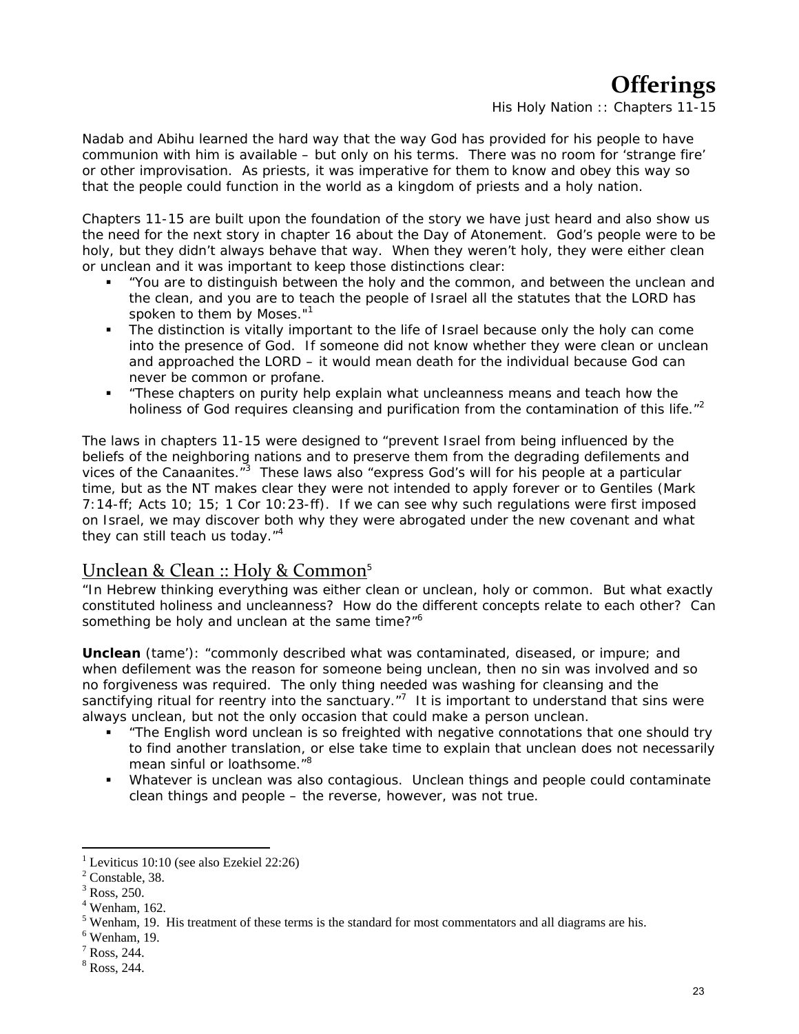# Offerings

His Holy Nation :: Chapters 11-15

Nadab and Abihu learned the hard way that the way God has provided for his people to have communion with him is available – but only on his terms. There was no room for 'strange fire' or other improvisation. As priests, it was imperative for them to know and obey this way so that the people could function in the world as a kingdom of priests and a holy nation.

Chapters 11-15 are built upon the foundation of the story we have just heard and also show us the need for the next story in chapter 16 about the Day of Atonement. God's people were to be holy, but they didn't always behave that way. When they weren't holy, they were either clean or unclean and it was important to keep those distinctions clear:

- "You are to distinguish between the holy and the common, and between the unclean and the clean, and you are to teach the people of Israel all the statutes that the LORD has spoken to them by Moses."[1]
- The distinction is vitally important to the life of Israel because only the holy can come into the presence of God. If someone did not know whether they were clean or unclean and approached the LORD – it would mean death for the individual because God can never be common or profane.
- "These chapters on purity help explain what uncleanness means and teach how the holiness of God requires cleansing and purification from the contamination of this life."[2]

The laws in chapters 11-15 were designed to "prevent Israel from being influenced by the beliefs of the neighboring nations and to preserve them from the degrading defilements and vices of the Canaanites."[3] These laws also "express God's will for his people at a particular time, but as the NT makes clear they were not intended to apply forever or to Gentiles (Mark 7:14-ff; Acts 10; 15; 1 Cor 10:23-ff). If we can see why such regulations were first imposed on Israel, we may discover both why they were abrogated under the new covenant and what they can still teach us today."[4]

## Unclean & Clean :: Holy & Common[5]

"In Hebrew thinking everything was either clean or unclean, holy or common. But what exactly constituted holiness and uncleanness? How do the different concepts relate to each other? Can something be holy and unclean at the same time?"[6]

**Unclean** (tame'): "commonly described what was contaminated, diseased, or impure; and when defilement was the reason for someone being unclean, then no sin was involved and so no forgiveness was required. The only thing needed was washing for cleansing and the sanctifying ritual for reentry into the sanctuary."[7] It is important to understand that sins were always unclean, but not the only occasion that could make a person unclean.

- "The English word unclean is so freighted with negative connotations that one should try to find another translation, or else take time to explain that unclean does not necessarily mean sinful or loathsome."[8]
- Whatever is unclean was also contagious. Unclean things and people could contaminate clean things and people – the reverse, however, was not true.

---

[1] Leviticus 10:10 (see also Ezekiel 22:26)
[2] Constable, 38.
[3] Ross, 250.
[4] Wenham, 162.
[5] Wenham, 19. His treatment of these terms is the standard for most commentators and all diagrams are his.
[6] Wenham, 19.
[7] Ross, 244.
[8] Ross, 244.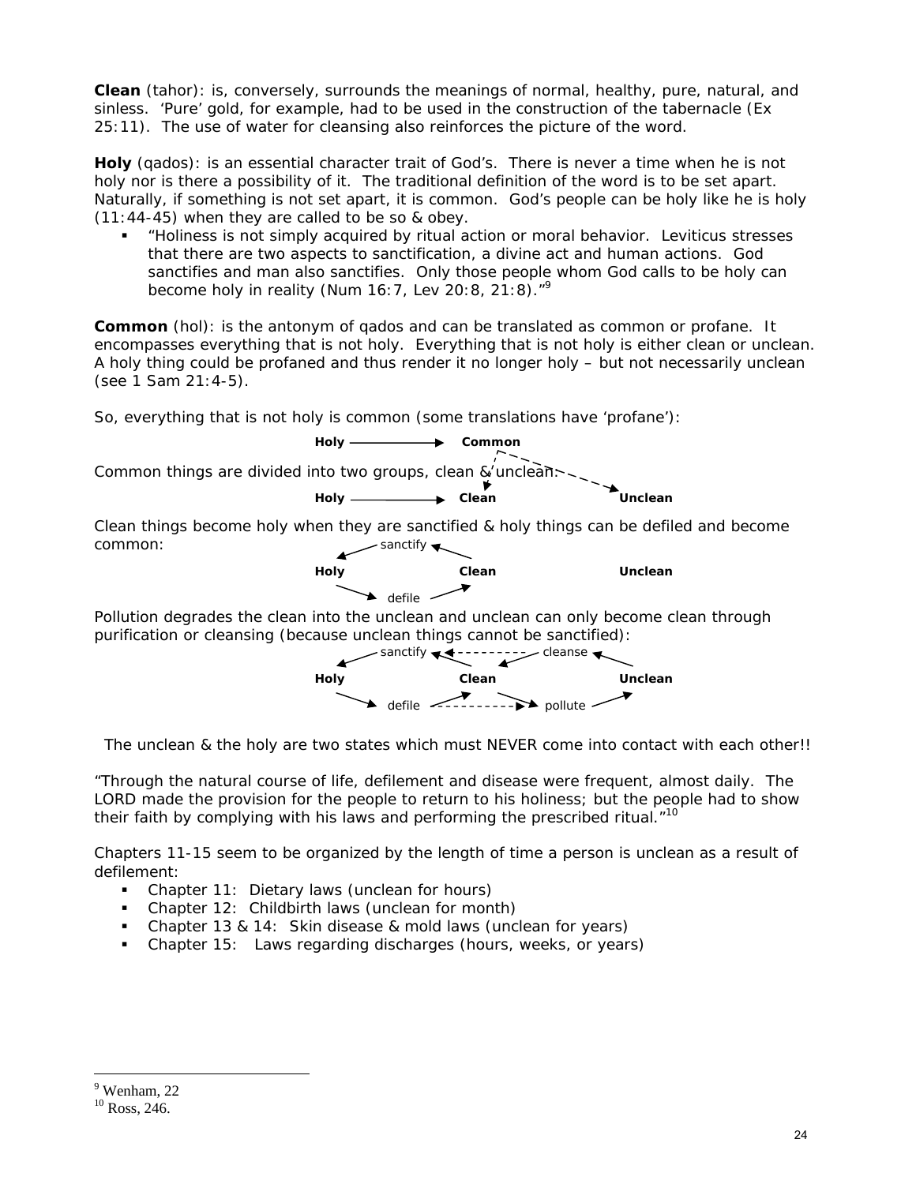**Clean** (tahor): is, conversely, surrounds the meanings of normal, healthy, pure, natural, and sinless. 'Pure' gold, for example, had to be used in the construction of the tabernacle (Ex 25:11). The use of water for cleansing also reinforces the picture of the word.

**Holy** (qados): is an essential character trait of God's. There is never a time when he is not holy nor is there a possibility of it. The traditional definition of the word is to be set apart. Naturally, if something is not set apart, it is common. God's people can be holy like he is holy (11:44-45) when they are called to be so & obey.

- "Holiness is not simply acquired by ritual action or moral behavior. Leviticus stresses that there are two aspects to sanctification, a divine act and human actions. God sanctifies and man also sanctifies. Only those people whom God calls to be holy can become holy in reality (Num 16:7, Lev 20:8, 21:8)."[9]

**Common** (hol): is the antonym of qados and can be translated as common or profane. It encompasses everything that is not holy. Everything that is not holy is either clean or unclean. A holy thing could be profaned and thus render it no longer holy – but not necessarily unclean (see 1 Sam 21:4-5).

So, everything that is not holy is common (some translations have 'profane'):

**Holy** ⟶ **Common**

Common things are divided into two groups, clean & unclean:

**Holy** ⟶ **Clean** **Unclean**

Clean things become holy when they are sanctified & holy things can be defiled and become common:

**Holy** ← sanctify ← **Clean**; **Holy** → defile → **Clean**; **Unclean**

Pollution degrades the clean into the unclean and unclean can only become clean through purification or cleansing (because unclean things cannot be sanctified):

**Holy** ← sanctify ← **Clean** ← cleanse ← **Unclean**; **Holy** → defile → **Clean** → pollute → **Unclean**

The unclean & the holy are two states which must NEVER come into contact with each other!!

"Through the natural course of life, defilement and disease were frequent, almost daily. The LORD made the provision for the people to return to his holiness; but the people had to show their faith by complying with his laws and performing the prescribed ritual."[10]

Chapters 11-15 seem to be organized by the length of time a person is unclean as a result of defilement:

- Chapter 11: Dietary laws (unclean for hours)
- Chapter 12: Childbirth laws (unclean for month)
- Chapter 13 & 14: Skin disease & mold laws (unclean for years)
- Chapter 15: Laws regarding discharges (hours, weeks, or years)

---

[9] Wenham, 22

[10] Ross, 246.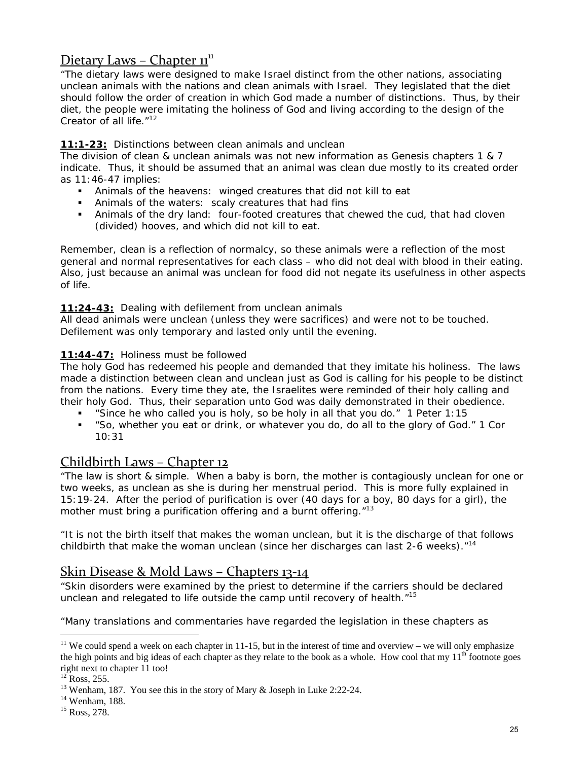## Dietary Laws – Chapter 11[11]

"The dietary laws were designed to make Israel distinct from the other nations, associating unclean animals with the nations and clean animals with Israel. They legislated that the diet should follow the order of creation in which God made a number of distinctions. Thus, by their diet, the people were imitating the holiness of God and living according to the design of the Creator of all life."[12]

**11:1-23:** Distinctions between clean animals and unclean

The division of clean & unclean animals was not new information as Genesis chapters 1 & 7 indicate. Thus, it should be assumed that an animal was clean due mostly to its created order as 11:46-47 implies:

- Animals of the heavens: winged creatures that did not kill to eat
- Animals of the waters: scaly creatures that had fins
- Animals of the dry land: four-footed creatures that chewed the cud, that had cloven (divided) hooves, and which did not kill to eat.

Remember, clean is a reflection of normalcy, so these animals were a reflection of the most general and normal representatives for each class – who did not deal with blood in their eating. Also, just because an animal was unclean for food did not negate its usefulness in other aspects of life.

**11:24-43:** Dealing with defilement from unclean animals

All dead animals were unclean (unless they were sacrifices) and were not to be touched. Defilement was only temporary and lasted only until the evening.

**11:44-47:** Holiness must be followed

The holy God has redeemed his people and demanded that they imitate his holiness. The laws made a distinction between clean and unclean just as God is calling for his people to be distinct from the nations. Every time they ate, the Israelites were reminded of their holy calling and their holy God. Thus, their separation unto God was daily demonstrated in their obedience.

- "Since he who called you is holy, so be holy in all that you do." 1 Peter 1:15
- "So, whether you eat or drink, or whatever you do, do all to the glory of God." 1 Cor 10:31

## Childbirth Laws – Chapter 12

"The law is short & simple. When a baby is born, the mother is contagiously unclean for one or two weeks, as unclean as she is during her menstrual period. This is more fully explained in 15:19-24. After the period of purification is over (40 days for a boy, 80 days for a girl), the mother must bring a purification offering and a burnt offering."[13]

"It is not the birth itself that makes the woman unclean, but it is the discharge of that follows childbirth that make the woman unclean (since her discharges can last 2-6 weeks)."[14]

## Skin Disease & Mold Laws – Chapters 13-14

"Skin disorders were examined by the priest to determine if the carriers should be declared unclean and relegated to life outside the camp until recovery of health."[15]

"Many translations and commentaries have regarded the legislation in these chapters as

---

[11] We could spend a week on each chapter in 11-15, but in the interest of time and overview – we will only emphasize the high points and big ideas of each chapter as they relate to the book as a whole. How cool that my 11th footnote goes right next to chapter 11 too!

[12] Ross, 255.

[13] Wenham, 187. You see this in the story of Mary & Joseph in Luke 2:22-24.

[14] Wenham, 188.

[15] Ross, 278.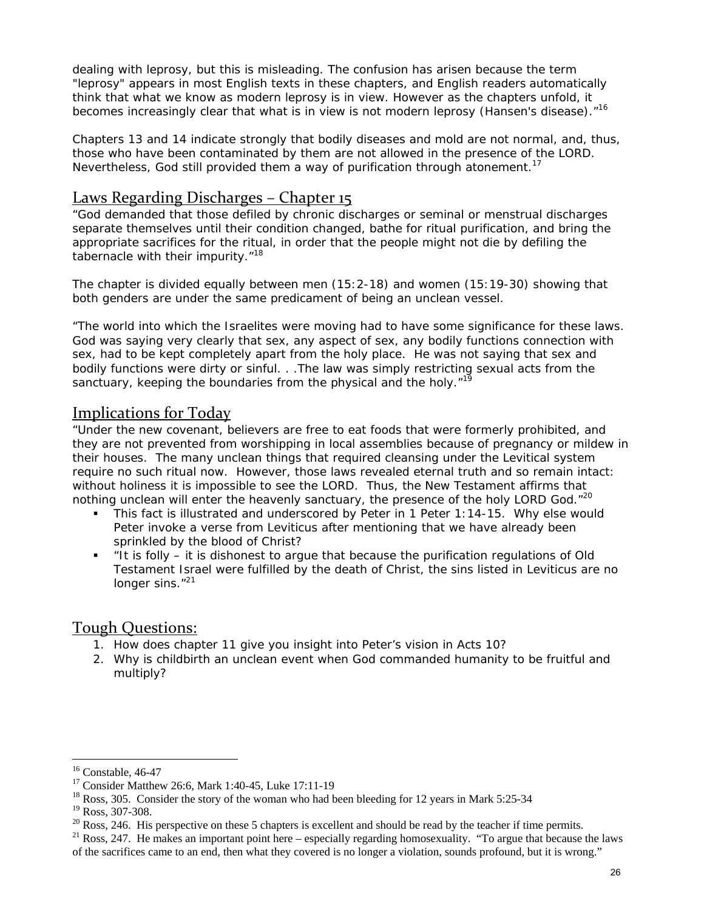dealing with leprosy, but this is misleading. The confusion has arisen because the term "leprosy" appears in most English texts in these chapters, and English readers automatically think that what we know as modern leprosy is in view. However as the chapters unfold, it becomes increasingly clear that what is in view is not modern leprosy (Hansen's disease)."[16]

Chapters 13 and 14 indicate strongly that bodily diseases and mold are not normal, and, thus, those who have been contaminated by them are not allowed in the presence of the LORD. Nevertheless, God still provided them a way of purification through atonement.[17]

## Laws Regarding Discharges – Chapter 15

"God demanded that those defiled by chronic discharges or seminal or menstrual discharges separate themselves until their condition changed, bathe for ritual purification, and bring the appropriate sacrifices for the ritual, in order that the people might not die by defiling the tabernacle with their impurity."[18]

The chapter is divided equally between men (15:2-18) and women (15:19-30) showing that both genders are under the same predicament of being an unclean vessel.

"The world into which the Israelites were moving had to have some significance for these laws. God was saying very clearly that sex, any aspect of sex, any bodily functions connection with sex, had to be kept completely apart from the holy place. He was not saying that sex and bodily functions were dirty or sinful. . .The law was simply restricting sexual acts from the sanctuary, keeping the boundaries from the physical and the holy."[19]

## Implications for Today

"Under the new covenant, believers are free to eat foods that were formerly prohibited, and they are not prevented from worshipping in local assemblies because of pregnancy or mildew in their houses. The many unclean things that required cleansing under the Levitical system require no such ritual now. However, those laws revealed eternal truth and so remain intact: without holiness it is impossible to see the LORD. Thus, the New Testament affirms that nothing unclean will enter the heavenly sanctuary, the presence of the holy LORD God."[20]

- This fact is illustrated and underscored by Peter in 1 Peter 1:14-15. Why else would Peter invoke a verse from Leviticus after mentioning that we have already been sprinkled by the blood of Christ?
- "It is folly – it is dishonest to argue that because the purification regulations of Old Testament Israel were fulfilled by the death of Christ, the sins listed in Leviticus are no longer sins."[21]

## Tough Questions:

1. How does chapter 11 give you insight into Peter's vision in Acts 10?
2. Why is childbirth an unclean event when God commanded humanity to be fruitful and multiply?

---

[16] Constable, 46-47

[17] Consider Matthew 26:6, Mark 1:40-45, Luke 17:11-19

[18] Ross, 305. Consider the story of the woman who had been bleeding for 12 years in Mark 5:25-34

[19] Ross, 307-308.

[20] Ross, 246. His perspective on these 5 chapters is excellent and should be read by the teacher if time permits.

[21] Ross, 247. He makes an important point here – especially regarding homosexuality. "To argue that because the laws of the sacrifices came to an end, then what they covered is no longer a violation, sounds profound, but it is wrong."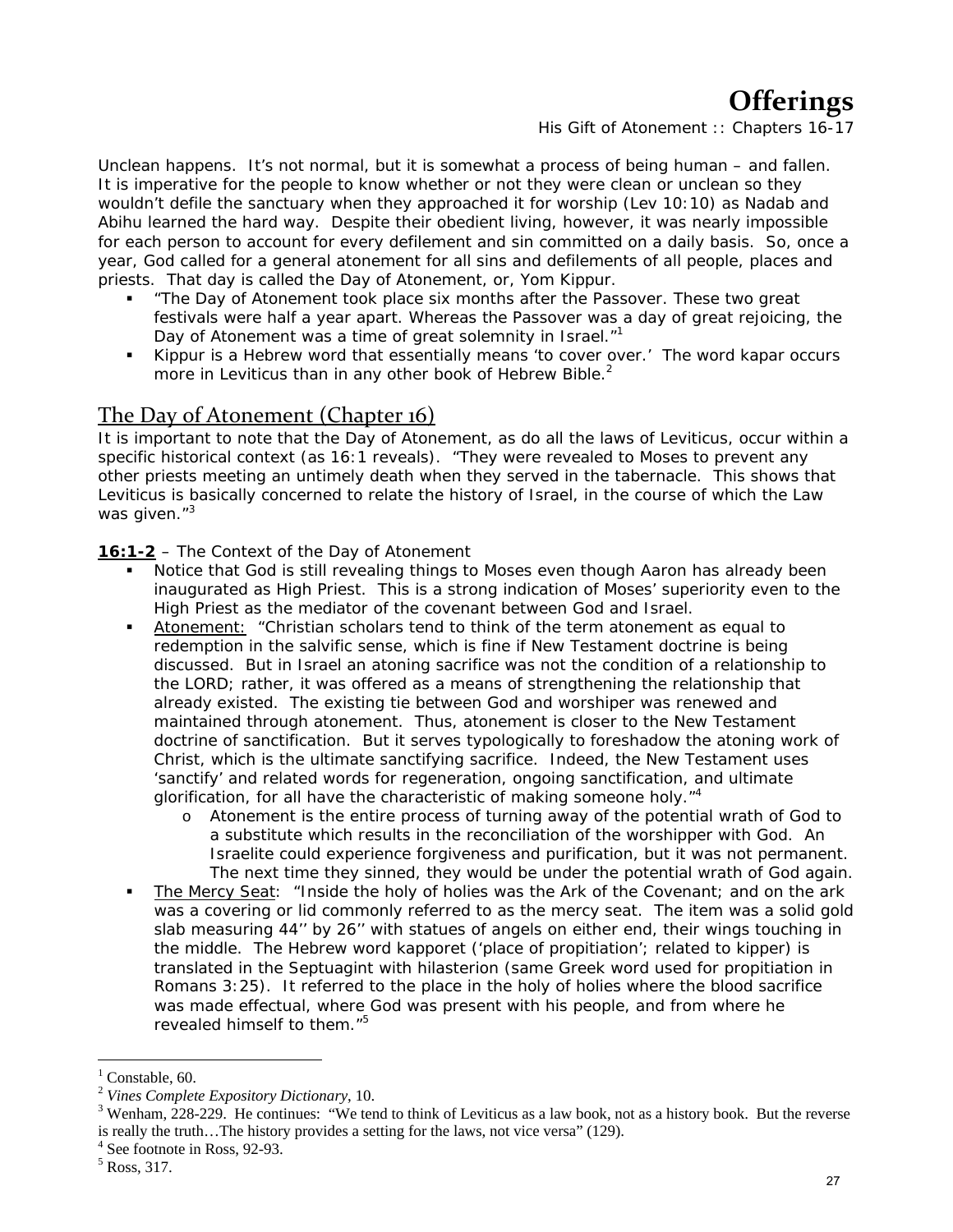# Offerings

His Gift of Atonement :: Chapters 16-17

Unclean happens. It's not normal, but it is somewhat a process of being human – and fallen. It is imperative for the people to know whether or not they were clean or unclean so they wouldn't defile the sanctuary when they approached it for worship (Lev 10:10) as Nadab and Abihu learned the hard way. Despite their obedient living, however, it was nearly impossible for each person to account for every defilement and sin committed on a daily basis. So, once a year, God called for a general atonement for all sins and defilements of all people, places and priests. That day is called the Day of Atonement, or, Yom Kippur.

- "The Day of Atonement took place six months after the Passover. These two great festivals were half a year apart. Whereas the Passover was a day of great rejoicing, the Day of Atonement was a time of great solemnity in Israel."[1]
- Kippur is a Hebrew word that essentially means 'to cover over.' The word kapar occurs more in Leviticus than in any other book of Hebrew Bible.[2]

## The Day of Atonement (Chapter 16)

It is important to note that the Day of Atonement, as do all the laws of Leviticus, occur within a specific historical context (as 16:1 reveals). "They were revealed to Moses to prevent any other priests meeting an untimely death when they served in the tabernacle. This shows that Leviticus is basically concerned to relate the history of Israel, in the course of which the Law was given."[3]

**16:1-2** – The Context of the Day of Atonement

- Notice that God is still revealing things to Moses even though Aaron has already been inaugurated as High Priest. This is a strong indication of Moses' superiority even to the High Priest as the mediator of the covenant between God and Israel.
- Atonement: "Christian scholars tend to think of the term atonement as equal to redemption in the salvific sense, which is fine if New Testament doctrine is being discussed. But in Israel an atoning sacrifice was not the condition of a relationship to the LORD; rather, it was offered as a means of strengthening the relationship that already existed. The existing tie between God and worshiper was renewed and maintained through atonement. Thus, atonement is closer to the New Testament doctrine of sanctification. But it serves typologically to foreshadow the atoning work of Christ, which is the ultimate sanctifying sacrifice. Indeed, the New Testament uses 'sanctify' and related words for regeneration, ongoing sanctification, and ultimate glorification, for all have the characteristic of making someone holy."[4]
  - Atonement is the entire process of turning away of the potential wrath of God to a substitute which results in the reconciliation of the worshipper with God. An Israelite could experience forgiveness and purification, but it was not permanent. The next time they sinned, they would be under the potential wrath of God again.
- The Mercy Seat: "Inside the holy of holies was the Ark of the Covenant; and on the ark was a covering or lid commonly referred to as the mercy seat. The item was a solid gold slab measuring 44'' by 26'' with statues of angels on either end, their wings touching in the middle. The Hebrew word kapporet ('place of propitiation'; related to kipper) is translated in the Septuagint with hilasterion (same Greek word used for propitiation in Romans 3:25). It referred to the place in the holy of holies where the blood sacrifice was made effectual, where God was present with his people, and from where he revealed himself to them."[5]

---

[1] Constable, 60.

[2] *Vines Complete Expository Dictionary*, 10.

[3] Wenham, 228-229. He continues: "We tend to think of Leviticus as a law book, not as a history book. But the reverse is really the truth…The history provides a setting for the laws, not vice versa" (129).

[4] See footnote in Ross, 92-93.

[5] Ross, 317.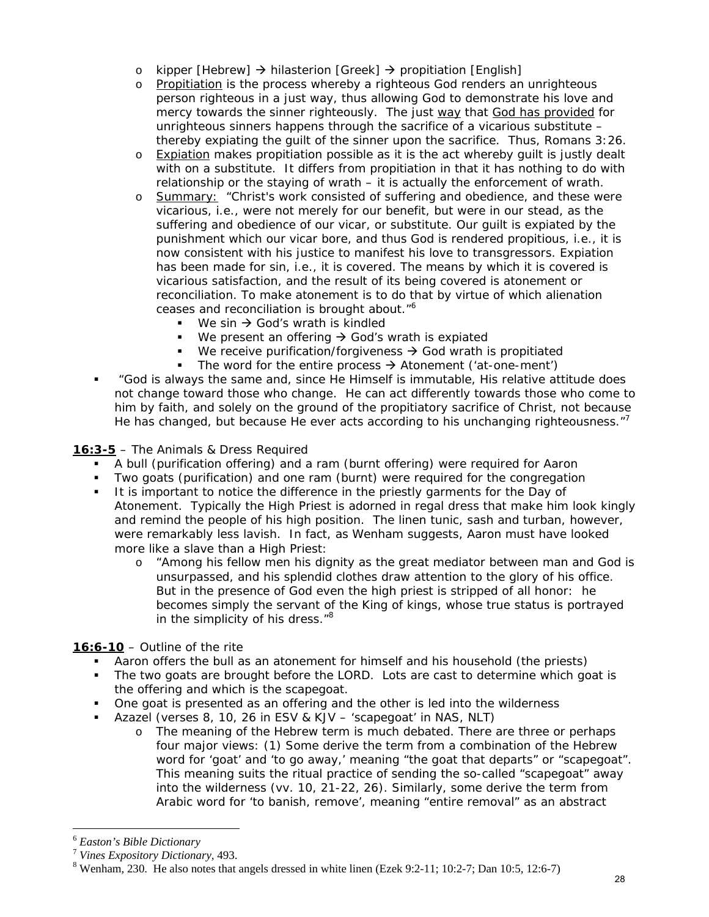- kipper [Hebrew] → hilasterion [Greek] → propitiation [English]
- Propitiation is the process whereby a righteous God renders an unrighteous person righteous in a just way, thus allowing God to demonstrate his love and mercy towards the sinner righteously. The just way that God has provided for unrighteous sinners happens through the sacrifice of a vicarious substitute – thereby expiating the guilt of the sinner upon the sacrifice. Thus, Romans 3:26.
- Expiation makes propitiation possible as it is the act whereby guilt is justly dealt with on a substitute. It differs from propitiation in that it has nothing to do with relationship or the staying of wrath – it is actually the enforcement of wrath.
- Summary: "Christ's work consisted of suffering and obedience, and these were vicarious, i.e., were not merely for our benefit, but were in our stead, as the suffering and obedience of our vicar, or substitute. Our guilt is expiated by the punishment which our vicar bore, and thus God is rendered propitious, i.e., it is now consistent with his justice to manifest his love to transgressors. Expiation has been made for sin, i.e., it is covered. The means by which it is covered is vicarious satisfaction, and the result of its being covered is atonement or reconciliation. To make atonement is to do that by virtue of which alienation ceases and reconciliation is brought about."[6]
    - We sin → God's wrath is kindled
    - We present an offering → God's wrath is expiated
    - We receive purification/forgiveness → God wrath is propitiated
    - The word for the entire process → Atonement ('at-one-ment')

- "God is always the same and, since He Himself is immutable, His relative attitude does not change toward those who change. He can act differently towards those who come to him by faith, and solely on the ground of the propitiatory sacrifice of Christ, not because He has changed, but because He ever acts according to his unchanging righteousness."[7]

**16:3-5** – The Animals & Dress Required

- A bull (purification offering) and a ram (burnt offering) were required for Aaron
- Two goats (purification) and one ram (burnt) were required for the congregation
- It is important to notice the difference in the priestly garments for the Day of Atonement. Typically the High Priest is adorned in regal dress that make him look kingly and remind the people of his high position. The linen tunic, sash and turban, however, were remarkably less lavish. In fact, as Wenham suggests, Aaron must have looked more like a slave than a High Priest:
    - "Among his fellow men his dignity as the great mediator between man and God is unsurpassed, and his splendid clothes draw attention to the glory of his office. But in the presence of God even the high priest is stripped of all honor: he becomes simply the servant of the King of kings, whose true status is portrayed in the simplicity of his dress."[8]

**16:6-10** – Outline of the rite

- Aaron offers the bull as an atonement for himself and his household (the priests)
- The two goats are brought before the LORD. Lots are cast to determine which goat is the offering and which is the scapegoat.
- One goat is presented as an offering and the other is led into the wilderness
- Azazel (verses 8, 10, 26 in ESV & KJV – 'scapegoat' in NAS, NLT)
    - The meaning of the Hebrew term is much debated. There are three or perhaps four major views: (1) Some derive the term from a combination of the Hebrew word for 'goat' and 'to go away,' meaning "the goat that departs" or "scapegoat". This meaning suits the ritual practice of sending the so-called "scapegoat" away into the wilderness (vv. 10, 21-22, 26). Similarly, some derive the term from Arabic word for 'to banish, remove', meaning "entire removal" as an abstract

---

[6] *Easton's Bible Dictionary*

[7] *Vines Expository Dictionary*, 493.

[8] Wenham, 230. He also notes that angels dressed in white linen (Ezek 9:2-11; 10:2-7; Dan 10:5, 12:6-7)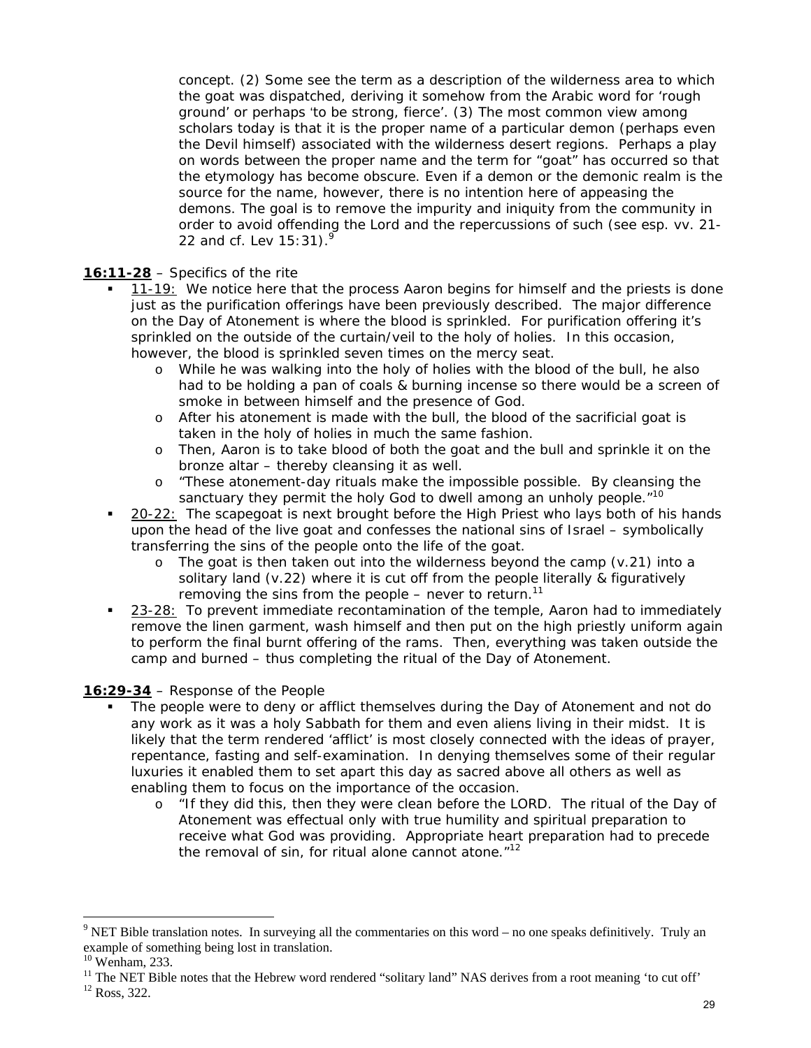concept. (2) Some see the term as a description of the wilderness area to which the goat was dispatched, deriving it somehow from the Arabic word for 'rough ground' or perhaps 'to be strong, fierce'. (3) The most common view among scholars today is that it is the proper name of a particular demon (perhaps even the Devil himself) associated with the wilderness desert regions. Perhaps a play on words between the proper name and the term for "goat" has occurred so that the etymology has become obscure. Even if a demon or the demonic realm is the source for the name, however, there is no intention here of appeasing the demons. The goal is to remove the impurity and iniquity from the community in order to avoid offending the Lord and the repercussions of such (see esp. vv. 21-22 and cf. Lev 15:31).[9]

**16:11-28** – Specifics of the rite

- 11-19: We notice here that the process Aaron begins for himself and the priests is done just as the purification offerings have been previously described. The major difference on the Day of Atonement is where the blood is sprinkled. For purification offering it's sprinkled on the outside of the curtain/veil to the holy of holies. In this occasion, however, the blood is sprinkled seven times on the mercy seat.
  - While he was walking into the holy of holies with the blood of the bull, he also had to be holding a pan of coals & burning incense so there would be a screen of smoke in between himself and the presence of God.
  - After his atonement is made with the bull, the blood of the sacrificial goat is taken in the holy of holies in much the same fashion.
  - Then, Aaron is to take blood of both the goat and the bull and sprinkle it on the bronze altar – thereby cleansing it as well.
  - "These atonement-day rituals make the impossible possible. By cleansing the sanctuary they permit the holy God to dwell among an unholy people."[10]
- 20-22: The scapegoat is next brought before the High Priest who lays both of his hands upon the head of the live goat and confesses the national sins of Israel – symbolically transferring the sins of the people onto the life of the goat.
  - The goat is then taken out into the wilderness beyond the camp (v.21) into a solitary land (v.22) where it is cut off from the people literally & figuratively removing the sins from the people – never to return.[11]
- 23-28: To prevent immediate recontamination of the temple, Aaron had to immediately remove the linen garment, wash himself and then put on the high priestly uniform again to perform the final burnt offering of the rams. Then, everything was taken outside the camp and burned – thus completing the ritual of the Day of Atonement.

**16:29-34** – Response of the People

- The people were to deny or afflict themselves during the Day of Atonement and not do any work as it was a holy Sabbath for them and even aliens living in their midst. It is likely that the term rendered 'afflict' is most closely connected with the ideas of prayer, repentance, fasting and self-examination. In denying themselves some of their regular luxuries it enabled them to set apart this day as sacred above all others as well as enabling them to focus on the importance of the occasion.
  - "If they did this, then they were clean before the LORD. The ritual of the Day of Atonement was effectual only with true humility and spiritual preparation to receive what God was providing. Appropriate heart preparation had to precede the removal of sin, for ritual alone cannot atone."[12]

---

[9] NET Bible translation notes. In surveying all the commentaries on this word – no one speaks definitively. Truly an example of something being lost in translation.

[10] Wenham, 233.

[11] The NET Bible notes that the Hebrew word rendered "solitary land" NAS derives from a root meaning 'to cut off'

[12] Ross, 322.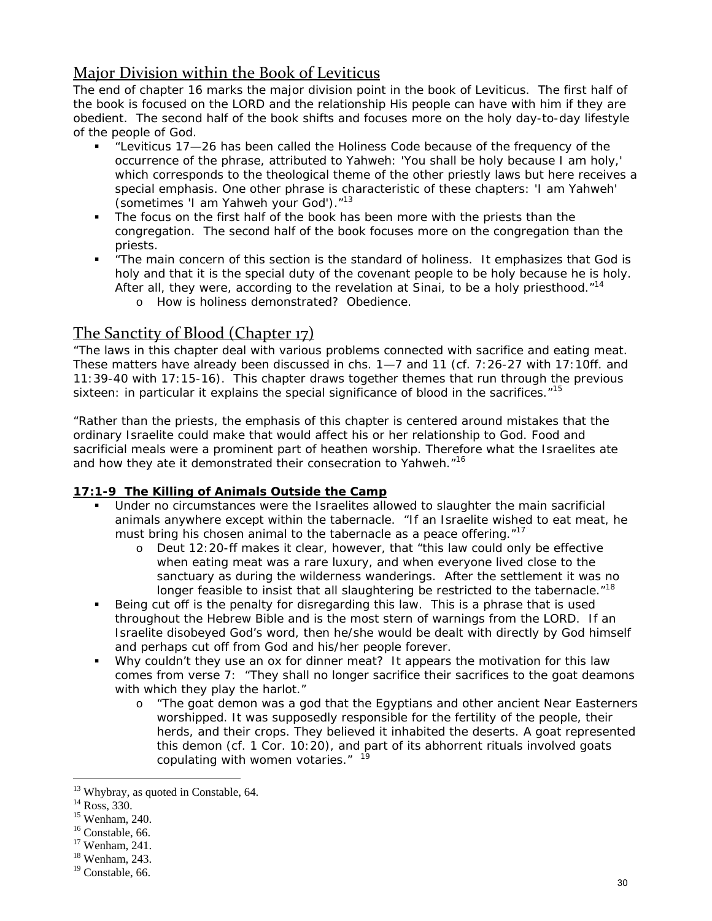## Major Division within the Book of Leviticus

The end of chapter 16 marks the major division point in the book of Leviticus. The first half of the book is focused on the LORD and the relationship His people can have with him if they are obedient. The second half of the book shifts and focuses more on the holy day-to-day lifestyle of the people of God.

- "Leviticus 17—26 has been called the Holiness Code because of the frequency of the occurrence of the phrase, attributed to Yahweh: 'You shall be holy because I am holy,' which corresponds to the theological theme of the other priestly laws but here receives a special emphasis. One other phrase is characteristic of these chapters: 'I am Yahweh' (sometimes 'I am Yahweh your God')."[13]
- The focus on the first half of the book has been more with the priests than the congregation. The second half of the book focuses more on the congregation than the priests.
- "The main concern of this section is the standard of holiness. It emphasizes that God is holy and that it is the special duty of the covenant people to be holy because he is holy. After all, they were, according to the revelation at Sinai, to be a holy priesthood."[14]
  - How is holiness demonstrated? Obedience.

## The Sanctity of Blood (Chapter 17)

"The laws in this chapter deal with various problems connected with sacrifice and eating meat. These matters have already been discussed in chs. 1—7 and 11 (cf. 7:26-27 with 17:10ff. and 11:39-40 with 17:15-16). This chapter draws together themes that run through the previous sixteen: in particular it explains the special significance of blood in the sacrifices."[15]

"Rather than the priests, the emphasis of this chapter is centered around mistakes that the ordinary Israelite could make that would affect his or her relationship to God. Food and sacrificial meals were a prominent part of heathen worship. Therefore what the Israelites ate and how they ate it demonstrated their consecration to Yahweh."[16]

**17:1-9 The Killing of Animals Outside the Camp**

- Under no circumstances were the Israelites allowed to slaughter the main sacrificial animals anywhere except within the tabernacle. "If an Israelite wished to eat meat, he must bring his chosen animal to the tabernacle as a peace offering."[17]
  - Deut 12:20-ff makes it clear, however, that "this law could only be effective when eating meat was a rare luxury, and when everyone lived close to the sanctuary as during the wilderness wanderings. After the settlement it was no longer feasible to insist that all slaughtering be restricted to the tabernacle."[18]
- Being cut off is the penalty for disregarding this law. This is a phrase that is used throughout the Hebrew Bible and is the most stern of warnings from the LORD. If an Israelite disobeyed God's word, then he/she would be dealt with directly by God himself and perhaps cut off from God and his/her people forever.
- Why couldn't they use an ox for dinner meat? It appears the motivation for this law comes from verse 7: "They shall no longer sacrifice their sacrifices to the goat deamons with which they play the harlot."
  - "The goat demon was a god that the Egyptians and other ancient Near Easterners worshipped. It was supposedly responsible for the fertility of the people, their herds, and their crops. They believed it inhabited the deserts. A goat represented this demon (cf. 1 Cor. 10:20), and part of its abhorrent rituals involved goats copulating with women votaries." [19]

---

[13] Whybray, as quoted in Constable, 64.
[14] Ross, 330.
[15] Wenham, 240.
[16] Constable, 66.
[17] Wenham, 241.
[18] Wenham, 243.
[19] Constable, 66.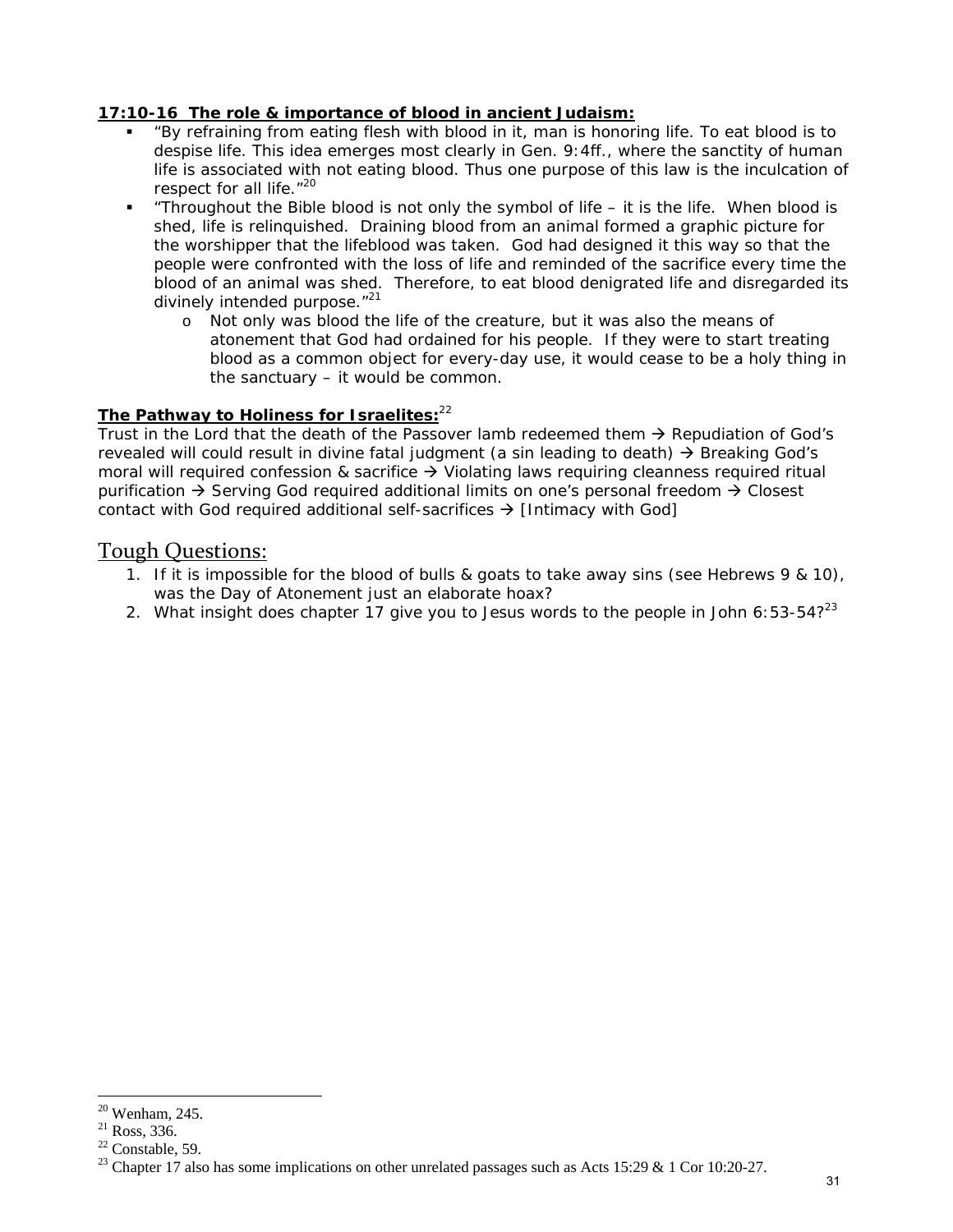**<u>17:10-16 The role & importance of blood in ancient Judaism:</u>**

- "By refraining from eating flesh with blood in it, man is honoring life. To eat blood is to despise life. This idea emerges most clearly in Gen. 9:4ff., where the sanctity of human life is associated with not eating blood. Thus one purpose of this law is the inculcation of respect for all life."[20]
- "Throughout the Bible blood is not only the symbol of life – it is the life. When blood is shed, life is relinquished. Draining blood from an animal formed a graphic picture for the worshipper that the lifeblood was taken. God had designed it this way so that the people were confronted with the loss of life and reminded of the sacrifice every time the blood of an animal was shed. Therefore, to eat blood denigrated life and disregarded its divinely intended purpose."[21]
    - Not only was blood the life of the creature, but it was also the means of atonement that God had ordained for his people. If they were to start treating blood as a common object for every-day use, it would cease to be a holy thing in the sanctuary – it would be common.

**<u>The Pathway to Holiness for Israelites:</u>**[22]

Trust in the Lord that the death of the Passover lamb redeemed them → Repudiation of God's revealed will could result in divine fatal judgment (a sin leading to death) → Breaking God's moral will required confession & sacrifice → Violating laws requiring cleanness required ritual purification → Serving God required additional limits on one's personal freedom → Closest contact with God required additional self-sacrifices → [Intimacy with God]

## <u>Tough Questions:</u>

1. If it is impossible for the blood of bulls & goats to take away sins (see Hebrews 9 & 10), was the Day of Atonement just an elaborate hoax?
2. What insight does chapter 17 give you to Jesus words to the people in John 6:53-54?[23]

---

[20] Wenham, 245.

[21] Ross, 336.

[22] Constable, 59.

[23] Chapter 17 also has some implications on other unrelated passages such as Acts 15:29 & 1 Cor 10:20-27.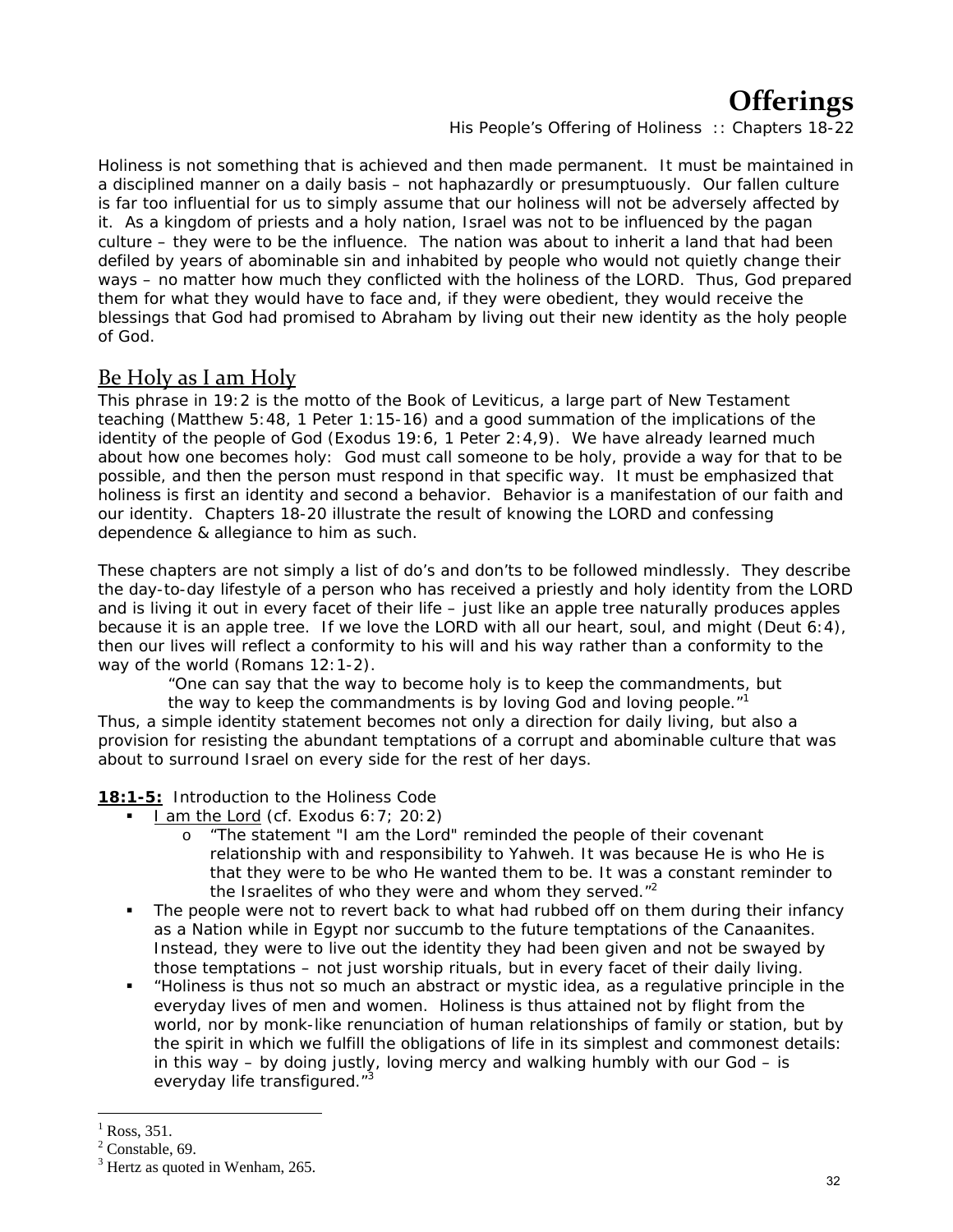# Offerings

His People's Offering of Holiness :: Chapters 18-22

Holiness is not something that is achieved and then made permanent. It must be maintained in a disciplined manner on a daily basis – not haphazardly or presumptuously. Our fallen culture is far too influential for us to simply assume that our holiness will not be adversely affected by it. As a kingdom of priests and a holy nation, Israel was not to be influenced by the pagan culture – they were to be the influence. The nation was about to inherit a land that had been defiled by years of abominable sin and inhabited by people who would not quietly change their ways – no matter how much they conflicted with the holiness of the LORD. Thus, God prepared them for what they would have to face and, if they were obedient, they would receive the blessings that God had promised to Abraham by living out their new identity as the holy people of God.

## Be Holy as I am Holy

This phrase in 19:2 is the motto of the Book of Leviticus, a large part of New Testament teaching (Matthew 5:48, 1 Peter 1:15-16) and a good summation of the implications of the identity of the people of God (Exodus 19:6, 1 Peter 2:4,9). We have already learned much about how one becomes holy: God must call someone to be holy, provide a way for that to be possible, and then the person must respond in that specific way. It must be emphasized that holiness is first an identity and second a behavior. Behavior is a manifestation of our faith and our identity. Chapters 18-20 illustrate the result of knowing the LORD and confessing dependence & allegiance to him as such.

These chapters are not simply a list of do's and don'ts to be followed mindlessly. They describe the day-to-day lifestyle of a person who has received a priestly and holy identity from the LORD and is living it out in every facet of their life – just like an apple tree naturally produces apples because it is an apple tree. If we love the LORD with all our heart, soul, and might (Deut 6:4), then our lives will reflect a conformity to his will and his way rather than a conformity to the way of the world (Romans 12:1-2).

> "One can say that the way to become holy is to keep the commandments, but the way to keep the commandments is by loving God and loving people."[1]

Thus, a simple identity statement becomes not only a direction for daily living, but also a provision for resisting the abundant temptations of a corrupt and abominable culture that was about to surround Israel on every side for the rest of her days.

**18:1-5:** Introduction to the Holiness Code

- I am the Lord (cf. Exodus 6:7; 20:2)
  - "The statement "I am the Lord" reminded the people of their covenant relationship with and responsibility to Yahweh. It was because He is who He is that they were to be who He wanted them to be. It was a constant reminder to the Israelites of who they were and whom they served."[2]
- The people were not to revert back to what had rubbed off on them during their infancy as a Nation while in Egypt nor succumb to the future temptations of the Canaanites. Instead, they were to live out the identity they had been given and not be swayed by those temptations – not just worship rituals, but in every facet of their daily living.
- "Holiness is thus not so much an abstract or mystic idea, as a regulative principle in the everyday lives of men and women. Holiness is thus attained not by flight from the world, nor by monk-like renunciation of human relationships of family or station, but by the spirit in which we fulfill the obligations of life in its simplest and commonest details: in this way – by doing justly, loving mercy and walking humbly with our God – is everyday life transfigured."[3]

---

[1] Ross, 351.
[2] Constable, 69.
[3] Hertz as quoted in Wenham, 265.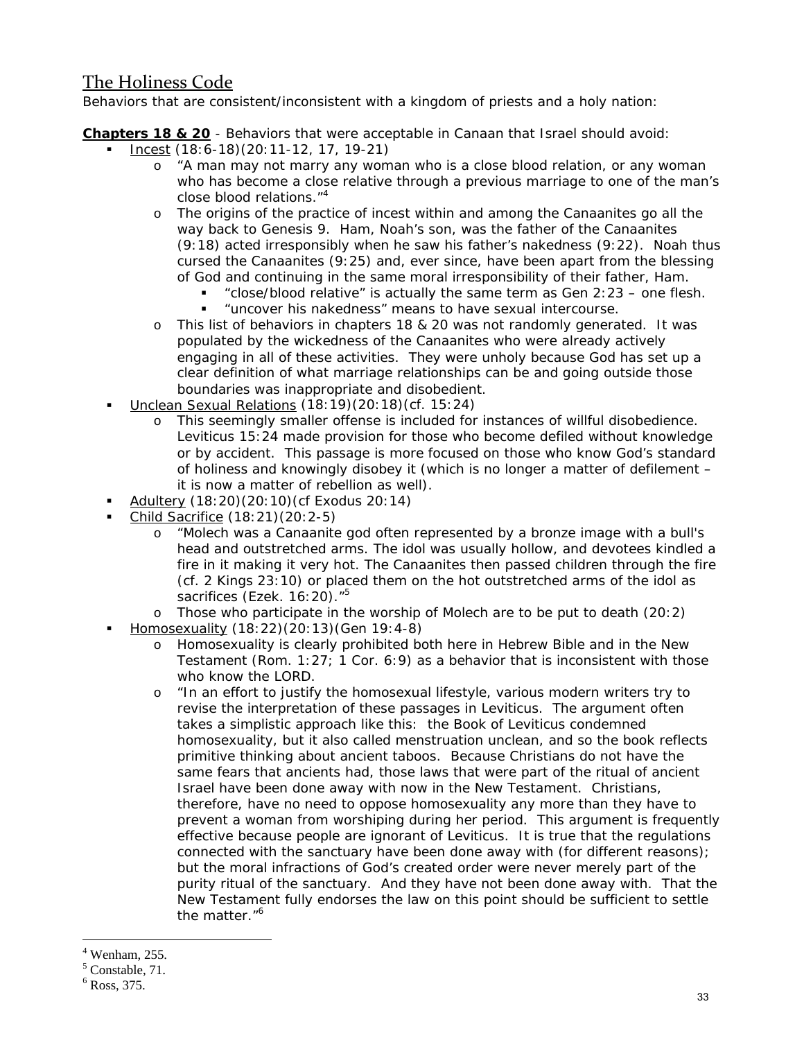## The Holiness Code

Behaviors that are consistent/inconsistent with a kingdom of priests and a holy nation:

**Chapters 18 & 20** - Behaviors that were acceptable in Canaan that Israel should avoid:

- Incest (18:6-18)(20:11-12, 17, 19-21)
  - "A man may not marry any woman who is a close blood relation, or any woman who has become a close relative through a previous marriage to one of the man's close blood relations."[4]
  - The origins of the practice of incest within and among the Canaanites go all the way back to Genesis 9. Ham, Noah's son, was the father of the Canaanites (9:18) acted irresponsibly when he saw his father's nakedness (9:22). Noah thus cursed the Canaanites (9:25) and, ever since, have been apart from the blessing of God and continuing in the same moral irresponsibility of their father, Ham.
    - "close/blood relative" is actually the same term as Gen 2:23 – one flesh.
    - "uncover his nakedness" means to have sexual intercourse.
  - This list of behaviors in chapters 18 & 20 was not randomly generated. It was populated by the wickedness of the Canaanites who were already actively engaging in all of these activities. They were unholy because God has set up a clear definition of what marriage relationships can be and going outside those boundaries was inappropriate and disobedient.
- Unclean Sexual Relations (18:19)(20:18)(cf. 15:24)
  - This seemingly smaller offense is included for instances of willful disobedience. Leviticus 15:24 made provision for those who become defiled without knowledge or by accident. This passage is more focused on those who know God's standard of holiness and knowingly disobey it (which is no longer a matter of defilement – it is now a matter of rebellion as well).
- Adultery (18:20)(20:10)(cf Exodus 20:14)
- Child Sacrifice (18:21)(20:2-5)
  - "Molech was a Canaanite god often represented by a bronze image with a bull's head and outstretched arms. The idol was usually hollow, and devotees kindled a fire in it making it very hot. The Canaanites then passed children through the fire (cf. 2 Kings 23:10) or placed them on the hot outstretched arms of the idol as sacrifices (Ezek. 16:20)."[5]
  - Those who participate in the worship of Molech are to be put to death (20:2)
- Homosexuality (18:22)(20:13)(Gen 19:4-8)
  - Homosexuality is clearly prohibited both here in Hebrew Bible and in the New Testament (Rom. 1:27; 1 Cor. 6:9) as a behavior that is inconsistent with those who know the LORD.
  - "In an effort to justify the homosexual lifestyle, various modern writers try to revise the interpretation of these passages in Leviticus. The argument often takes a simplistic approach like this: the Book of Leviticus condemned homosexuality, but it also called menstruation unclean, and so the book reflects primitive thinking about ancient taboos. Because Christians do not have the same fears that ancients had, those laws that were part of the ritual of ancient Israel have been done away with now in the New Testament. Christians, therefore, have no need to oppose homosexuality any more than they have to prevent a woman from worshiping during her period. This argument is frequently effective because people are ignorant of Leviticus. It is true that the regulations connected with the sanctuary have been done away with (for different reasons); but the moral infractions of God's created order were never merely part of the purity ritual of the sanctuary. And they have not been done away with. That the New Testament fully endorses the law on this point should be sufficient to settle the matter."[6]

---

[4] Wenham, 255.

[5] Constable, 71.

[6] Ross, 375.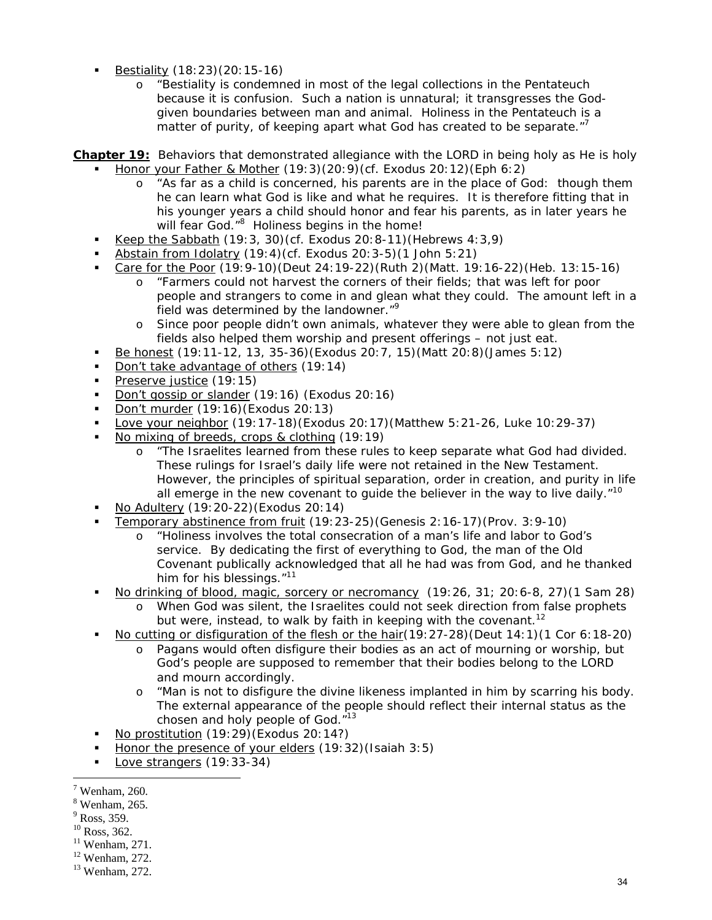- Bestiality (18:23)(20:15-16)
    - "Bestiality is condemned in most of the legal collections in the Pentateuch because it is confusion. Such a nation is unnatural; it transgresses the God-given boundaries between man and animal. Holiness in the Pentateuch is a matter of purity, of keeping apart what God has created to be separate."[7]

**Chapter 19:** Behaviors that demonstrated allegiance with the LORD in being holy as He is holy

- Honor your Father & Mother (19:3)(20:9)(cf. Exodus 20:12)(Eph 6:2)
    - "As far as a child is concerned, his parents are in the place of God: though them he can learn what God is like and what he requires. It is therefore fitting that in his younger years a child should honor and fear his parents, as in later years he will fear God."[8] Holiness begins in the home!
- Keep the Sabbath (19:3, 30)(cf. Exodus 20:8-11)(Hebrews 4:3,9)
- Abstain from Idolatry (19:4)(cf. Exodus 20:3-5)(1 John 5:21)
- Care for the Poor (19:9-10)(Deut 24:19-22)(Ruth 2)(Matt. 19:16-22)(Heb. 13:15-16)
    - "Farmers could not harvest the corners of their fields; that was left for poor people and strangers to come in and glean what they could. The amount left in a field was determined by the landowner."[9]
    - Since poor people didn't own animals, whatever they were able to glean from the fields also helped them worship and present offerings – not just eat.
- Be honest (19:11-12, 13, 35-36)(Exodus 20:7, 15)(Matt 20:8)(James 5:12)
- Don't take advantage of others (19:14)
- Preserve justice (19:15)
- Don't gossip or slander (19:16) (Exodus 20:16)
- Don't murder (19:16)(Exodus 20:13)
- Love your neighbor (19:17-18)(Exodus 20:17)(Matthew 5:21-26, Luke 10:29-37)
- No mixing of breeds, crops & clothing (19:19)
    - "The Israelites learned from these rules to keep separate what God had divided. These rulings for Israel's daily life were not retained in the New Testament. However, the principles of spiritual separation, order in creation, and purity in life all emerge in the new covenant to guide the believer in the way to live daily."[10]
- No Adultery (19:20-22)(Exodus 20:14)
- Temporary abstinence from fruit (19:23-25)(Genesis 2:16-17)(Prov. 3:9-10)
    - "Holiness involves the total consecration of a man's life and labor to God's service. By dedicating the first of everything to God, the man of the Old Covenant publically acknowledged that all he had was from God, and he thanked him for his blessings."[11]
- No drinking of blood, magic, sorcery or necromancy (19:26, 31; 20:6-8, 27)(1 Sam 28)
    - When God was silent, the Israelites could not seek direction from false prophets but were, instead, to walk by faith in keeping with the covenant.[12]
- No cutting or disfiguration of the flesh or the hair(19:27-28)(Deut 14:1)(1 Cor 6:18-20)
    - Pagans would often disfigure their bodies as an act of mourning or worship, but God's people are supposed to remember that their bodies belong to the LORD and mourn accordingly.
    - "Man is not to disfigure the divine likeness implanted in him by scarring his body. The external appearance of the people should reflect their internal status as the chosen and holy people of God."[13]
- No prostitution (19:29)(Exodus 20:14?)
- Honor the presence of your elders (19:32)(Isaiah 3:5)
- Love strangers (19:33-34)

---

[7] Wenham, 260.
[8] Wenham, 265.
[9] Ross, 359.
[10] Ross, 362.
[11] Wenham, 271.
[12] Wenham, 272.
[13] Wenham, 272.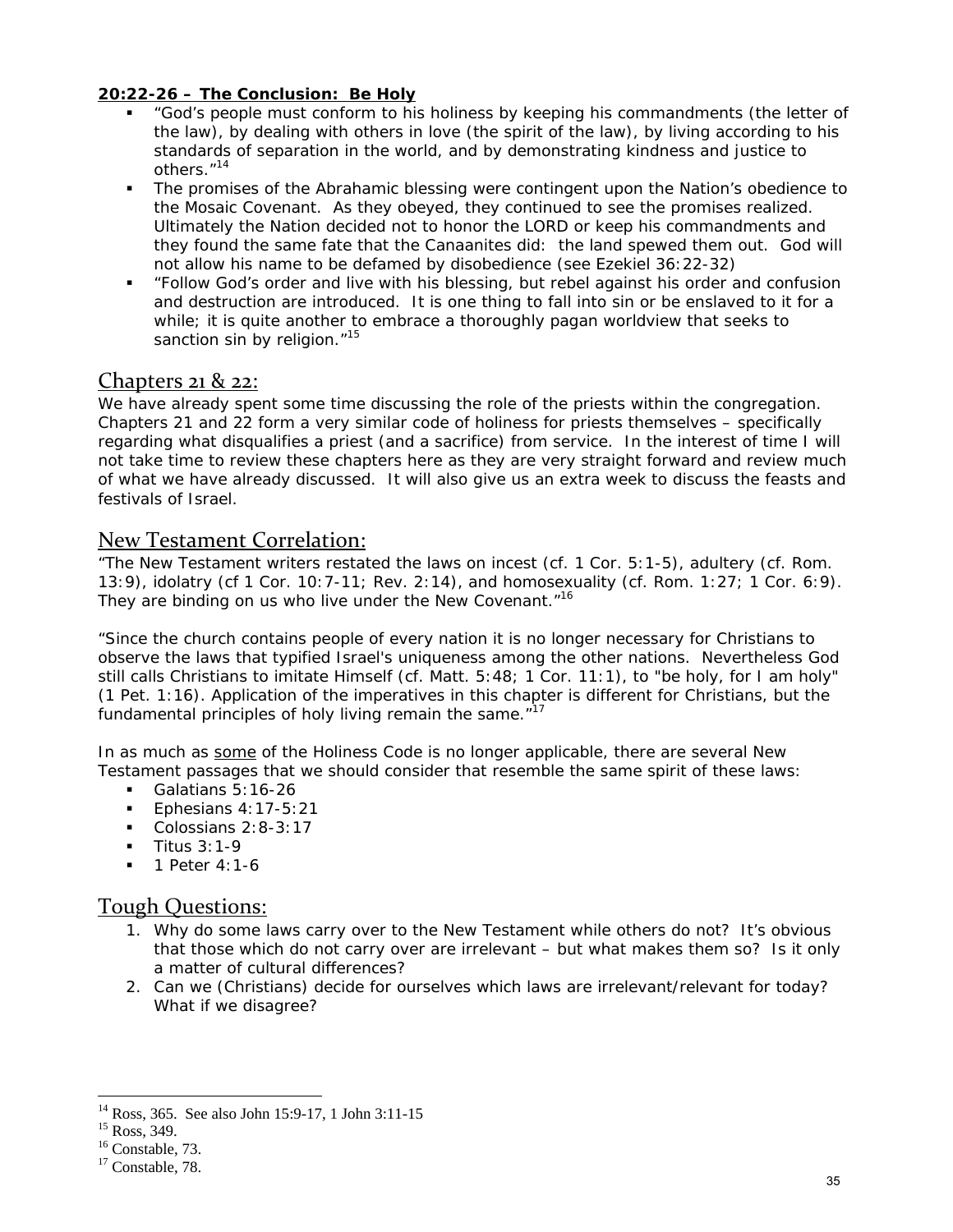**20:22-26 – The Conclusion: Be Holy**

- "God's people must conform to his holiness by keeping his commandments (the letter of the law), by dealing with others in love (the spirit of the law), by living according to his standards of separation in the world, and by demonstrating kindness and justice to others."[14]
- The promises of the Abrahamic blessing were contingent upon the Nation's obedience to the Mosaic Covenant. As they obeyed, they continued to see the promises realized. Ultimately the Nation decided not to honor the LORD or keep his commandments and they found the same fate that the Canaanites did: the land spewed them out. God will not allow his name to be defamed by disobedience (see Ezekiel 36:22-32)
- "Follow God's order and live with his blessing, but rebel against his order and confusion and destruction are introduced. It is one thing to fall into sin or be enslaved to it for a while; it is quite another to embrace a thoroughly pagan worldview that seeks to sanction sin by religion."[15]

## Chapters 21 & 22:

We have already spent some time discussing the role of the priests within the congregation. Chapters 21 and 22 form a very similar code of holiness for priests themselves – specifically regarding what disqualifies a priest (and a sacrifice) from service. In the interest of time I will not take time to review these chapters here as they are very straight forward and review much of what we have already discussed. It will also give us an extra week to discuss the feasts and festivals of Israel.

## New Testament Correlation:

"The New Testament writers restated the laws on incest (cf. 1 Cor. 5:1-5), adultery (cf. Rom. 13:9), idolatry (cf 1 Cor. 10:7-11; Rev. 2:14), and homosexuality (cf. Rom. 1:27; 1 Cor. 6:9). They are binding on us who live under the New Covenant."[16]

"Since the church contains people of every nation it is no longer necessary for Christians to observe the laws that typified Israel's uniqueness among the other nations. Nevertheless God still calls Christians to imitate Himself (cf. Matt. 5:48; 1 Cor. 11:1), to "be holy, for I am holy" (1 Pet. 1:16). Application of the imperatives in this chapter is different for Christians, but the fundamental principles of holy living remain the same."[17]

In as much as <u>some</u> of the Holiness Code is no longer applicable, there are several New Testament passages that we should consider that resemble the same spirit of these laws:

- Galatians 5:16-26
- Ephesians 4:17-5:21
- Colossians 2:8-3:17
- Titus 3:1-9
- 1 Peter 4:1-6

## Tough Questions:

1. Why do some laws carry over to the New Testament while others do not? It's obvious that those which do not carry over are irrelevant – but what makes them so? Is it only a matter of cultural differences?
2. Can we (Christians) decide for ourselves which laws are irrelevant/relevant for today? What if we disagree?

---

[14] Ross, 365. See also John 15:9-17, 1 John 3:11-15
[15] Ross, 349.
[16] Constable, 73.
[17] Constable, 78.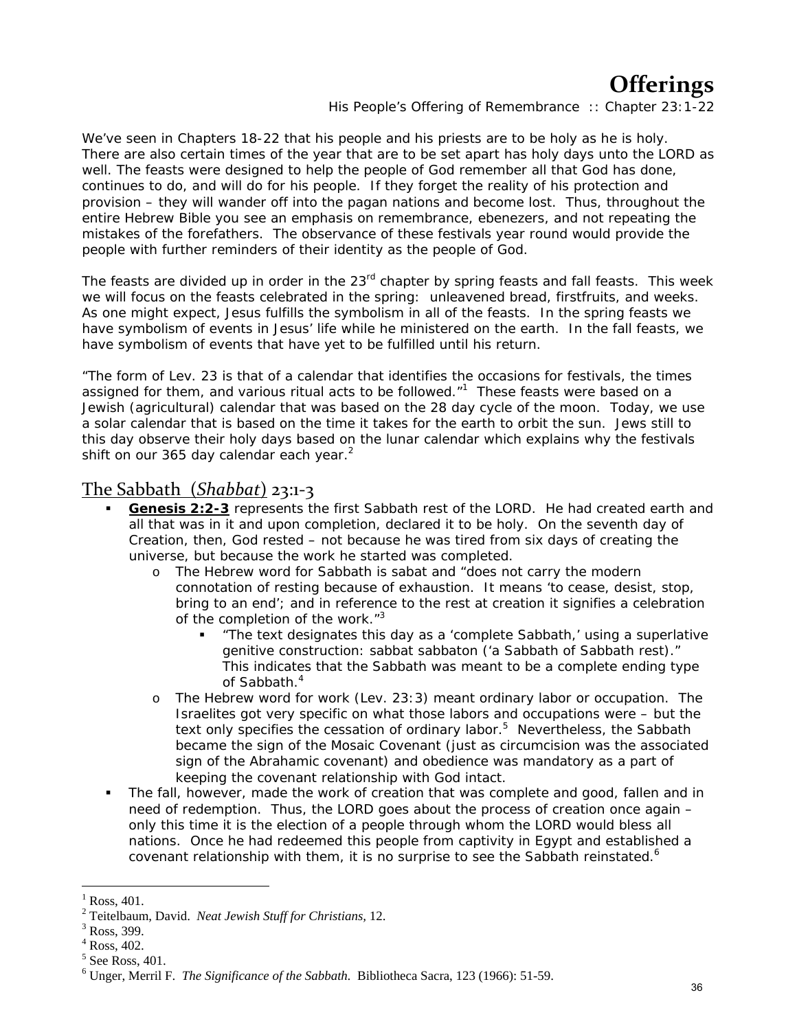# Offerings

His People's Offering of Remembrance :: Chapter 23:1-22

We've seen in Chapters 18-22 that his people and his priests are to be holy as he is holy. There are also certain times of the year that are to be set apart has holy days unto the LORD as well. The feasts were designed to help the people of God remember all that God has done, continues to do, and will do for his people. If they forget the reality of his protection and provision – they will wander off into the pagan nations and become lost. Thus, throughout the entire Hebrew Bible you see an emphasis on remembrance, ebenezers, and not repeating the mistakes of the forefathers. The observance of these festivals year round would provide the people with further reminders of their identity as the people of God.

The feasts are divided up in order in the 23rd chapter by spring feasts and fall feasts. This week we will focus on the feasts celebrated in the spring: unleavened bread, firstfruits, and weeks. As one might expect, Jesus fulfills the symbolism in all of the feasts. In the spring feasts we have symbolism of events in Jesus' life while he ministered on the earth. In the fall feasts, we have symbolism of events that have yet to be fulfilled until his return.

"The form of Lev. 23 is that of a calendar that identifies the occasions for festivals, the times assigned for them, and various ritual acts to be followed."[1] These feasts were based on a Jewish (agricultural) calendar that was based on the 28 day cycle of the moon. Today, we use a solar calendar that is based on the time it takes for the earth to orbit the sun. Jews still to this day observe their holy days based on the lunar calendar which explains why the festivals shift on our 365 day calendar each year.[2]

## The Sabbath (*Shabbat*) 23:1-3

- **Genesis 2:2-3** represents the first Sabbath rest of the LORD. He had created earth and all that was in it and upon completion, declared it to be holy. On the seventh day of Creation, then, God rested – not because he was tired from six days of creating the universe, but because the work he started was completed.
  - The Hebrew word for Sabbath is sabat and "does not carry the modern connotation of resting because of exhaustion. It means 'to cease, desist, stop, bring to an end'; and in reference to the rest at creation it signifies a celebration of the completion of the work."[3]
    - "The text designates this day as a 'complete Sabbath,' using a superlative genitive construction: sabbat sabbaton ('a Sabbath of Sabbath rest)." This indicates that the Sabbath was meant to be a complete ending type of Sabbath.[4]
  - The Hebrew word for work (Lev. 23:3) meant ordinary labor or occupation. The Israelites got very specific on what those labors and occupations were – but the text only specifies the cessation of ordinary labor.[5] Nevertheless, the Sabbath became the sign of the Mosaic Covenant (just as circumcision was the associated sign of the Abrahamic covenant) and obedience was mandatory as a part of keeping the covenant relationship with God intact.
- The fall, however, made the work of creation that was complete and good, fallen and in need of redemption. Thus, the LORD goes about the process of creation once again – only this time it is the election of a people through whom the LORD would bless all nations. Once he had redeemed this people from captivity in Egypt and established a covenant relationship with them, it is no surprise to see the Sabbath reinstated.[6]

---

[1] Ross, 401.
[2] Teitelbaum, David. *Neat Jewish Stuff for Christians*, 12.
[3] Ross, 399.
[4] Ross, 402.
[5] See Ross, 401.
[6] Unger, Merril F. *The Significance of the Sabbath*. Bibliotheca Sacra, 123 (1966): 51-59.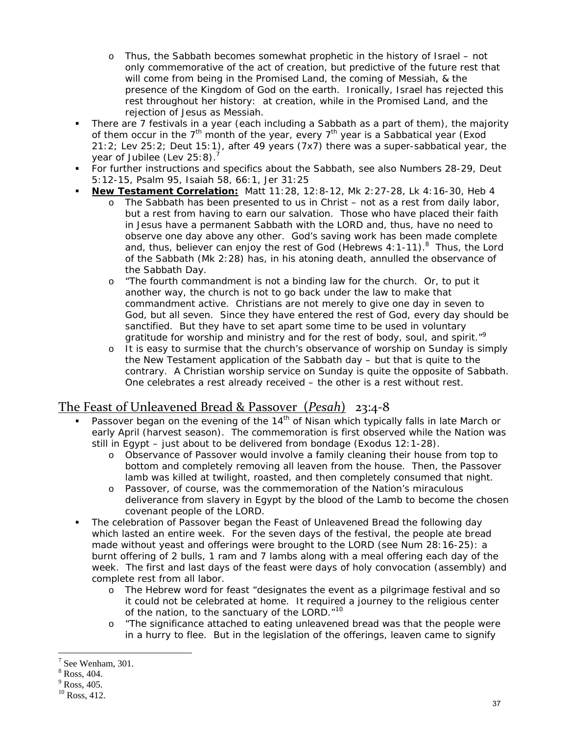- Thus, the Sabbath becomes somewhat prophetic in the history of Israel – not only commemorative of the act of creation, but predictive of the future rest that will come from being in the Promised Land, the coming of Messiah, & the presence of the Kingdom of God on the earth. Ironically, Israel has rejected this rest throughout her history: at creation, while in the Promised Land, and the rejection of Jesus as Messiah.
- There are 7 festivals in a year (each including a Sabbath as a part of them), the majority of them occur in the 7th month of the year, every 7th year is a Sabbatical year (Exod 21:2; Lev 25:2; Deut 15:1), after 49 years (7x7) there was a super-sabbatical year, the year of Jubilee (Lev 25:8).[7]
- For further instructions and specifics about the Sabbath, see also Numbers 28-29, Deut 5:12-15, Psalm 95, Isaiah 58, 66:1, Jer 31:25
- **New Testament Correlation:** Matt 11:28, 12:8-12, Mk 2:27-28, Lk 4:16-30, Heb 4
  - The Sabbath has been presented to us in Christ – not as a rest from daily labor, but a rest from having to earn our salvation. Those who have placed their faith in Jesus have a permanent Sabbath with the LORD and, thus, have no need to observe one day above any other. God's saving work has been made complete and, thus, believer can enjoy the rest of God (Hebrews 4:1-11).[8] Thus, the Lord of the Sabbath (Mk 2:28) has, in his atoning death, annulled the observance of the Sabbath Day.
  - "The fourth commandment is not a binding law for the church. Or, to put it another way, the church is not to go back under the law to make that commandment active. Christians are not merely to give one day in seven to God, but all seven. Since they have entered the rest of God, every day should be sanctified. But they have to set apart some time to be used in voluntary gratitude for worship and ministry and for the rest of body, soul, and spirit."[9]
  - It is easy to surmise that the church's observance of worship on Sunday is simply the New Testament application of the Sabbath day – but that is quite to the contrary. A Christian worship service on Sunday is quite the opposite of Sabbath. One celebrates a rest already received – the other is a rest without rest.

## The Feast of Unleavened Bread & Passover (*Pesah*) 23:4-8

- Passover began on the evening of the 14th of Nisan which typically falls in late March or early April (harvest season). The commemoration is first observed while the Nation was still in Egypt – just about to be delivered from bondage (Exodus 12:1-28).
  - Observance of Passover would involve a family cleaning their house from top to bottom and completely removing all leaven from the house. Then, the Passover lamb was killed at twilight, roasted, and then completely consumed that night.
  - Passover, of course, was the commemoration of the Nation's miraculous deliverance from slavery in Egypt by the blood of the Lamb to become the chosen covenant people of the LORD.
- The celebration of Passover began the Feast of Unleavened Bread the following day which lasted an entire week. For the seven days of the festival, the people ate bread made without yeast and offerings were brought to the LORD (see Num 28:16-25): a burnt offering of 2 bulls, 1 ram and 7 lambs along with a meal offering each day of the week. The first and last days of the feast were days of holy convocation (assembly) and complete rest from all labor.
  - The Hebrew word for feast "designates the event as a pilgrimage festival and so it could not be celebrated at home. It required a journey to the religious center of the nation, to the sanctuary of the LORD."[10]
  - "The significance attached to eating unleavened bread was that the people were in a hurry to flee. But in the legislation of the offerings, leaven came to signify

---

[7] See Wenham, 301.
[8] Ross, 404.
[9] Ross, 405.
[10] Ross, 412.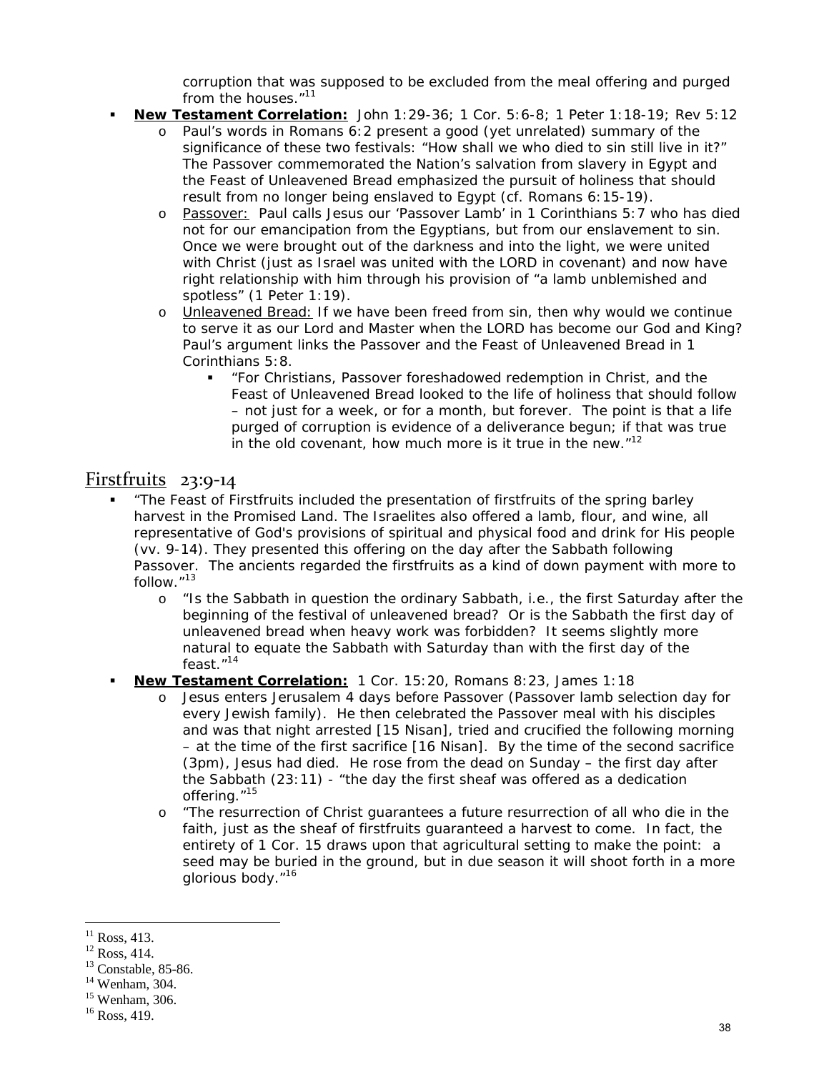corruption that was supposed to be excluded from the meal offering and purged from the houses."[11]

- **New Testament Correlation:** John 1:29-36; 1 Cor. 5:6-8; 1 Peter 1:18-19; Rev 5:12
  - Paul's words in Romans 6:2 present a good (yet unrelated) summary of the significance of these two festivals: "How shall we who died to sin still live in it?" The Passover commemorated the Nation's salvation from slavery in Egypt and the Feast of Unleavened Bread emphasized the pursuit of holiness that should result from no longer being enslaved to Egypt (cf. Romans 6:15-19).
  - Passover: Paul calls Jesus our 'Passover Lamb' in 1 Corinthians 5:7 who has died not for our emancipation from the Egyptians, but from our enslavement to sin. Once we were brought out of the darkness and into the light, we were united with Christ (just as Israel was united with the LORD in covenant) and now have right relationship with him through his provision of "a lamb unblemished and spotless" (1 Peter 1:19).
  - Unleavened Bread: If we have been freed from sin, then why would we continue to serve it as our Lord and Master when the LORD has become our God and King? Paul's argument links the Passover and the Feast of Unleavened Bread in 1 Corinthians 5:8.
    - "For Christians, Passover foreshadowed redemption in Christ, and the Feast of Unleavened Bread looked to the life of holiness that should follow – not just for a week, or for a month, but forever. The point is that a life purged of corruption is evidence of a deliverance begun; if that was true in the old covenant, how much more is it true in the new."[12]

## Firstfruits 23:9-14

- "The Feast of Firstfruits included the presentation of firstfruits of the spring barley harvest in the Promised Land. The Israelites also offered a lamb, flour, and wine, all representative of God's provisions of spiritual and physical food and drink for His people (vv. 9-14). They presented this offering on the day after the Sabbath following Passover. The ancients regarded the firstfruits as a kind of down payment with more to follow."[13]
  - "Is the Sabbath in question the ordinary Sabbath, i.e., the first Saturday after the beginning of the festival of unleavened bread? Or is the Sabbath the first day of unleavened bread when heavy work was forbidden? It seems slightly more natural to equate the Sabbath with Saturday than with the first day of the feast."[14]
- **New Testament Correlation:** 1 Cor. 15:20, Romans 8:23, James 1:18
  - Jesus enters Jerusalem 4 days before Passover (Passover lamb selection day for every Jewish family). He then celebrated the Passover meal with his disciples and was that night arrested [15 Nisan], tried and crucified the following morning – at the time of the first sacrifice [16 Nisan]. By the time of the second sacrifice (3pm), Jesus had died. He rose from the dead on Sunday – the first day after the Sabbath (23:11) - "the day the first sheaf was offered as a dedication offering."[15]
  - "The resurrection of Christ guarantees a future resurrection of all who die in the faith, just as the sheaf of firstfruits guaranteed a harvest to come. In fact, the entirety of 1 Cor. 15 draws upon that agricultural setting to make the point: a seed may be buried in the ground, but in due season it will shoot forth in a more glorious body."[16]

---

[11] Ross, 413.
[12] Ross, 414.
[13] Constable, 85-86.
[14] Wenham, 304.
[15] Wenham, 306.
[16] Ross, 419.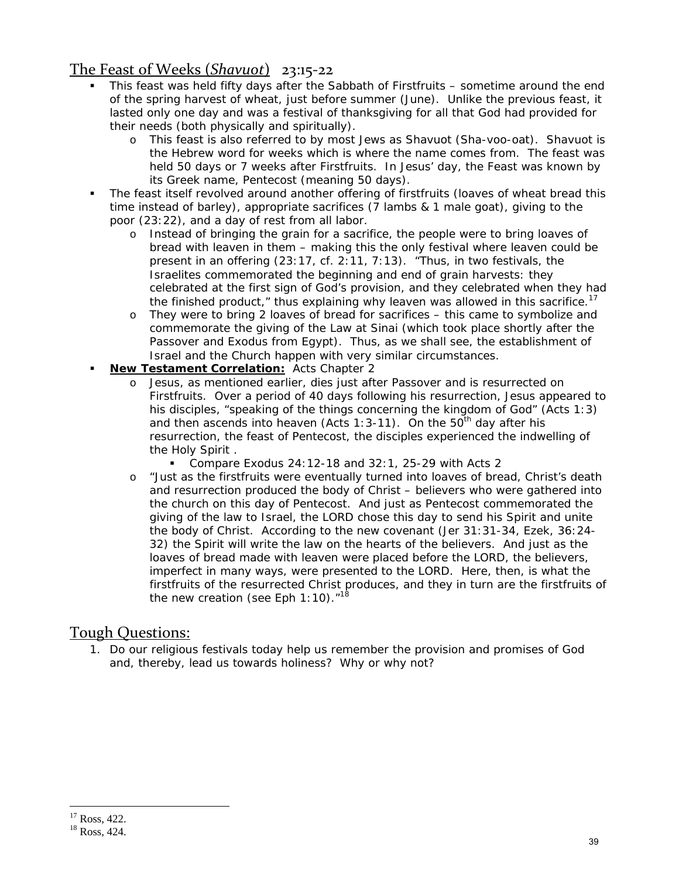## The Feast of Weeks (*Shavuot*) 23:15-22

- This feast was held fifty days after the Sabbath of Firstfruits – sometime around the end of the spring harvest of wheat, just before summer (June). Unlike the previous feast, it lasted only one day and was a festival of thanksgiving for all that God had provided for their needs (both physically and spiritually).
  - This feast is also referred to by most Jews as Shavuot (Sha-voo-oat). Shavuot is the Hebrew word for weeks which is where the name comes from. The feast was held 50 days or 7 weeks after Firstfruits. In Jesus' day, the Feast was known by its Greek name, Pentecost (meaning 50 days).
- The feast itself revolved around another offering of firstfruits (loaves of wheat bread this time instead of barley), appropriate sacrifices (7 lambs & 1 male goat), giving to the poor (23:22), and a day of rest from all labor.
  - Instead of bringing the grain for a sacrifice, the people were to bring loaves of bread with leaven in them – making this the only festival where leaven could be present in an offering (23:17, cf. 2:11, 7:13). "Thus, in two festivals, the Israelites commemorated the beginning and end of grain harvests: they celebrated at the first sign of God's provision, and they celebrated when they had the finished product," thus explaining why leaven was allowed in this sacrifice.[17]
  - They were to bring 2 loaves of bread for sacrifices – this came to symbolize and commemorate the giving of the Law at Sinai (which took place shortly after the Passover and Exodus from Egypt). Thus, as we shall see, the establishment of Israel and the Church happen with very similar circumstances.
- **New Testament Correlation:** Acts Chapter 2
  - Jesus, as mentioned earlier, dies just after Passover and is resurrected on Firstfruits. Over a period of 40 days following his resurrection, Jesus appeared to his disciples, "speaking of the things concerning the kingdom of God" (Acts 1:3) and then ascends into heaven (Acts 1:3-11). On the 50th day after his resurrection, the feast of Pentecost, the disciples experienced the indwelling of the Holy Spirit .
    - Compare Exodus 24:12-18 and 32:1, 25-29 with Acts 2
  - "Just as the firstfruits were eventually turned into loaves of bread, Christ's death and resurrection produced the body of Christ – believers who were gathered into the church on this day of Pentecost. And just as Pentecost commemorated the giving of the law to Israel, the LORD chose this day to send his Spirit and unite the body of Christ. According to the new covenant (Jer 31:31-34, Ezek, 36:24-32) the Spirit will write the law on the hearts of the believers. And just as the loaves of bread made with leaven were placed before the LORD, the believers, imperfect in many ways, were presented to the LORD. Here, then, is what the firstfruits of the resurrected Christ produces, and they in turn are the firstfruits of the new creation (see Eph 1:10)."[18]

## Tough Questions:

1. Do our religious festivals today help us remember the provision and promises of God and, thereby, lead us towards holiness? Why or why not?

---

[17] Ross, 422.
[18] Ross, 424.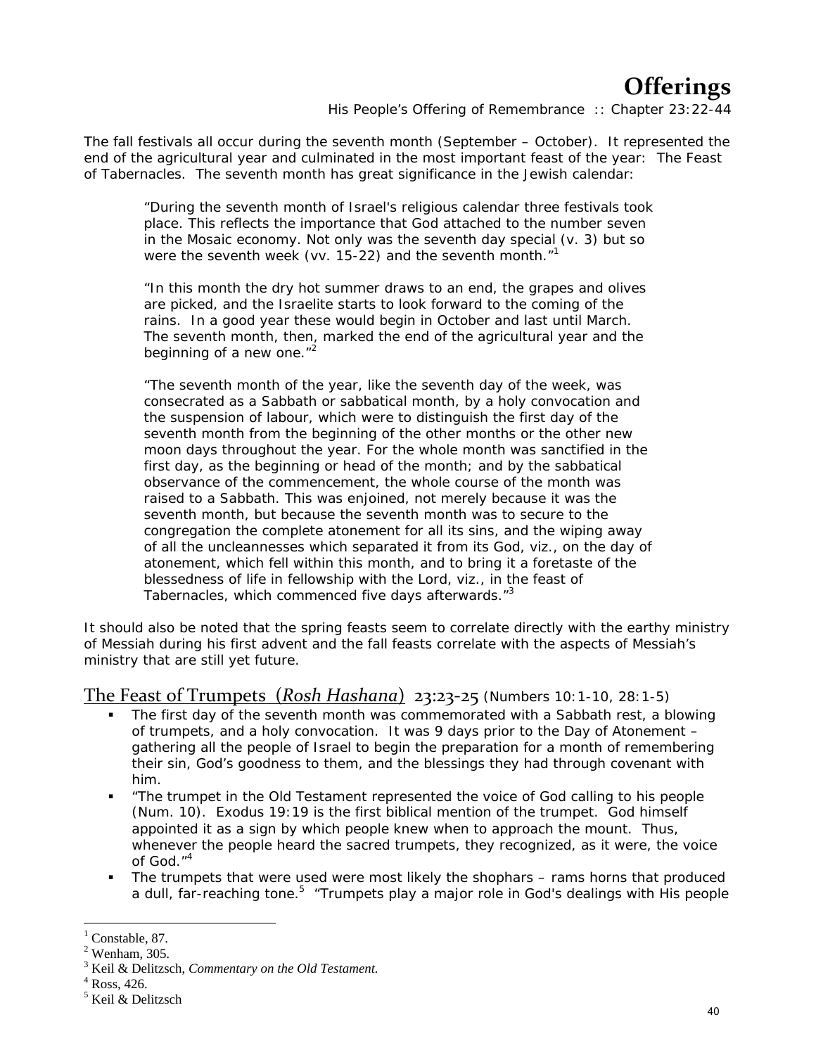# Offerings

His People's Offering of Remembrance :: Chapter 23:22-44

The fall festivals all occur during the seventh month (September – October). It represented the end of the agricultural year and culminated in the most important feast of the year: The Feast of Tabernacles. The seventh month has great significance in the Jewish calendar:

> "During the seventh month of Israel's religious calendar three festivals took place. This reflects the importance that God attached to the number seven in the Mosaic economy. Not only was the seventh day special (v. 3) but so were the seventh week (vv. 15-22) and the seventh month."[1]
>
> "In this month the dry hot summer draws to an end, the grapes and olives are picked, and the Israelite starts to look forward to the coming of the rains. In a good year these would begin in October and last until March. The seventh month, then, marked the end of the agricultural year and the beginning of a new one."[2]
>
> "The seventh month of the year, like the seventh day of the week, was consecrated as a Sabbath or sabbatical month, by a holy convocation and the suspension of labour, which were to distinguish the first day of the seventh month from the beginning of the other months or the other new moon days throughout the year. For the whole month was sanctified in the first day, as the beginning or head of the month; and by the sabbatical observance of the commencement, the whole course of the month was raised to a Sabbath. This was enjoined, not merely because it was the seventh month, but because the seventh month was to secure to the congregation the complete atonement for all its sins, and the wiping away of all the uncleannesses which separated it from its God, viz., on the day of atonement, which fell within this month, and to bring it a foretaste of the blessedness of life in fellowship with the Lord, viz., in the feast of Tabernacles, which commenced five days afterwards."[3]

It should also be noted that the spring feasts seem to correlate directly with the earthy ministry of Messiah during his first advent and the fall feasts correlate with the aspects of Messiah's ministry that are still yet future.

## The Feast of Trumpets (*Rosh Hashana*) 23:23-25 (Numbers 10:1-10, 28:1-5)

- The first day of the seventh month was commemorated with a Sabbath rest, a blowing of trumpets, and a holy convocation. It was 9 days prior to the Day of Atonement – gathering all the people of Israel to begin the preparation for a month of remembering their sin, God's goodness to them, and the blessings they had through covenant with him.
- "The trumpet in the Old Testament represented the voice of God calling to his people (Num. 10). Exodus 19:19 is the first biblical mention of the trumpet. God himself appointed it as a sign by which people knew when to approach the mount. Thus, whenever the people heard the sacred trumpets, they recognized, as it were, the voice of God."[4]
- The trumpets that were used were most likely the shophars – rams horns that produced a dull, far-reaching tone.[5] "Trumpets play a major role in God's dealings with His people

---

[1] Constable, 87.
[2] Wenham, 305.
[3] Keil & Delitzsch, *Commentary on the Old Testament.*
[4] Ross, 426.
[5] Keil & Delitzsch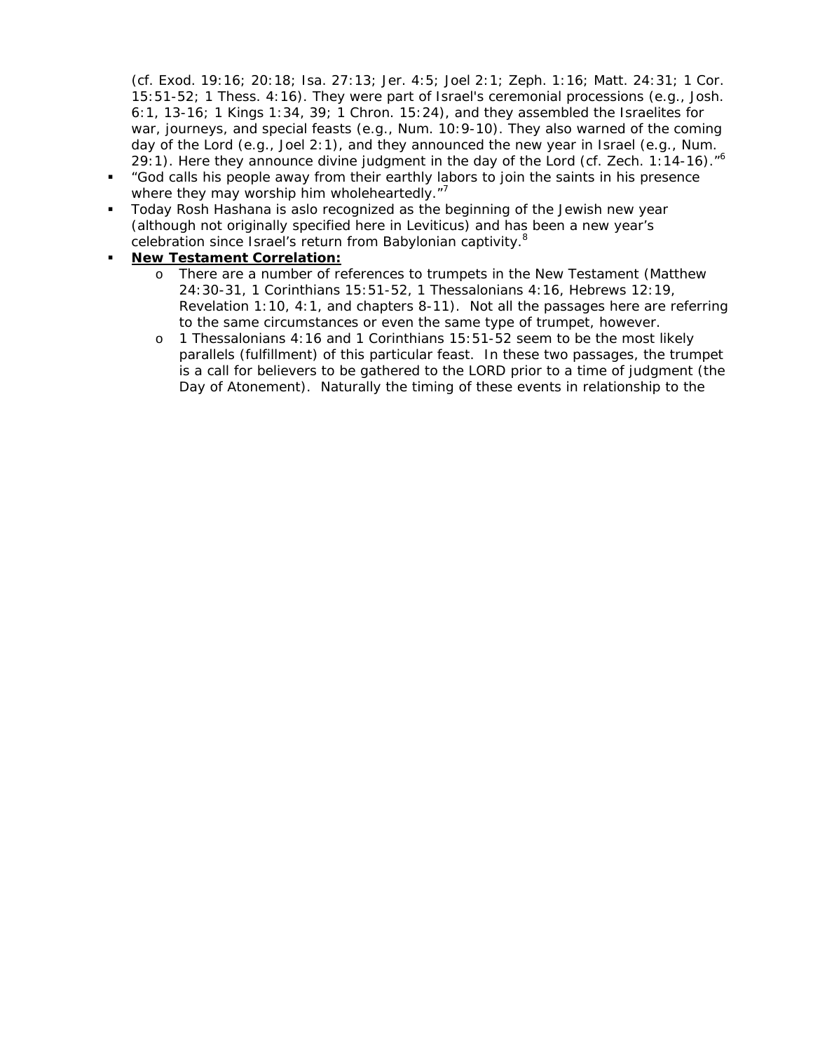(cf. Exod. 19:16; 20:18; Isa. 27:13; Jer. 4:5; Joel 2:1; Zeph. 1:16; Matt. 24:31; 1 Cor. 15:51-52; 1 Thess. 4:16). They were part of Israel's ceremonial processions (e.g., Josh. 6:1, 13-16; 1 Kings 1:34, 39; 1 Chron. 15:24), and they assembled the Israelites for war, journeys, and special feasts (e.g., Num. 10:9-10). They also warned of the coming day of the Lord (e.g., Joel 2:1), and they announced the new year in Israel (e.g., Num. 29:1). Here they announce divine judgment in the day of the Lord (cf. Zech. 1:14-16)."[6]

- "God calls his people away from their earthly labors to join the saints in his presence where they may worship him wholeheartedly."[7]
- Today Rosh Hashana is aslo recognized as the beginning of the Jewish new year (although not originally specified here in Leviticus) and has been a new year's celebration since Israel's return from Babylonian captivity.[8]
- **New Testament Correlation:**
  - There are a number of references to trumpets in the New Testament (Matthew 24:30-31, 1 Corinthians 15:51-52, 1 Thessalonians 4:16, Hebrews 12:19, Revelation 1:10, 4:1, and chapters 8-11). Not all the passages here are referring to the same circumstances or even the same type of trumpet, however.
  - 1 Thessalonians 4:16 and 1 Corinthians 15:51-52 seem to be the most likely parallels (fulfillment) of this particular feast. In these two passages, the trumpet is a call for believers to be gathered to the LORD prior to a time of judgment (the Day of Atonement). Naturally the timing of these events in relationship to the